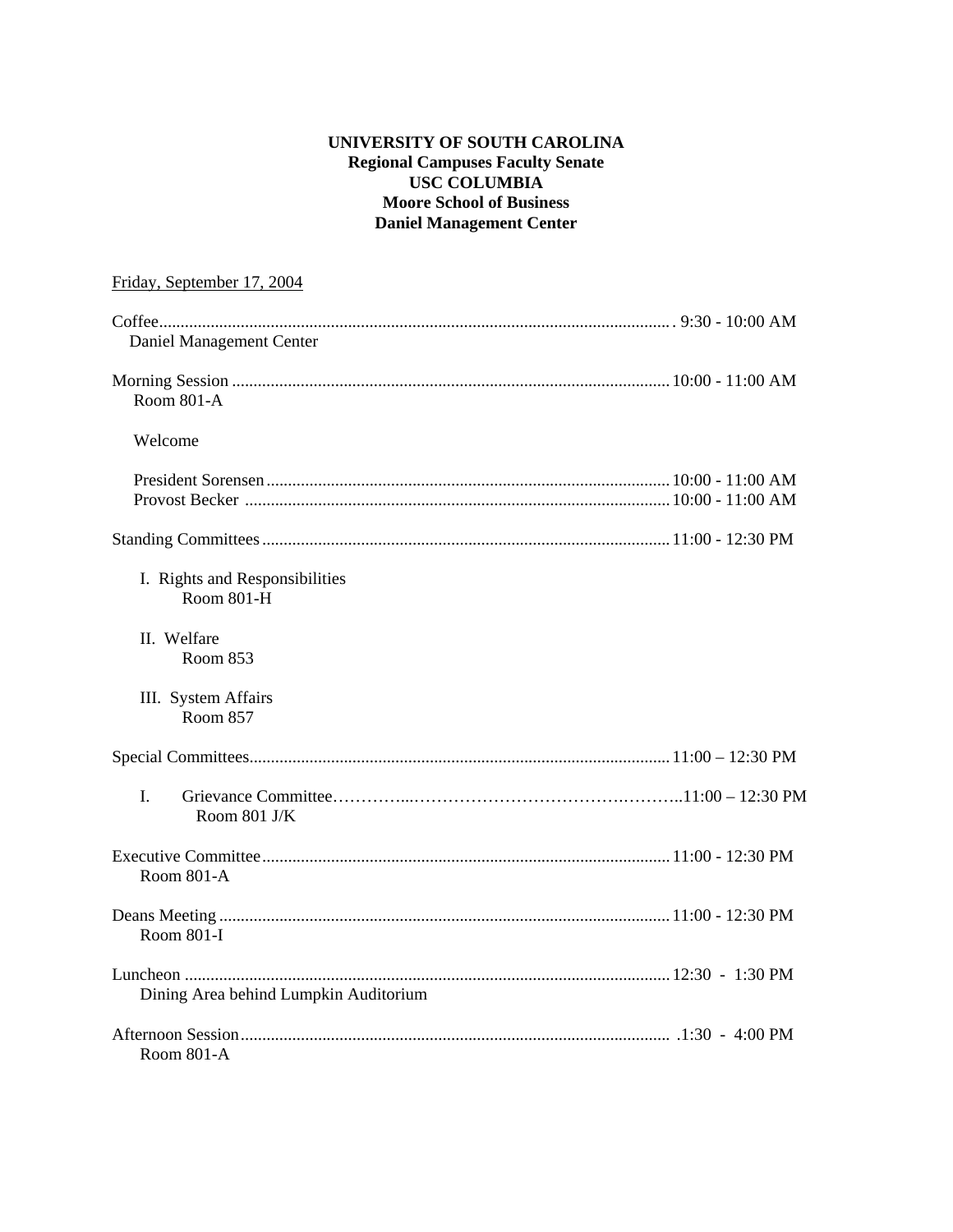**UNIVERSITY OF SOUTH CAROLINA**
**Regional Campuses Faculty Senate**
**USC COLUMBIA**
**Moore School of Business**
**Daniel Management Center**

Friday, September 17, 2004

Coffee....................................................................................................... 9:30 - 10:00 AM
Daniel Management Center

Morning Session .................................................................................... 10:00 - 11:00 AM
Room 801-A

Welcome

President Sorensen .............................................................................. 10:00 - 11:00 AM
Provost Becker ..................................................................................... 10:00 - 11:00 AM

Standing Committees ............................................................................ 11:00 - 12:30 PM

I. Rights and Responsibilities
Room 801-H

II. Welfare
Room 853

III. System Affairs
Room 857

Special Committees................................................................................ 11:00 – 12:30 PM

I. Grievance Committee…………...…………………………….………..11:00 – 12:30 PM
Room 801 J/K

Executive Committee ............................................................................. 11:00 - 12:30 PM
Room 801-A

Deans Meeting ....................................................................................... 11:00 - 12:30 PM
Room 801-I

Luncheon ............................................................................................... 12:30 - 1:30 PM
Dining Area behind Lumpkin Auditorium

Afternoon Session.................................................................................. .1:30 - 4:00 PM
Room 801-A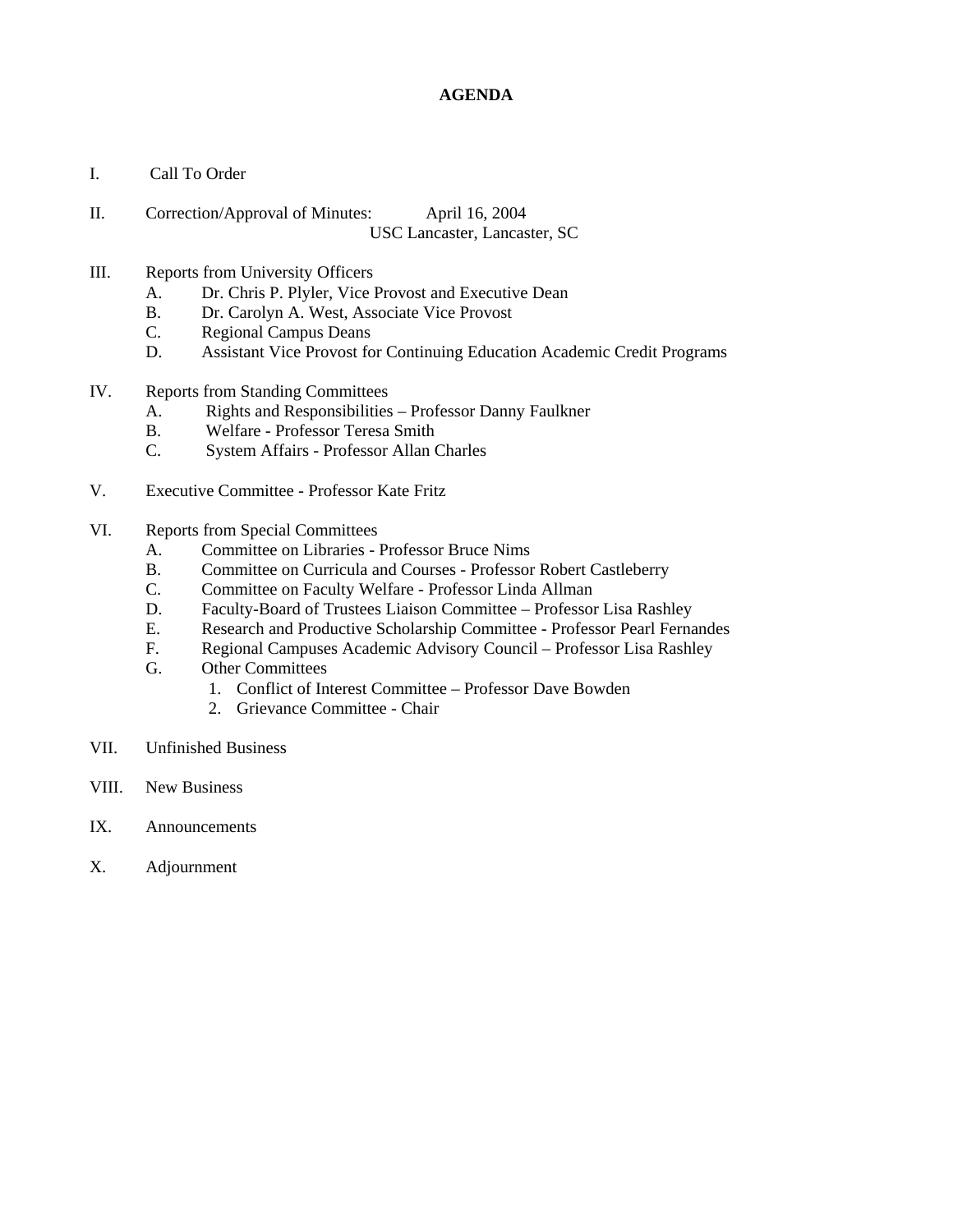# AGENDA

I. Call To Order

II. Correction/Approval of Minutes: April 16, 2004
USC Lancaster, Lancaster, SC

III. Reports from University Officers
   A. Dr. Chris P. Plyler, Vice Provost and Executive Dean
   B. Dr. Carolyn A. West, Associate Vice Provost
   C. Regional Campus Deans
   D. Assistant Vice Provost for Continuing Education Academic Credit Programs

IV. Reports from Standing Committees
   A. Rights and Responsibilities – Professor Danny Faulkner
   B. Welfare - Professor Teresa Smith
   C. System Affairs - Professor Allan Charles

V. Executive Committee - Professor Kate Fritz

VI. Reports from Special Committees
   A. Committee on Libraries - Professor Bruce Nims
   B. Committee on Curricula and Courses - Professor Robert Castleberry
   C. Committee on Faculty Welfare - Professor Linda Allman
   D. Faculty-Board of Trustees Liaison Committee – Professor Lisa Rashley
   E. Research and Productive Scholarship Committee - Professor Pearl Fernandes
   F. Regional Campuses Academic Advisory Council – Professor Lisa Rashley
   G. Other Committees
      1. Conflict of Interest Committee – Professor Dave Bowden
      2. Grievance Committee - Chair

VII. Unfinished Business

VIII. New Business

IX. Announcements

X. Adjournment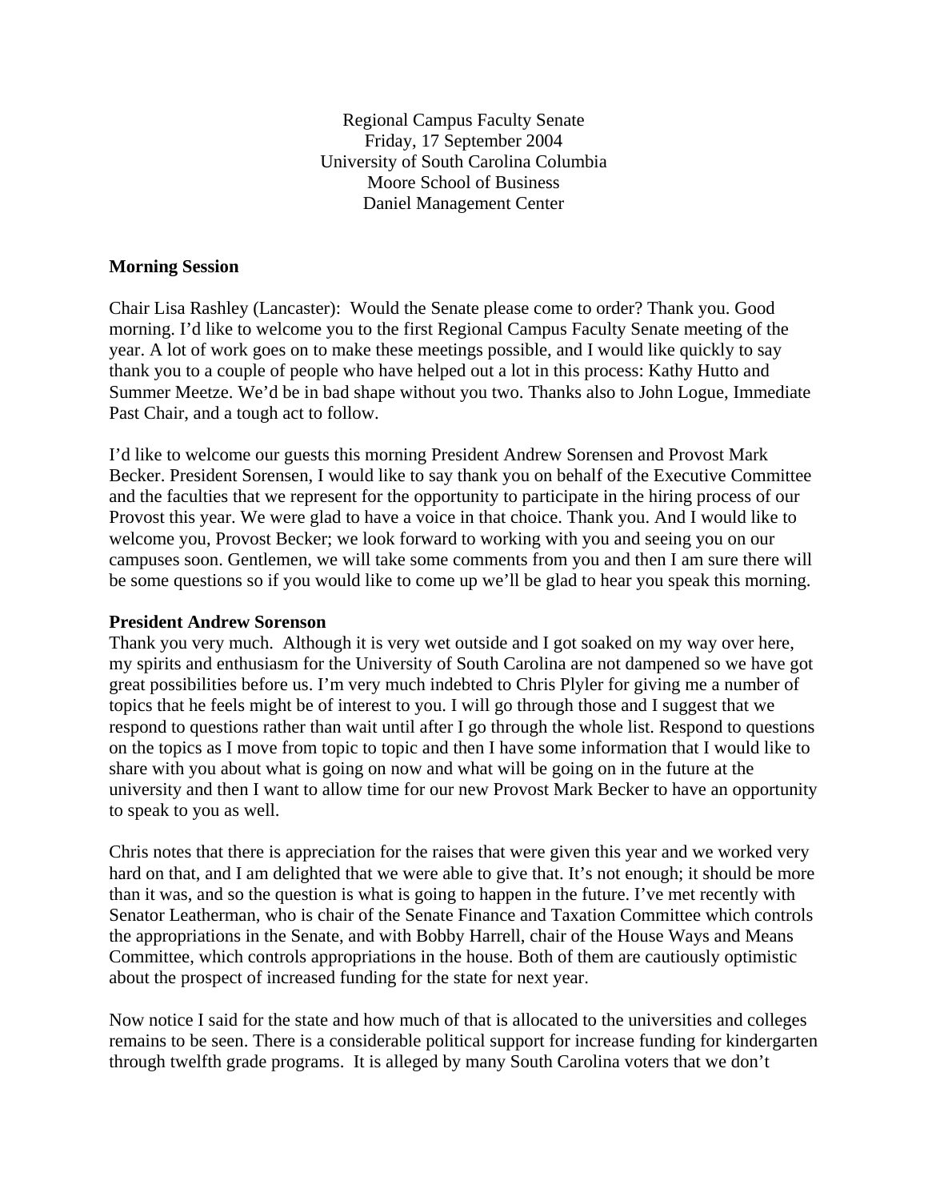Regional Campus Faculty Senate
Friday, 17 September 2004
University of South Carolina Columbia
Moore School of Business
Daniel Management Center

**Morning Session**

Chair Lisa Rashley (Lancaster): Would the Senate please come to order? Thank you. Good morning. I'd like to welcome you to the first Regional Campus Faculty Senate meeting of the year. A lot of work goes on to make these meetings possible, and I would like quickly to say thank you to a couple of people who have helped out a lot in this process: Kathy Hutto and Summer Meetze. We'd be in bad shape without you two. Thanks also to John Logue, Immediate Past Chair, and a tough act to follow.

I'd like to welcome our guests this morning President Andrew Sorensen and Provost Mark Becker. President Sorensen, I would like to say thank you on behalf of the Executive Committee and the faculties that we represent for the opportunity to participate in the hiring process of our Provost this year. We were glad to have a voice in that choice. Thank you. And I would like to welcome you, Provost Becker; we look forward to working with you and seeing you on our campuses soon. Gentlemen, we will take some comments from you and then I am sure there will be some questions so if you would like to come up we'll be glad to hear you speak this morning.

**President Andrew Sorenson**

Thank you very much. Although it is very wet outside and I got soaked on my way over here, my spirits and enthusiasm for the University of South Carolina are not dampened so we have got great possibilities before us. I'm very much indebted to Chris Plyler for giving me a number of topics that he feels might be of interest to you. I will go through those and I suggest that we respond to questions rather than wait until after I go through the whole list. Respond to questions on the topics as I move from topic to topic and then I have some information that I would like to share with you about what is going on now and what will be going on in the future at the university and then I want to allow time for our new Provost Mark Becker to have an opportunity to speak to you as well.

Chris notes that there is appreciation for the raises that were given this year and we worked very hard on that, and I am delighted that we were able to give that. It's not enough; it should be more than it was, and so the question is what is going to happen in the future. I've met recently with Senator Leatherman, who is chair of the Senate Finance and Taxation Committee which controls the appropriations in the Senate, and with Bobby Harrell, chair of the House Ways and Means Committee, which controls appropriations in the house. Both of them are cautiously optimistic about the prospect of increased funding for the state for next year.

Now notice I said for the state and how much of that is allocated to the universities and colleges remains to be seen. There is a considerable political support for increase funding for kindergarten through twelfth grade programs. It is alleged by many South Carolina voters that we don't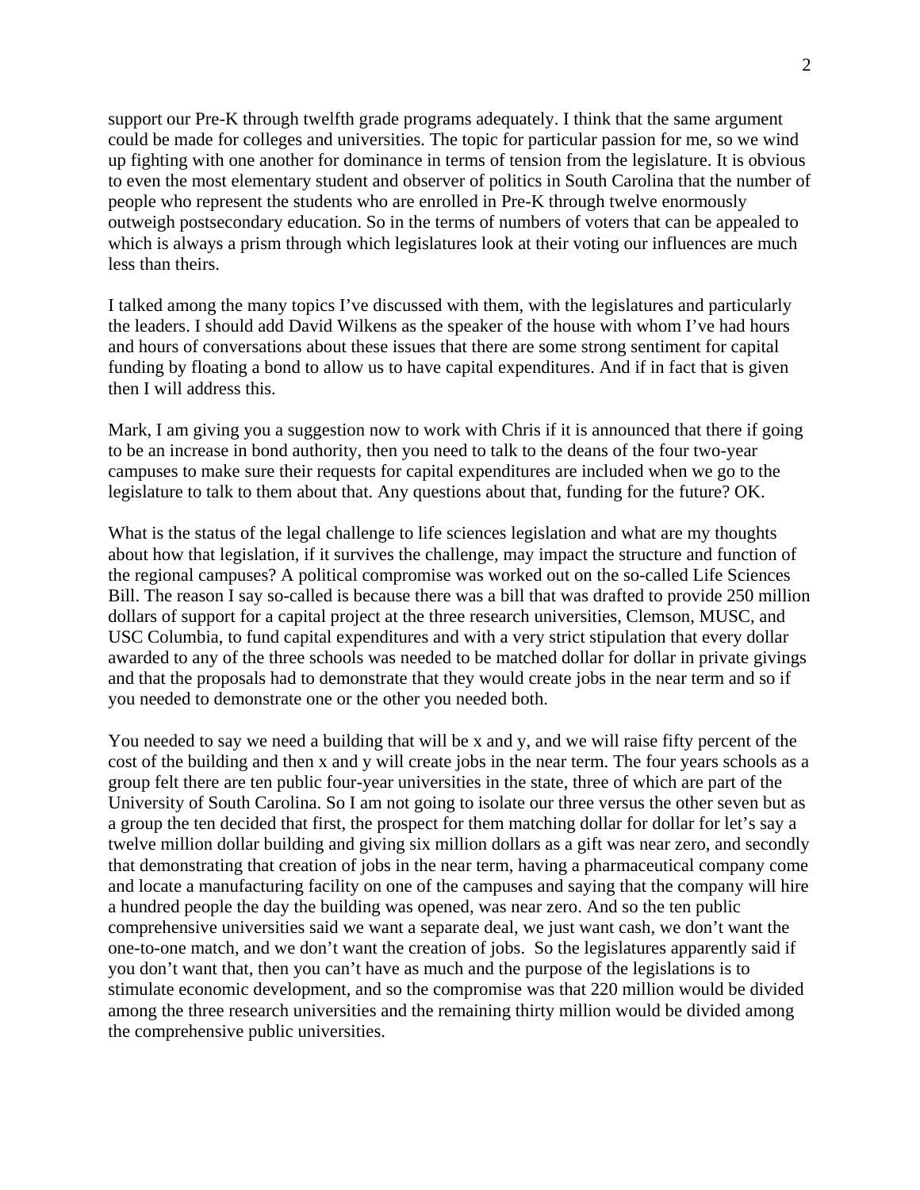support our Pre-K through twelfth grade programs adequately. I think that the same argument could be made for colleges and universities. The topic for particular passion for me, so we wind up fighting with one another for dominance in terms of tension from the legislature. It is obvious to even the most elementary student and observer of politics in South Carolina that the number of people who represent the students who are enrolled in Pre-K through twelve enormously outweigh postsecondary education. So in the terms of numbers of voters that can be appealed to which is always a prism through which legislatures look at their voting our influences are much less than theirs.

I talked among the many topics I've discussed with them, with the legislatures and particularly the leaders. I should add David Wilkens as the speaker of the house with whom I've had hours and hours of conversations about these issues that there are some strong sentiment for capital funding by floating a bond to allow us to have capital expenditures. And if in fact that is given then I will address this.

Mark, I am giving you a suggestion now to work with Chris if it is announced that there if going to be an increase in bond authority, then you need to talk to the deans of the four two-year campuses to make sure their requests for capital expenditures are included when we go to the legislature to talk to them about that. Any questions about that, funding for the future? OK.

What is the status of the legal challenge to life sciences legislation and what are my thoughts about how that legislation, if it survives the challenge, may impact the structure and function of the regional campuses? A political compromise was worked out on the so-called Life Sciences Bill. The reason I say so-called is because there was a bill that was drafted to provide 250 million dollars of support for a capital project at the three research universities, Clemson, MUSC, and USC Columbia, to fund capital expenditures and with a very strict stipulation that every dollar awarded to any of the three schools was needed to be matched dollar for dollar in private givings and that the proposals had to demonstrate that they would create jobs in the near term and so if you needed to demonstrate one or the other you needed both.

You needed to say we need a building that will be x and y, and we will raise fifty percent of the cost of the building and then x and y will create jobs in the near term. The four years schools as a group felt there are ten public four-year universities in the state, three of which are part of the University of South Carolina. So I am not going to isolate our three versus the other seven but as a group the ten decided that first, the prospect for them matching dollar for dollar for let's say a twelve million dollar building and giving six million dollars as a gift was near zero, and secondly that demonstrating that creation of jobs in the near term, having a pharmaceutical company come and locate a manufacturing facility on one of the campuses and saying that the company will hire a hundred people the day the building was opened, was near zero. And so the ten public comprehensive universities said we want a separate deal, we just want cash, we don't want the one-to-one match, and we don't want the creation of jobs.  So the legislatures apparently said if you don't want that, then you can't have as much and the purpose of the legislations is to stimulate economic development, and so the compromise was that 220 million would be divided among the three research universities and the remaining thirty million would be divided among the comprehensive public universities.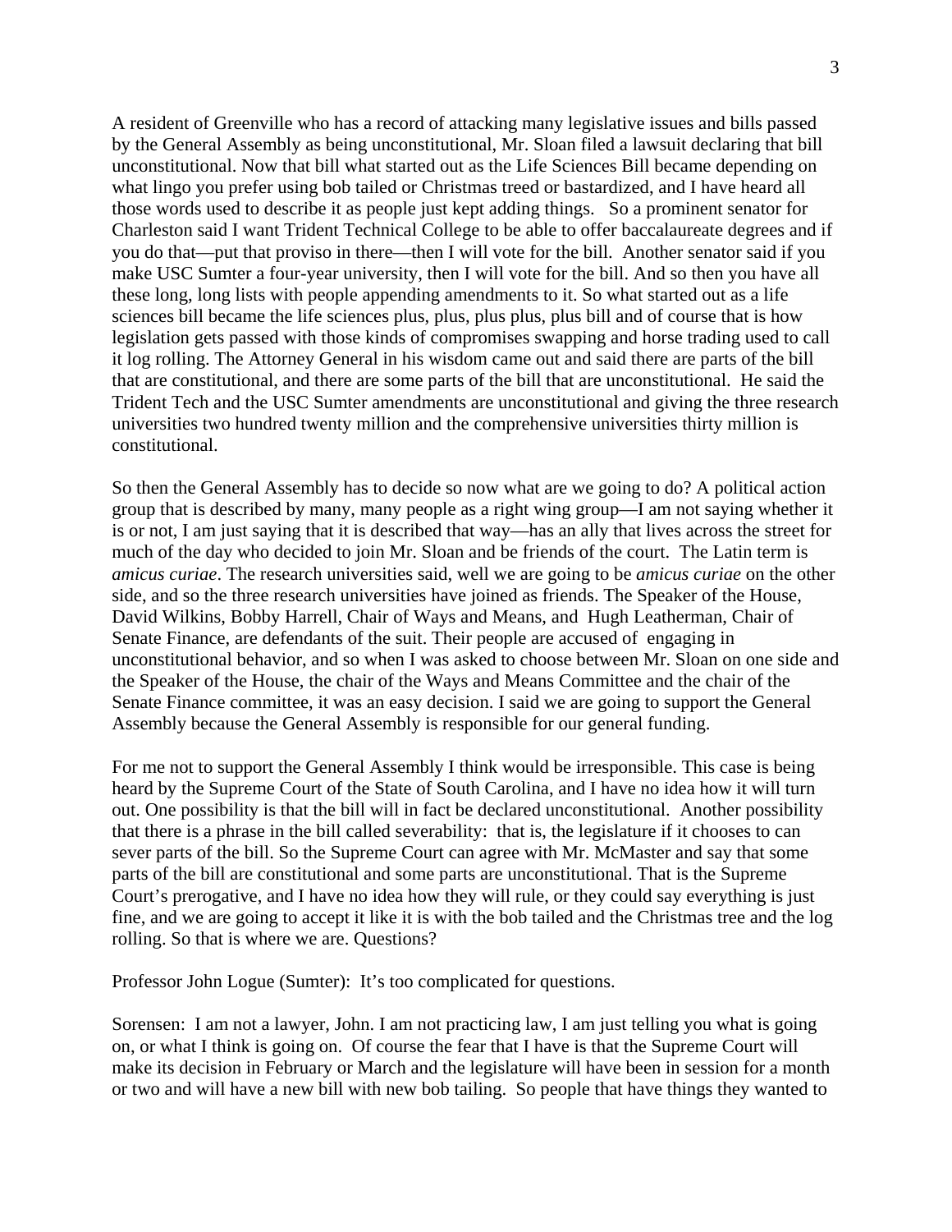A resident of Greenville who has a record of attacking many legislative issues and bills passed by the General Assembly as being unconstitutional, Mr. Sloan filed a lawsuit declaring that bill unconstitutional. Now that bill what started out as the Life Sciences Bill became depending on what lingo you prefer using bob tailed or Christmas treed or bastardized, and I have heard all those words used to describe it as people just kept adding things. So a prominent senator for Charleston said I want Trident Technical College to be able to offer baccalaureate degrees and if you do that—put that proviso in there—then I will vote for the bill. Another senator said if you make USC Sumter a four-year university, then I will vote for the bill. And so then you have all these long, long lists with people appending amendments to it. So what started out as a life sciences bill became the life sciences plus, plus, plus plus, plus bill and of course that is how legislation gets passed with those kinds of compromises swapping and horse trading used to call it log rolling. The Attorney General in his wisdom came out and said there are parts of the bill that are constitutional, and there are some parts of the bill that are unconstitutional. He said the Trident Tech and the USC Sumter amendments are unconstitutional and giving the three research universities two hundred twenty million and the comprehensive universities thirty million is constitutional.

So then the General Assembly has to decide so now what are we going to do? A political action group that is described by many, many people as a right wing group—I am not saying whether it is or not, I am just saying that it is described that way—has an ally that lives across the street for much of the day who decided to join Mr. Sloan and be friends of the court. The Latin term is *amicus curiae*. The research universities said, well we are going to be *amicus curiae* on the other side, and so the three research universities have joined as friends. The Speaker of the House, David Wilkins, Bobby Harrell, Chair of Ways and Means, and Hugh Leatherman, Chair of Senate Finance, are defendants of the suit. Their people are accused of engaging in unconstitutional behavior, and so when I was asked to choose between Mr. Sloan on one side and the Speaker of the House, the chair of the Ways and Means Committee and the chair of the Senate Finance committee, it was an easy decision. I said we are going to support the General Assembly because the General Assembly is responsible for our general funding.

For me not to support the General Assembly I think would be irresponsible. This case is being heard by the Supreme Court of the State of South Carolina, and I have no idea how it will turn out. One possibility is that the bill will in fact be declared unconstitutional. Another possibility that there is a phrase in the bill called severability: that is, the legislature if it chooses to can sever parts of the bill. So the Supreme Court can agree with Mr. McMaster and say that some parts of the bill are constitutional and some parts are unconstitutional. That is the Supreme Court's prerogative, and I have no idea how they will rule, or they could say everything is just fine, and we are going to accept it like it is with the bob tailed and the Christmas tree and the log rolling. So that is where we are. Questions?

Professor John Logue (Sumter): It's too complicated for questions.

Sorensen: I am not a lawyer, John. I am not practicing law, I am just telling you what is going on, or what I think is going on. Of course the fear that I have is that the Supreme Court will make its decision in February or March and the legislature will have been in session for a month or two and will have a new bill with new bob tailing. So people that have things they wanted to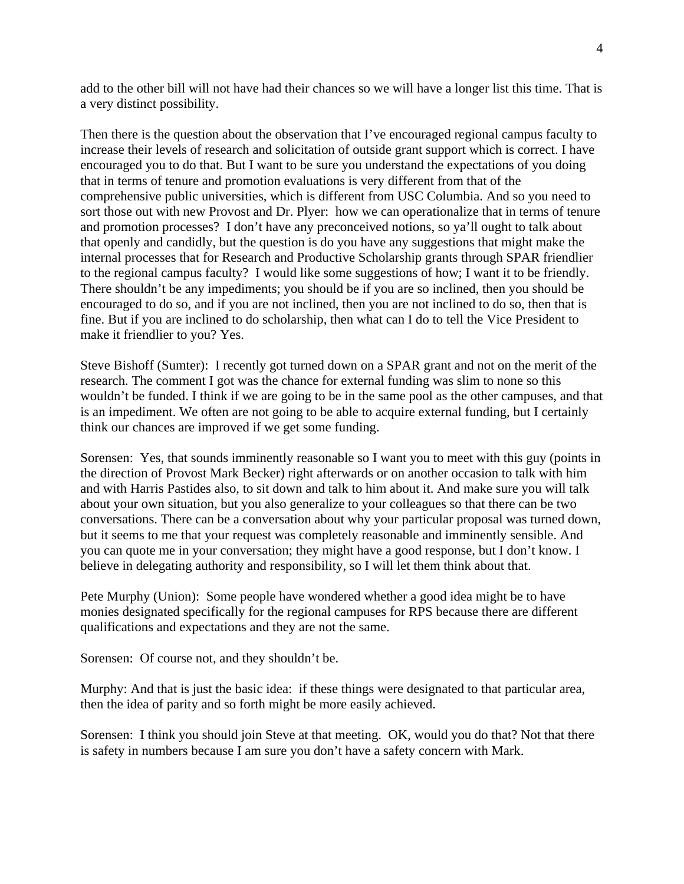add to the other bill will not have had their chances so we will have a longer list this time. That is a very distinct possibility.

Then there is the question about the observation that I've encouraged regional campus faculty to increase their levels of research and solicitation of outside grant support which is correct. I have encouraged you to do that. But I want to be sure you understand the expectations of you doing that in terms of tenure and promotion evaluations is very different from that of the comprehensive public universities, which is different from USC Columbia. And so you need to sort those out with new Provost and Dr. Plyer: how we can operationalize that in terms of tenure and promotion processes? I don't have any preconceived notions, so ya'll ought to talk about that openly and candidly, but the question is do you have any suggestions that might make the internal processes that for Research and Productive Scholarship grants through SPAR friendlier to the regional campus faculty? I would like some suggestions of how; I want it to be friendly. There shouldn't be any impediments; you should be if you are so inclined, then you should be encouraged to do so, and if you are not inclined, then you are not inclined to do so, then that is fine. But if you are inclined to do scholarship, then what can I do to tell the Vice President to make it friendlier to you? Yes.

Steve Bishoff (Sumter): I recently got turned down on a SPAR grant and not on the merit of the research. The comment I got was the chance for external funding was slim to none so this wouldn't be funded. I think if we are going to be in the same pool as the other campuses, and that is an impediment. We often are not going to be able to acquire external funding, but I certainly think our chances are improved if we get some funding.

Sorensen: Yes, that sounds imminently reasonable so I want you to meet with this guy (points in the direction of Provost Mark Becker) right afterwards or on another occasion to talk with him and with Harris Pastides also, to sit down and talk to him about it. And make sure you will talk about your own situation, but you also generalize to your colleagues so that there can be two conversations. There can be a conversation about why your particular proposal was turned down, but it seems to me that your request was completely reasonable and imminently sensible. And you can quote me in your conversation; they might have a good response, but I don't know. I believe in delegating authority and responsibility, so I will let them think about that.

Pete Murphy (Union): Some people have wondered whether a good idea might be to have monies designated specifically for the regional campuses for RPS because there are different qualifications and expectations and they are not the same.

Sorensen: Of course not, and they shouldn't be.

Murphy: And that is just the basic idea: if these things were designated to that particular area, then the idea of parity and so forth might be more easily achieved.

Sorensen: I think you should join Steve at that meeting. OK, would you do that? Not that there is safety in numbers because I am sure you don't have a safety concern with Mark.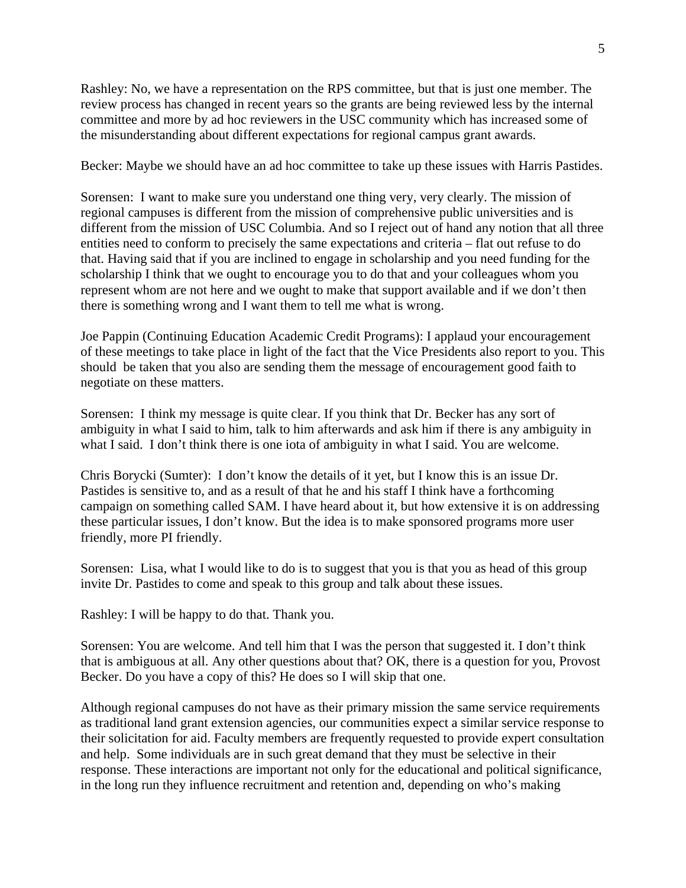Rashley: No, we have a representation on the RPS committee, but that is just one member. The review process has changed in recent years so the grants are being reviewed less by the internal committee and more by ad hoc reviewers in the USC community which has increased some of the misunderstanding about different expectations for regional campus grant awards.

Becker: Maybe we should have an ad hoc committee to take up these issues with Harris Pastides.

Sorensen: I want to make sure you understand one thing very, very clearly. The mission of regional campuses is different from the mission of comprehensive public universities and is different from the mission of USC Columbia. And so I reject out of hand any notion that all three entities need to conform to precisely the same expectations and criteria – flat out refuse to do that. Having said that if you are inclined to engage in scholarship and you need funding for the scholarship I think that we ought to encourage you to do that and your colleagues whom you represent whom are not here and we ought to make that support available and if we don't then there is something wrong and I want them to tell me what is wrong.

Joe Pappin (Continuing Education Academic Credit Programs): I applaud your encouragement of these meetings to take place in light of the fact that the Vice Presidents also report to you. This should be taken that you also are sending them the message of encouragement good faith to negotiate on these matters.

Sorensen: I think my message is quite clear. If you think that Dr. Becker has any sort of ambiguity in what I said to him, talk to him afterwards and ask him if there is any ambiguity in what I said. I don't think there is one iota of ambiguity in what I said. You are welcome.

Chris Borycki (Sumter): I don't know the details of it yet, but I know this is an issue Dr. Pastides is sensitive to, and as a result of that he and his staff I think have a forthcoming campaign on something called SAM. I have heard about it, but how extensive it is on addressing these particular issues, I don't know. But the idea is to make sponsored programs more user friendly, more PI friendly.

Sorensen: Lisa, what I would like to do is to suggest that you is that you as head of this group invite Dr. Pastides to come and speak to this group and talk about these issues.

Rashley: I will be happy to do that. Thank you.

Sorensen: You are welcome. And tell him that I was the person that suggested it. I don't think that is ambiguous at all. Any other questions about that? OK, there is a question for you, Provost Becker. Do you have a copy of this? He does so I will skip that one.

Although regional campuses do not have as their primary mission the same service requirements as traditional land grant extension agencies, our communities expect a similar service response to their solicitation for aid. Faculty members are frequently requested to provide expert consultation and help. Some individuals are in such great demand that they must be selective in their response. These interactions are important not only for the educational and political significance, in the long run they influence recruitment and retention and, depending on who's making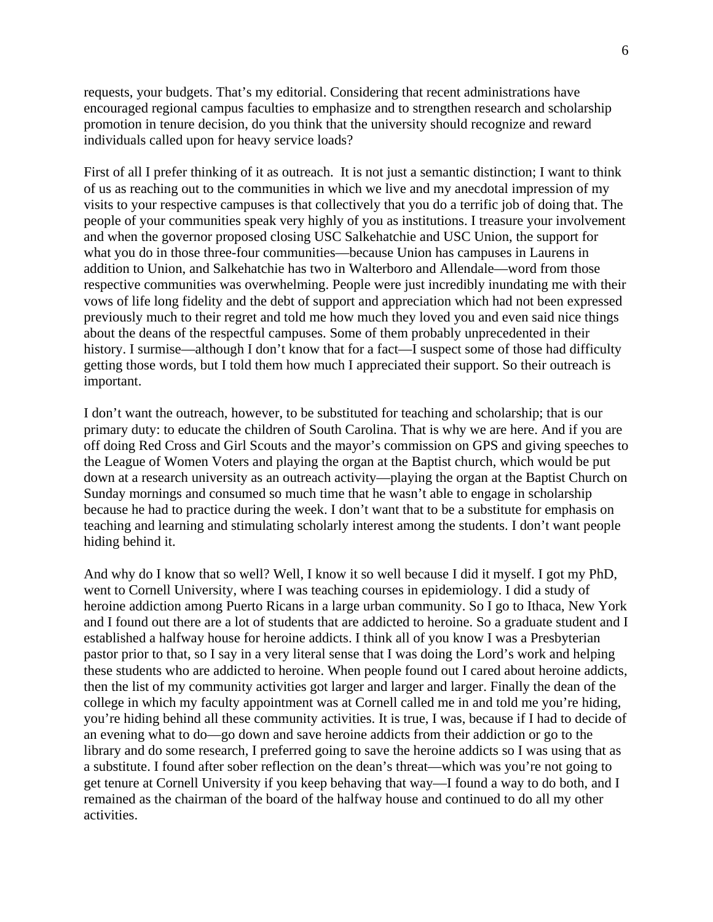requests, your budgets. That's my editorial. Considering that recent administrations have encouraged regional campus faculties to emphasize and to strengthen research and scholarship promotion in tenure decision, do you think that the university should recognize and reward individuals called upon for heavy service loads?

First of all I prefer thinking of it as outreach. It is not just a semantic distinction; I want to think of us as reaching out to the communities in which we live and my anecdotal impression of my visits to your respective campuses is that collectively that you do a terrific job of doing that. The people of your communities speak very highly of you as institutions. I treasure your involvement and when the governor proposed closing USC Salkehatchie and USC Union, the support for what you do in those three-four communities—because Union has campuses in Laurens in addition to Union, and Salkehatchie has two in Walterboro and Allendale—word from those respective communities was overwhelming. People were just incredibly inundating me with their vows of life long fidelity and the debt of support and appreciation which had not been expressed previously much to their regret and told me how much they loved you and even said nice things about the deans of the respectful campuses. Some of them probably unprecedented in their history. I surmise—although I don't know that for a fact—I suspect some of those had difficulty getting those words, but I told them how much I appreciated their support. So their outreach is important.

I don't want the outreach, however, to be substituted for teaching and scholarship; that is our primary duty: to educate the children of South Carolina. That is why we are here. And if you are off doing Red Cross and Girl Scouts and the mayor's commission on GPS and giving speeches to the League of Women Voters and playing the organ at the Baptist church, which would be put down at a research university as an outreach activity—playing the organ at the Baptist Church on Sunday mornings and consumed so much time that he wasn't able to engage in scholarship because he had to practice during the week. I don't want that to be a substitute for emphasis on teaching and learning and stimulating scholarly interest among the students. I don't want people hiding behind it.

And why do I know that so well? Well, I know it so well because I did it myself. I got my PhD, went to Cornell University, where I was teaching courses in epidemiology. I did a study of heroine addiction among Puerto Ricans in a large urban community. So I go to Ithaca, New York and I found out there are a lot of students that are addicted to heroine. So a graduate student and I established a halfway house for heroine addicts. I think all of you know I was a Presbyterian pastor prior to that, so I say in a very literal sense that I was doing the Lord's work and helping these students who are addicted to heroine. When people found out I cared about heroine addicts, then the list of my community activities got larger and larger and larger. Finally the dean of the college in which my faculty appointment was at Cornell called me in and told me you're hiding, you're hiding behind all these community activities. It is true, I was, because if I had to decide of an evening what to do—go down and save heroine addicts from their addiction or go to the library and do some research, I preferred going to save the heroine addicts so I was using that as a substitute. I found after sober reflection on the dean's threat—which was you're not going to get tenure at Cornell University if you keep behaving that way—I found a way to do both, and I remained as the chairman of the board of the halfway house and continued to do all my other activities.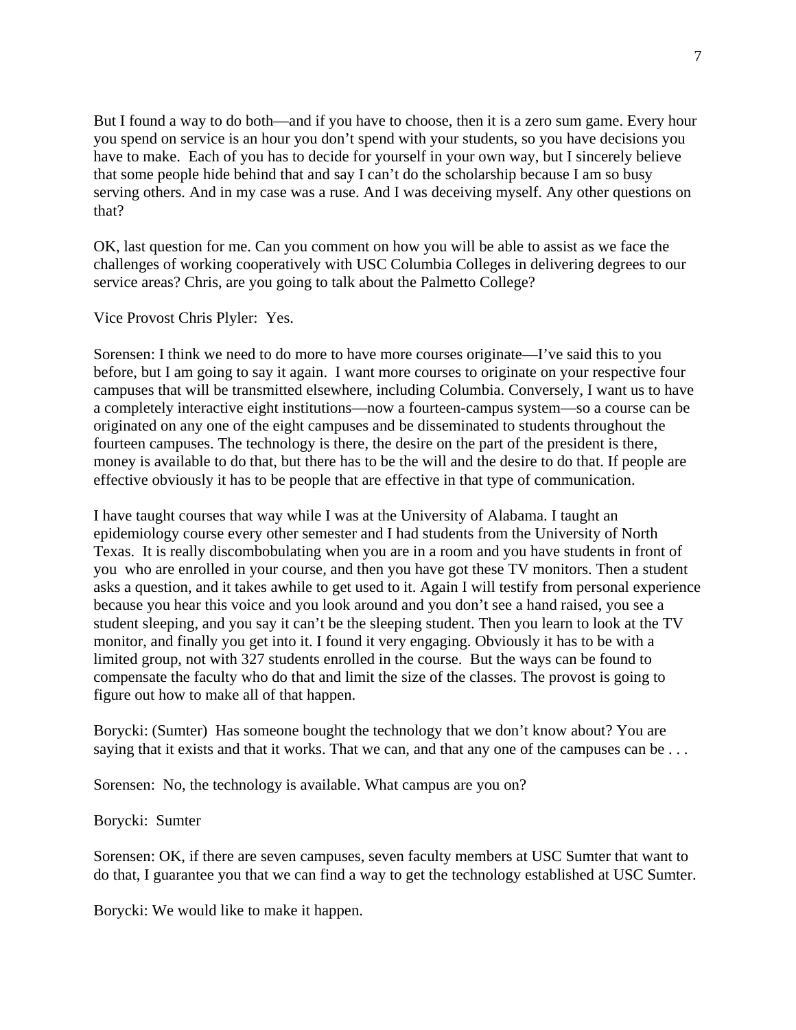But I found a way to do both—and if you have to choose, then it is a zero sum game. Every hour you spend on service is an hour you don't spend with your students, so you have decisions you have to make. Each of you has to decide for yourself in your own way, but I sincerely believe that some people hide behind that and say I can't do the scholarship because I am so busy serving others. And in my case was a ruse. And I was deceiving myself. Any other questions on that?

OK, last question for me. Can you comment on how you will be able to assist as we face the challenges of working cooperatively with USC Columbia Colleges in delivering degrees to our service areas? Chris, are you going to talk about the Palmetto College?

Vice Provost Chris Plyler: Yes.

Sorensen: I think we need to do more to have more courses originate—I've said this to you before, but I am going to say it again. I want more courses to originate on your respective four campuses that will be transmitted elsewhere, including Columbia. Conversely, I want us to have a completely interactive eight institutions—now a fourteen-campus system—so a course can be originated on any one of the eight campuses and be disseminated to students throughout the fourteen campuses. The technology is there, the desire on the part of the president is there, money is available to do that, but there has to be the will and the desire to do that. If people are effective obviously it has to be people that are effective in that type of communication.

I have taught courses that way while I was at the University of Alabama. I taught an epidemiology course every other semester and I had students from the University of North Texas. It is really discombobulating when you are in a room and you have students in front of you who are enrolled in your course, and then you have got these TV monitors. Then a student asks a question, and it takes awhile to get used to it. Again I will testify from personal experience because you hear this voice and you look around and you don't see a hand raised, you see a student sleeping, and you say it can't be the sleeping student. Then you learn to look at the TV monitor, and finally you get into it. I found it very engaging. Obviously it has to be with a limited group, not with 327 students enrolled in the course. But the ways can be found to compensate the faculty who do that and limit the size of the classes. The provost is going to figure out how to make all of that happen.

Borycki: (Sumter) Has someone bought the technology that we don't know about? You are saying that it exists and that it works. That we can, and that any one of the campuses can be . . .

Sorensen: No, the technology is available. What campus are you on?

Borycki: Sumter

Sorensen: OK, if there are seven campuses, seven faculty members at USC Sumter that want to do that, I guarantee you that we can find a way to get the technology established at USC Sumter.

Borycki: We would like to make it happen.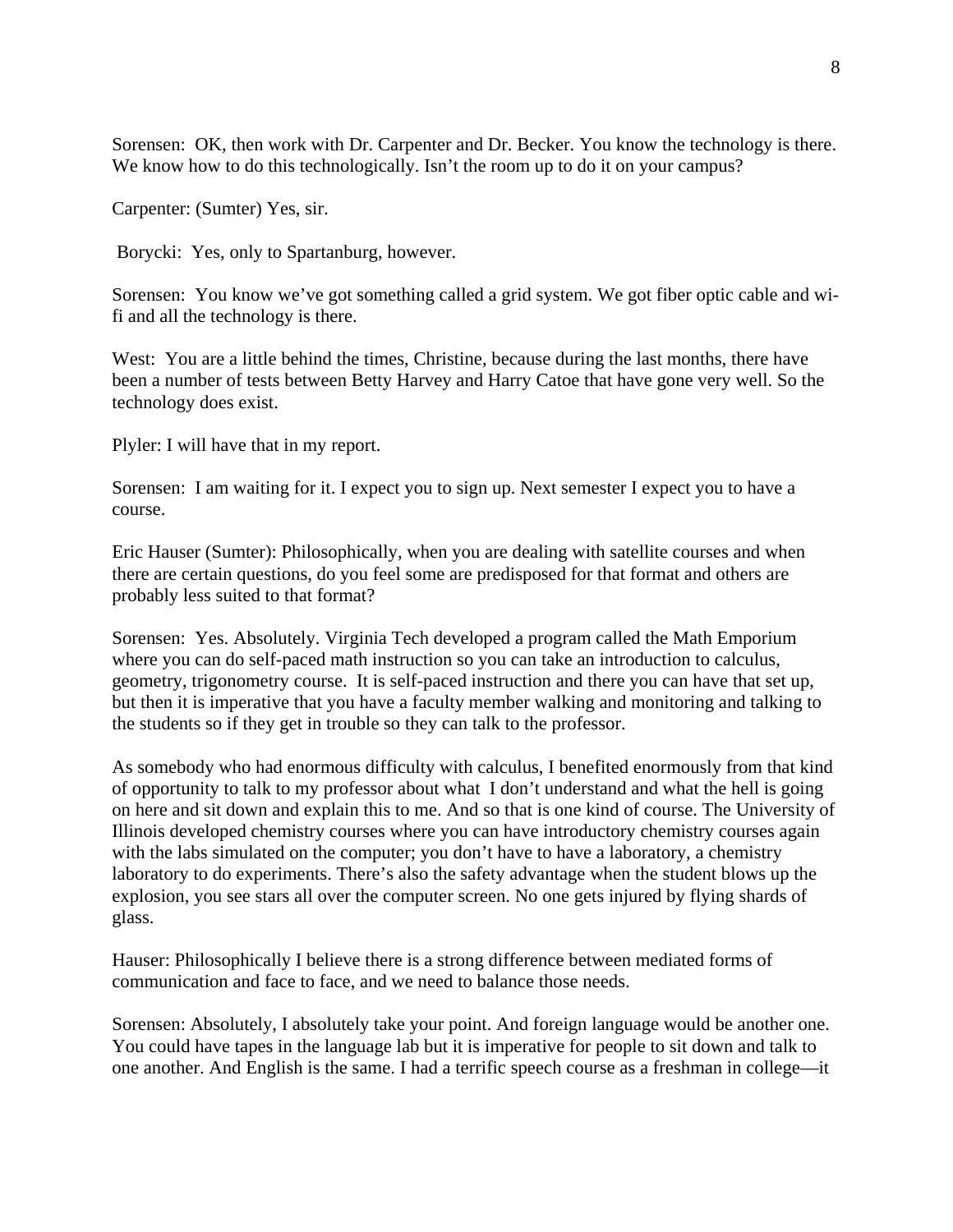Sorensen: OK, then work with Dr. Carpenter and Dr. Becker. You know the technology is there. We know how to do this technologically. Isn't the room up to do it on your campus?

Carpenter: (Sumter) Yes, sir.

Borycki: Yes, only to Spartanburg, however.

Sorensen: You know we've got something called a grid system. We got fiber optic cable and wi-fi and all the technology is there.

West: You are a little behind the times, Christine, because during the last months, there have been a number of tests between Betty Harvey and Harry Catoe that have gone very well. So the technology does exist.

Plyler: I will have that in my report.

Sorensen: I am waiting for it. I expect you to sign up. Next semester I expect you to have a course.

Eric Hauser (Sumter): Philosophically, when you are dealing with satellite courses and when there are certain questions, do you feel some are predisposed for that format and others are probably less suited to that format?

Sorensen: Yes. Absolutely. Virginia Tech developed a program called the Math Emporium where you can do self-paced math instruction so you can take an introduction to calculus, geometry, trigonometry course. It is self-paced instruction and there you can have that set up, but then it is imperative that you have a faculty member walking and monitoring and talking to the students so if they get in trouble so they can talk to the professor.

As somebody who had enormous difficulty with calculus, I benefited enormously from that kind of opportunity to talk to my professor about what I don't understand and what the hell is going on here and sit down and explain this to me. And so that is one kind of course. The University of Illinois developed chemistry courses where you can have introductory chemistry courses again with the labs simulated on the computer; you don't have to have a laboratory, a chemistry laboratory to do experiments. There's also the safety advantage when the student blows up the explosion, you see stars all over the computer screen. No one gets injured by flying shards of glass.

Hauser: Philosophically I believe there is a strong difference between mediated forms of communication and face to face, and we need to balance those needs.

Sorensen: Absolutely, I absolutely take your point. And foreign language would be another one. You could have tapes in the language lab but it is imperative for people to sit down and talk to one another. And English is the same. I had a terrific speech course as a freshman in college—it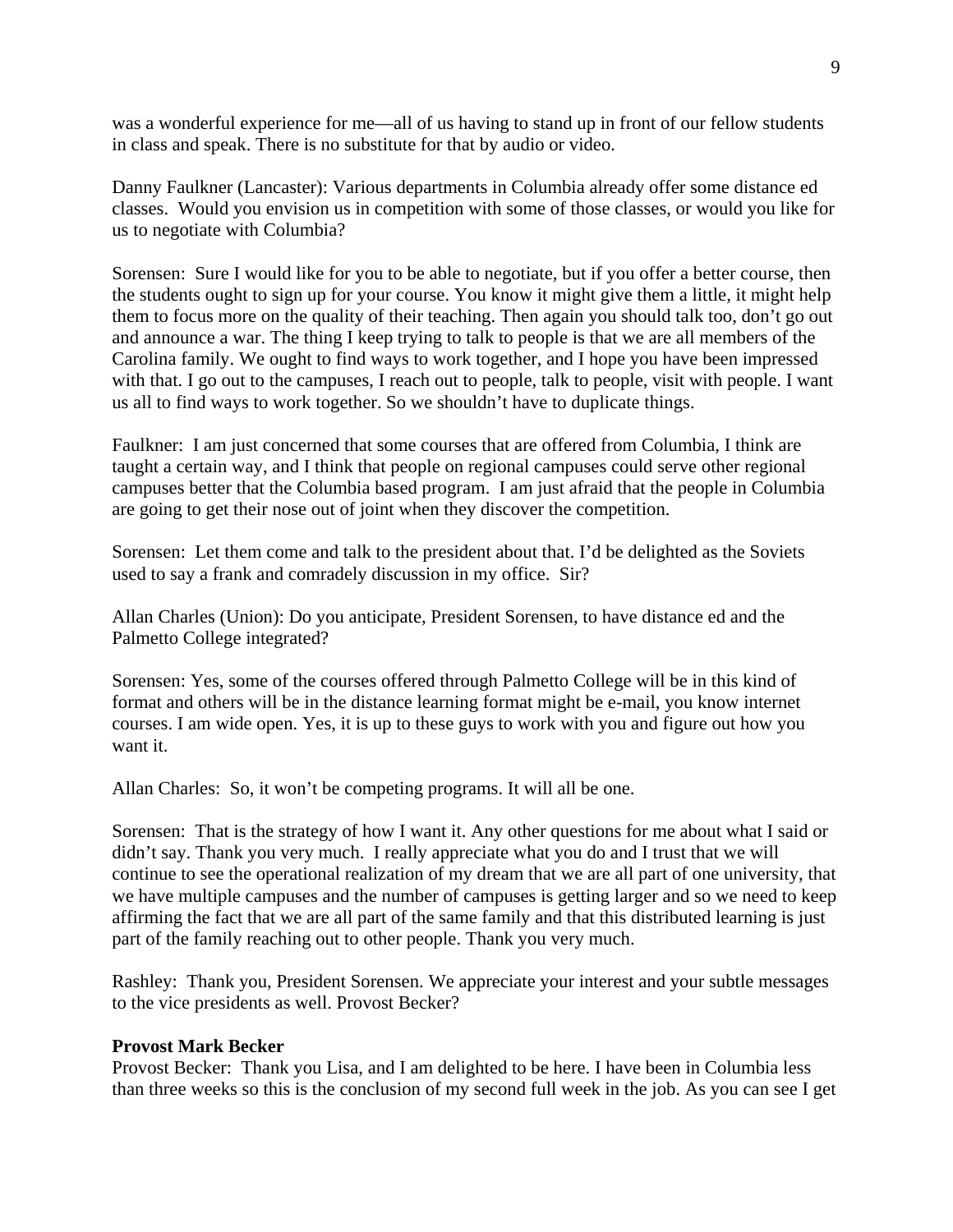was a wonderful experience for me—all of us having to stand up in front of our fellow students in class and speak. There is no substitute for that by audio or video.

Danny Faulkner (Lancaster): Various departments in Columbia already offer some distance ed classes. Would you envision us in competition with some of those classes, or would you like for us to negotiate with Columbia?

Sorensen: Sure I would like for you to be able to negotiate, but if you offer a better course, then the students ought to sign up for your course. You know it might give them a little, it might help them to focus more on the quality of their teaching. Then again you should talk too, don't go out and announce a war. The thing I keep trying to talk to people is that we are all members of the Carolina family. We ought to find ways to work together, and I hope you have been impressed with that. I go out to the campuses, I reach out to people, talk to people, visit with people. I want us all to find ways to work together. So we shouldn't have to duplicate things.

Faulkner: I am just concerned that some courses that are offered from Columbia, I think are taught a certain way, and I think that people on regional campuses could serve other regional campuses better that the Columbia based program. I am just afraid that the people in Columbia are going to get their nose out of joint when they discover the competition.

Sorensen: Let them come and talk to the president about that. I'd be delighted as the Soviets used to say a frank and comradely discussion in my office. Sir?

Allan Charles (Union): Do you anticipate, President Sorensen, to have distance ed and the Palmetto College integrated?

Sorensen: Yes, some of the courses offered through Palmetto College will be in this kind of format and others will be in the distance learning format might be e-mail, you know internet courses. I am wide open. Yes, it is up to these guys to work with you and figure out how you want it.

Allan Charles: So, it won't be competing programs. It will all be one.

Sorensen: That is the strategy of how I want it. Any other questions for me about what I said or didn't say. Thank you very much. I really appreciate what you do and I trust that we will continue to see the operational realization of my dream that we are all part of one university, that we have multiple campuses and the number of campuses is getting larger and so we need to keep affirming the fact that we are all part of the same family and that this distributed learning is just part of the family reaching out to other people. Thank you very much.

Rashley: Thank you, President Sorensen. We appreciate your interest and your subtle messages to the vice presidents as well. Provost Becker?

**Provost Mark Becker**

Provost Becker: Thank you Lisa, and I am delighted to be here. I have been in Columbia less than three weeks so this is the conclusion of my second full week in the job. As you can see I get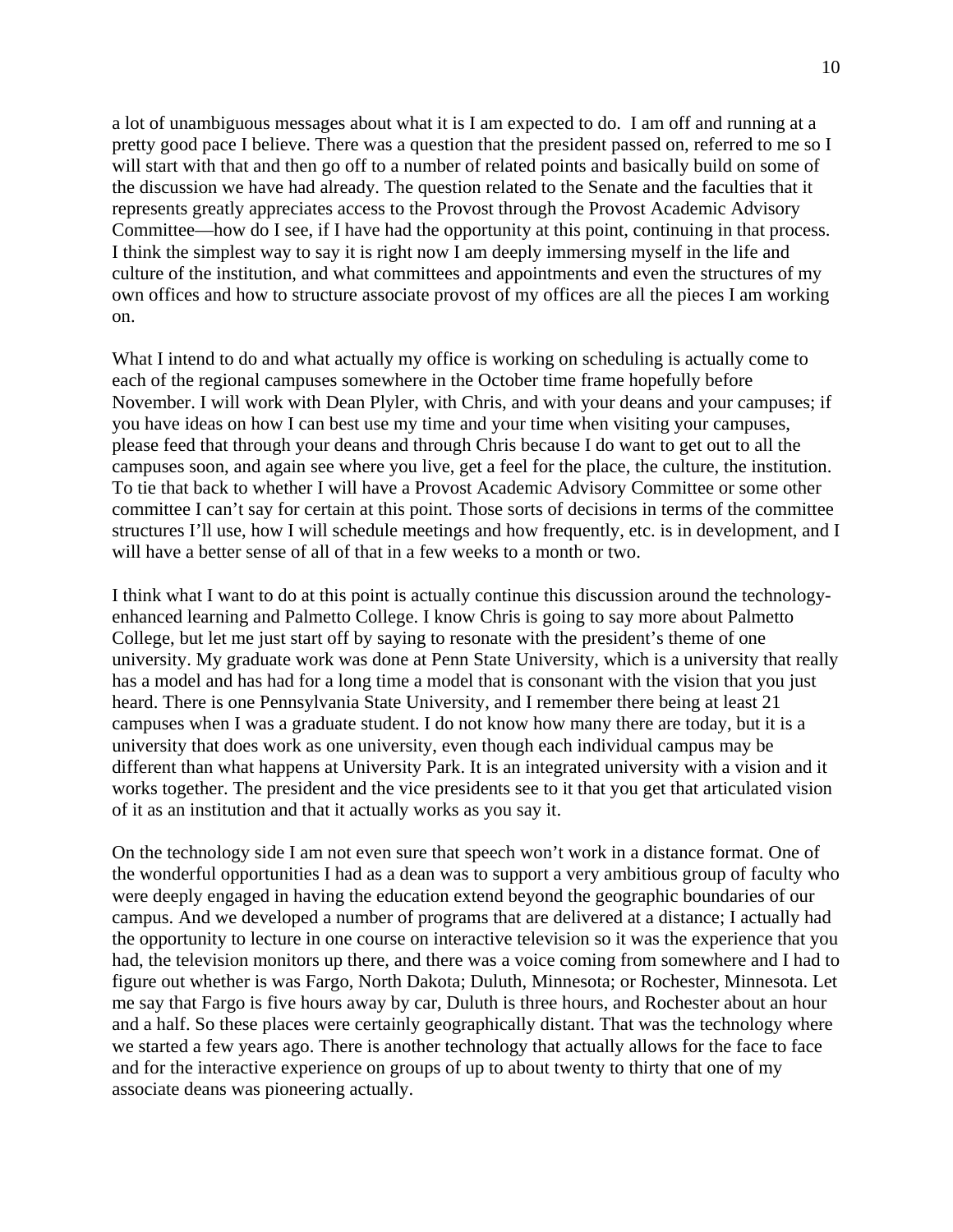a lot of unambiguous messages about what it is I am expected to do. I am off and running at a pretty good pace I believe. There was a question that the president passed on, referred to me so I will start with that and then go off to a number of related points and basically build on some of the discussion we have had already. The question related to the Senate and the faculties that it represents greatly appreciates access to the Provost through the Provost Academic Advisory Committee—how do I see, if I have had the opportunity at this point, continuing in that process. I think the simplest way to say it is right now I am deeply immersing myself in the life and culture of the institution, and what committees and appointments and even the structures of my own offices and how to structure associate provost of my offices are all the pieces I am working on.

What I intend to do and what actually my office is working on scheduling is actually come to each of the regional campuses somewhere in the October time frame hopefully before November. I will work with Dean Plyler, with Chris, and with your deans and your campuses; if you have ideas on how I can best use my time and your time when visiting your campuses, please feed that through your deans and through Chris because I do want to get out to all the campuses soon, and again see where you live, get a feel for the place, the culture, the institution. To tie that back to whether I will have a Provost Academic Advisory Committee or some other committee I can't say for certain at this point. Those sorts of decisions in terms of the committee structures I'll use, how I will schedule meetings and how frequently, etc. is in development, and I will have a better sense of all of that in a few weeks to a month or two.

I think what I want to do at this point is actually continue this discussion around the technology-enhanced learning and Palmetto College. I know Chris is going to say more about Palmetto College, but let me just start off by saying to resonate with the president's theme of one university. My graduate work was done at Penn State University, which is a university that really has a model and has had for a long time a model that is consonant with the vision that you just heard. There is one Pennsylvania State University, and I remember there being at least 21 campuses when I was a graduate student. I do not know how many there are today, but it is a university that does work as one university, even though each individual campus may be different than what happens at University Park. It is an integrated university with a vision and it works together. The president and the vice presidents see to it that you get that articulated vision of it as an institution and that it actually works as you say it.

On the technology side I am not even sure that speech won't work in a distance format. One of the wonderful opportunities I had as a dean was to support a very ambitious group of faculty who were deeply engaged in having the education extend beyond the geographic boundaries of our campus. And we developed a number of programs that are delivered at a distance; I actually had the opportunity to lecture in one course on interactive television so it was the experience that you had, the television monitors up there, and there was a voice coming from somewhere and I had to figure out whether is was Fargo, North Dakota; Duluth, Minnesota; or Rochester, Minnesota. Let me say that Fargo is five hours away by car, Duluth is three hours, and Rochester about an hour and a half. So these places were certainly geographically distant. That was the technology where we started a few years ago. There is another technology that actually allows for the face to face and for the interactive experience on groups of up to about twenty to thirty that one of my associate deans was pioneering actually.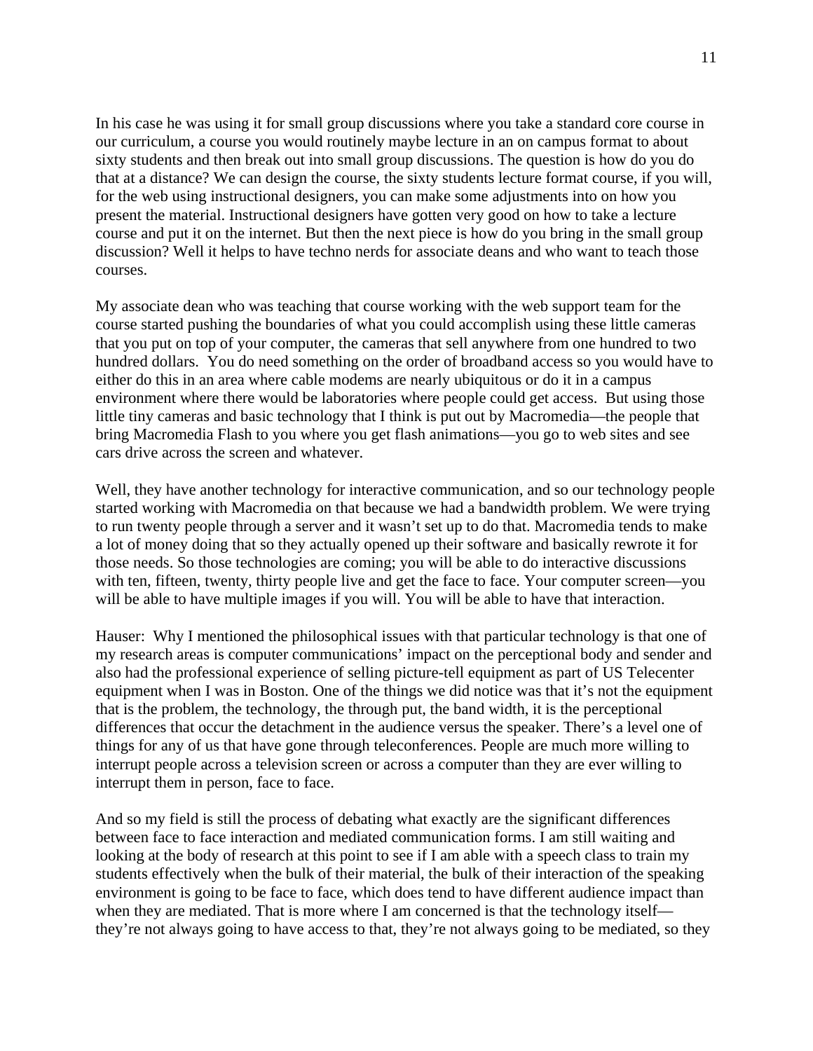In his case he was using it for small group discussions where you take a standard core course in our curriculum, a course you would routinely maybe lecture in an on campus format to about sixty students and then break out into small group discussions. The question is how do you do that at a distance? We can design the course, the sixty students lecture format course, if you will, for the web using instructional designers, you can make some adjustments into on how you present the material. Instructional designers have gotten very good on how to take a lecture course and put it on the internet. But then the next piece is how do you bring in the small group discussion? Well it helps to have techno nerds for associate deans and who want to teach those courses.

My associate dean who was teaching that course working with the web support team for the course started pushing the boundaries of what you could accomplish using these little cameras that you put on top of your computer, the cameras that sell anywhere from one hundred to two hundred dollars.  You do need something on the order of broadband access so you would have to either do this in an area where cable modems are nearly ubiquitous or do it in a campus environment where there would be laboratories where people could get access.  But using those little tiny cameras and basic technology that I think is put out by Macromedia—the people that bring Macromedia Flash to you where you get flash animations—you go to web sites and see cars drive across the screen and whatever.

Well, they have another technology for interactive communication, and so our technology people started working with Macromedia on that because we had a bandwidth problem. We were trying to run twenty people through a server and it wasn't set up to do that. Macromedia tends to make a lot of money doing that so they actually opened up their software and basically rewrote it for those needs. So those technologies are coming; you will be able to do interactive discussions with ten, fifteen, twenty, thirty people live and get the face to face. Your computer screen—you will be able to have multiple images if you will. You will be able to have that interaction.

Hauser:  Why I mentioned the philosophical issues with that particular technology is that one of my research areas is computer communications' impact on the perceptional body and sender and also had the professional experience of selling picture-tell equipment as part of US Telecenter equipment when I was in Boston. One of the things we did notice was that it's not the equipment that is the problem, the technology, the through put, the band width, it is the perceptional differences that occur the detachment in the audience versus the speaker. There's a level one of things for any of us that have gone through teleconferences. People are much more willing to interrupt people across a television screen or across a computer than they are ever willing to interrupt them in person, face to face.

And so my field is still the process of debating what exactly are the significant differences between face to face interaction and mediated communication forms. I am still waiting and looking at the body of research at this point to see if I am able with a speech class to train my students effectively when the bulk of their material, the bulk of their interaction of the speaking environment is going to be face to face, which does tend to have different audience impact than when they are mediated. That is more where I am concerned is that the technology itself—they're not always going to have access to that, they're not always going to be mediated, so they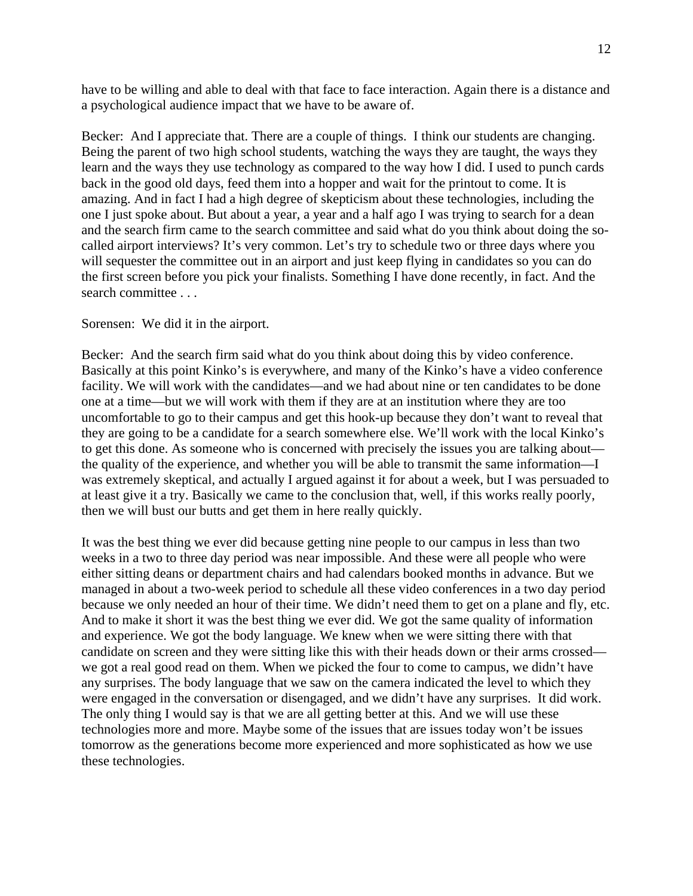have to be willing and able to deal with that face to face interaction. Again there is a distance and a psychological audience impact that we have to be aware of.

Becker: And I appreciate that. There are a couple of things. I think our students are changing. Being the parent of two high school students, watching the ways they are taught, the ways they learn and the ways they use technology as compared to the way how I did. I used to punch cards back in the good old days, feed them into a hopper and wait for the printout to come. It is amazing. And in fact I had a high degree of skepticism about these technologies, including the one I just spoke about. But about a year, a year and a half ago I was trying to search for a dean and the search firm came to the search committee and said what do you think about doing the so-called airport interviews? It's very common. Let's try to schedule two or three days where you will sequester the committee out in an airport and just keep flying in candidates so you can do the first screen before you pick your finalists. Something I have done recently, in fact. And the search committee . . .

Sorensen: We did it in the airport.

Becker: And the search firm said what do you think about doing this by video conference. Basically at this point Kinko's is everywhere, and many of the Kinko's have a video conference facility. We will work with the candidates—and we had about nine or ten candidates to be done one at a time—but we will work with them if they are at an institution where they are too uncomfortable to go to their campus and get this hook-up because they don't want to reveal that they are going to be a candidate for a search somewhere else. We'll work with the local Kinko's to get this done. As someone who is concerned with precisely the issues you are talking about—the quality of the experience, and whether you will be able to transmit the same information—I was extremely skeptical, and actually I argued against it for about a week, but I was persuaded to at least give it a try. Basically we came to the conclusion that, well, if this works really poorly, then we will bust our butts and get them in here really quickly.

It was the best thing we ever did because getting nine people to our campus in less than two weeks in a two to three day period was near impossible. And these were all people who were either sitting deans or department chairs and had calendars booked months in advance. But we managed in about a two-week period to schedule all these video conferences in a two day period because we only needed an hour of their time. We didn't need them to get on a plane and fly, etc. And to make it short it was the best thing we ever did. We got the same quality of information and experience. We got the body language. We knew when we were sitting there with that candidate on screen and they were sitting like this with their heads down or their arms crossed—we got a real good read on them. When we picked the four to come to campus, we didn't have any surprises. The body language that we saw on the camera indicated the level to which they were engaged in the conversation or disengaged, and we didn't have any surprises. It did work. The only thing I would say is that we are all getting better at this. And we will use these technologies more and more. Maybe some of the issues that are issues today won't be issues tomorrow as the generations become more experienced and more sophisticated as how we use these technologies.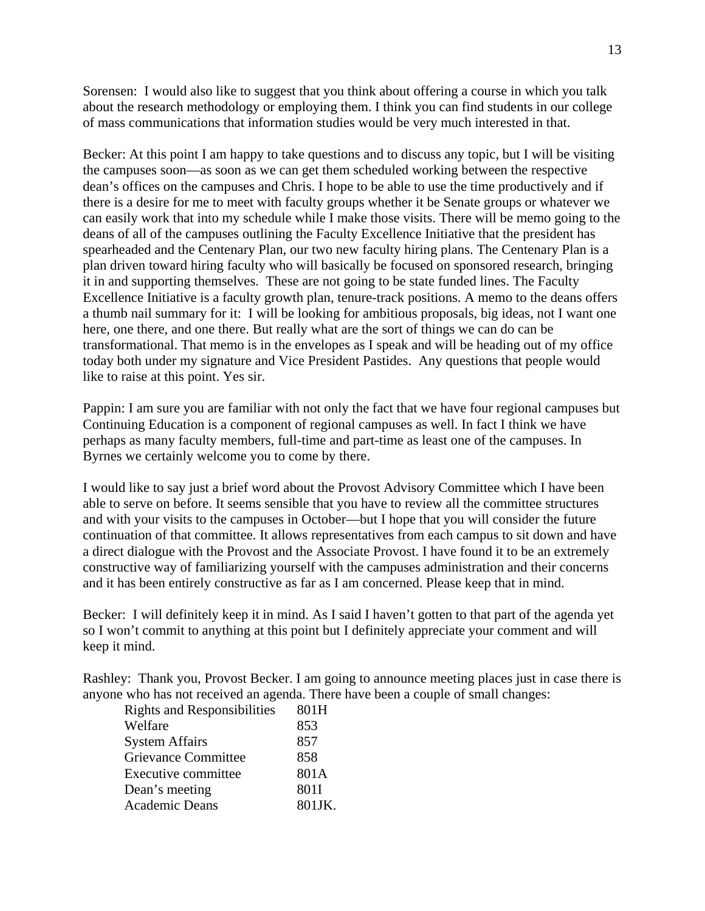Sorensen: I would also like to suggest that you think about offering a course in which you talk about the research methodology or employing them. I think you can find students in our college of mass communications that information studies would be very much interested in that.

Becker: At this point I am happy to take questions and to discuss any topic, but I will be visiting the campuses soon—as soon as we can get them scheduled working between the respective dean's offices on the campuses and Chris. I hope to be able to use the time productively and if there is a desire for me to meet with faculty groups whether it be Senate groups or whatever we can easily work that into my schedule while I make those visits. There will be memo going to the deans of all of the campuses outlining the Faculty Excellence Initiative that the president has spearheaded and the Centenary Plan, our two new faculty hiring plans. The Centenary Plan is a plan driven toward hiring faculty who will basically be focused on sponsored research, bringing it in and supporting themselves. These are not going to be state funded lines. The Faculty Excellence Initiative is a faculty growth plan, tenure-track positions. A memo to the deans offers a thumb nail summary for it: I will be looking for ambitious proposals, big ideas, not I want one here, one there, and one there. But really what are the sort of things we can do can be transformational. That memo is in the envelopes as I speak and will be heading out of my office today both under my signature and Vice President Pastides. Any questions that people would like to raise at this point. Yes sir.

Pappin: I am sure you are familiar with not only the fact that we have four regional campuses but Continuing Education is a component of regional campuses as well. In fact I think we have perhaps as many faculty members, full-time and part-time as least one of the campuses. In Byrnes we certainly welcome you to come by there.

I would like to say just a brief word about the Provost Advisory Committee which I have been able to serve on before. It seems sensible that you have to review all the committee structures and with your visits to the campuses in October—but I hope that you will consider the future continuation of that committee. It allows representatives from each campus to sit down and have a direct dialogue with the Provost and the Associate Provost. I have found it to be an extremely constructive way of familiarizing yourself with the campuses administration and their concerns and it has been entirely constructive as far as I am concerned. Please keep that in mind.

Becker: I will definitely keep it in mind. As I said I haven't gotten to that part of the agenda yet so I won't commit to anything at this point but I definitely appreciate your comment and will keep it mind.

Rashley: Thank you, Provost Becker. I am going to announce meeting places just in case there is anyone who has not received an agenda. There have been a couple of small changes:

| | |
|---|---|
| Rights and Responsibilities | 801H |
| Welfare | 853 |
| System Affairs | 857 |
| Grievance Committee | 858 |
| Executive committee | 801A |
| Dean's meeting | 801I |
| Academic Deans | 801JK. |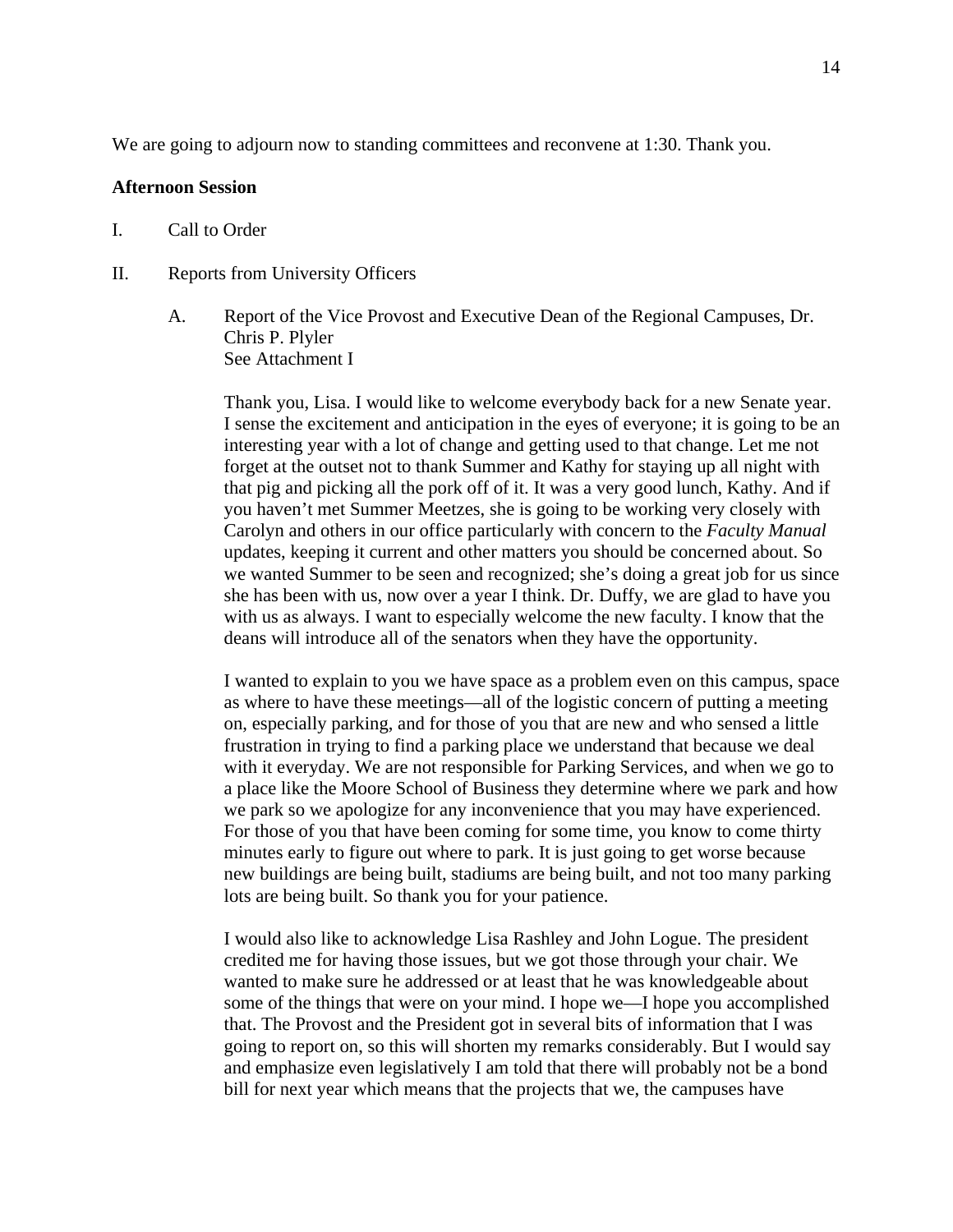We are going to adjourn now to standing committees and reconvene at 1:30. Thank you.

**Afternoon Session**

I. Call to Order

II. Reports from University Officers

A. Report of the Vice Provost and Executive Dean of the Regional Campuses, Dr. Chris P. Plyler
See Attachment I

Thank you, Lisa. I would like to welcome everybody back for a new Senate year. I sense the excitement and anticipation in the eyes of everyone; it is going to be an interesting year with a lot of change and getting used to that change. Let me not forget at the outset not to thank Summer and Kathy for staying up all night with that pig and picking all the pork off of it. It was a very good lunch, Kathy. And if you haven't met Summer Meetzes, she is going to be working very closely with Carolyn and others in our office particularly with concern to the *Faculty Manual* updates, keeping it current and other matters you should be concerned about. So we wanted Summer to be seen and recognized; she's doing a great job for us since she has been with us, now over a year I think. Dr. Duffy, we are glad to have you with us as always. I want to especially welcome the new faculty. I know that the deans will introduce all of the senators when they have the opportunity.

I wanted to explain to you we have space as a problem even on this campus, space as where to have these meetings—all of the logistic concern of putting a meeting on, especially parking, and for those of you that are new and who sensed a little frustration in trying to find a parking place we understand that because we deal with it everyday. We are not responsible for Parking Services, and when we go to a place like the Moore School of Business they determine where we park and how we park so we apologize for any inconvenience that you may have experienced. For those of you that have been coming for some time, you know to come thirty minutes early to figure out where to park. It is just going to get worse because new buildings are being built, stadiums are being built, and not too many parking lots are being built. So thank you for your patience.

I would also like to acknowledge Lisa Rashley and John Logue. The president credited me for having those issues, but we got those through your chair. We wanted to make sure he addressed or at least that he was knowledgeable about some of the things that were on your mind. I hope we—I hope you accomplished that. The Provost and the President got in several bits of information that I was going to report on, so this will shorten my remarks considerably. But I would say and emphasize even legislatively I am told that there will probably not be a bond bill for next year which means that the projects that we, the campuses have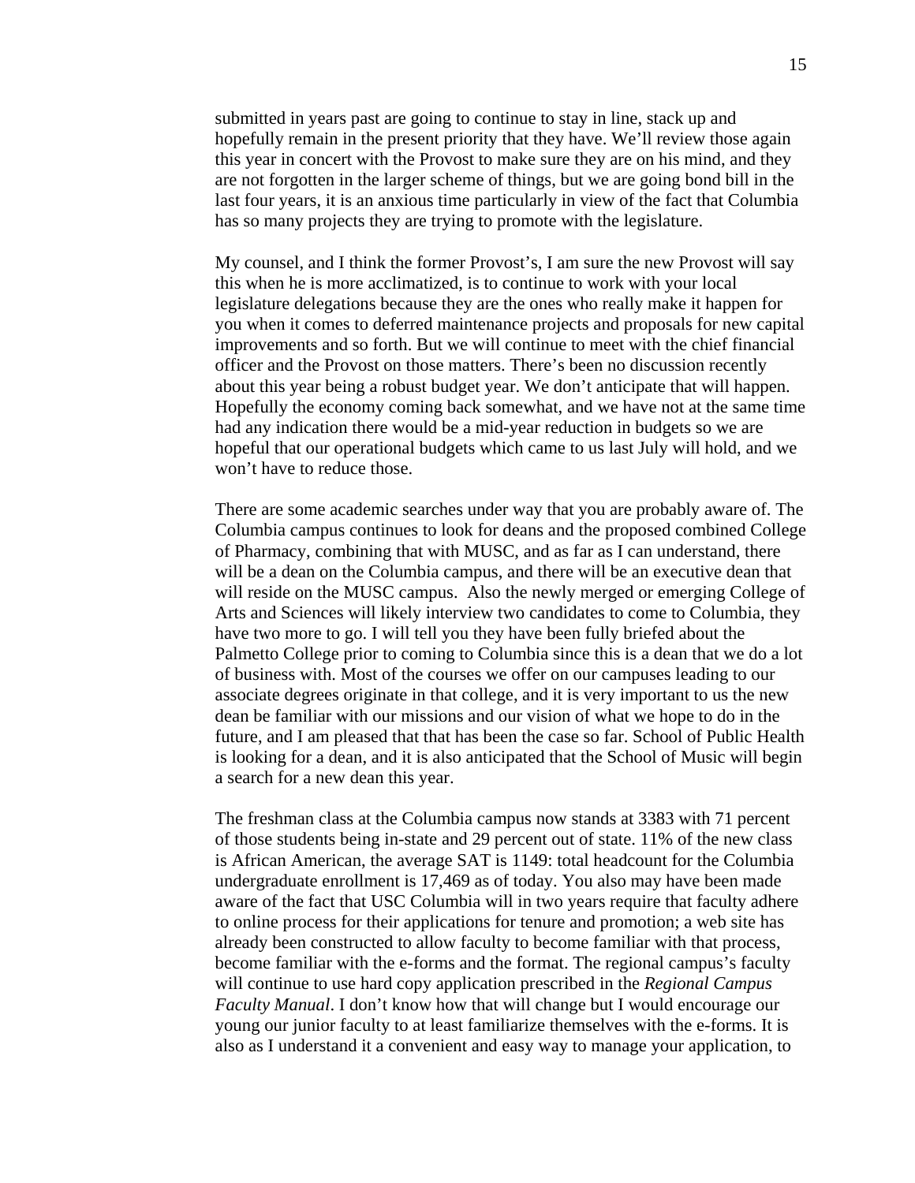submitted in years past are going to continue to stay in line, stack up and hopefully remain in the present priority that they have. We'll review those again this year in concert with the Provost to make sure they are on his mind, and they are not forgotten in the larger scheme of things, but we are going bond bill in the last four years, it is an anxious time particularly in view of the fact that Columbia has so many projects they are trying to promote with the legislature.

My counsel, and I think the former Provost's, I am sure the new Provost will say this when he is more acclimatized, is to continue to work with your local legislature delegations because they are the ones who really make it happen for you when it comes to deferred maintenance projects and proposals for new capital improvements and so forth. But we will continue to meet with the chief financial officer and the Provost on those matters. There's been no discussion recently about this year being a robust budget year. We don't anticipate that will happen. Hopefully the economy coming back somewhat, and we have not at the same time had any indication there would be a mid-year reduction in budgets so we are hopeful that our operational budgets which came to us last July will hold, and we won't have to reduce those.

There are some academic searches under way that you are probably aware of. The Columbia campus continues to look for deans and the proposed combined College of Pharmacy, combining that with MUSC, and as far as I can understand, there will be a dean on the Columbia campus, and there will be an executive dean that will reside on the MUSC campus. Also the newly merged or emerging College of Arts and Sciences will likely interview two candidates to come to Columbia, they have two more to go. I will tell you they have been fully briefed about the Palmetto College prior to coming to Columbia since this is a dean that we do a lot of business with. Most of the courses we offer on our campuses leading to our associate degrees originate in that college, and it is very important to us the new dean be familiar with our missions and our vision of what we hope to do in the future, and I am pleased that that has been the case so far. School of Public Health is looking for a dean, and it is also anticipated that the School of Music will begin a search for a new dean this year.

The freshman class at the Columbia campus now stands at 3383 with 71 percent of those students being in-state and 29 percent out of state. 11% of the new class is African American, the average SAT is 1149: total headcount for the Columbia undergraduate enrollment is 17,469 as of today. You also may have been made aware of the fact that USC Columbia will in two years require that faculty adhere to online process for their applications for tenure and promotion; a web site has already been constructed to allow faculty to become familiar with that process, become familiar with the e-forms and the format. The regional campus's faculty will continue to use hard copy application prescribed in the *Regional Campus Faculty Manual*. I don't know how that will change but I would encourage our young our junior faculty to at least familiarize themselves with the e-forms. It is also as I understand it a convenient and easy way to manage your application, to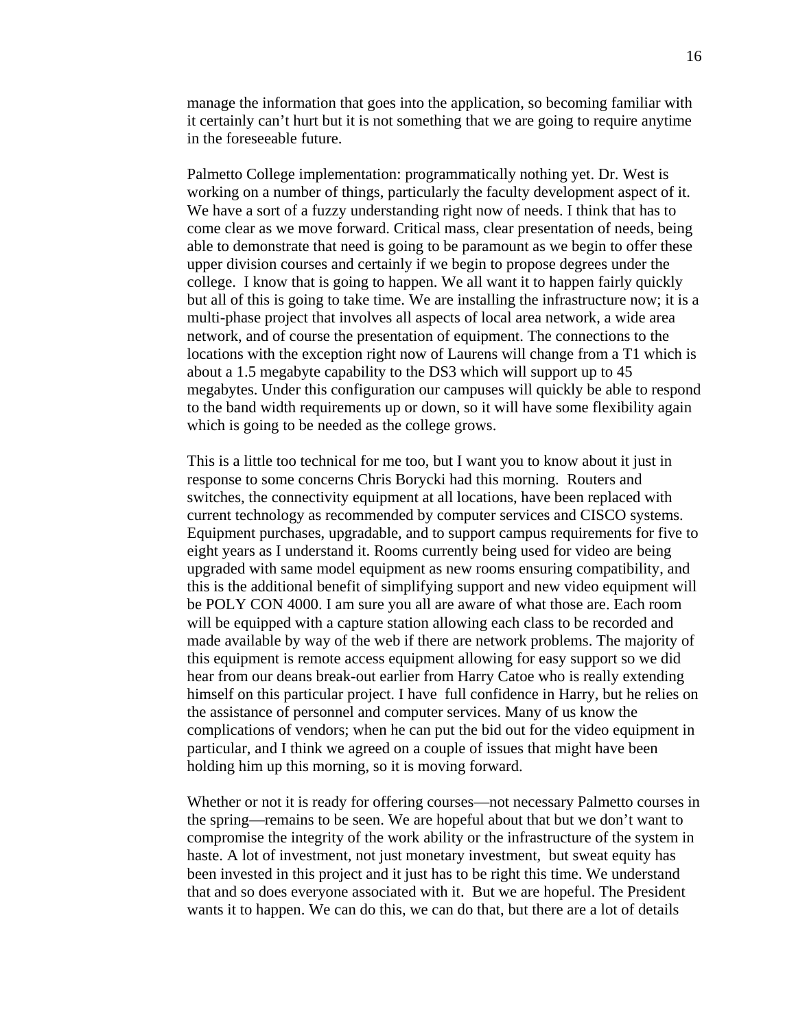manage the information that goes into the application, so becoming familiar with it certainly can't hurt but it is not something that we are going to require anytime in the foreseeable future.

Palmetto College implementation: programmatically nothing yet. Dr. West is working on a number of things, particularly the faculty development aspect of it. We have a sort of a fuzzy understanding right now of needs. I think that has to come clear as we move forward. Critical mass, clear presentation of needs, being able to demonstrate that need is going to be paramount as we begin to offer these upper division courses and certainly if we begin to propose degrees under the college. I know that is going to happen. We all want it to happen fairly quickly but all of this is going to take time. We are installing the infrastructure now; it is a multi-phase project that involves all aspects of local area network, a wide area network, and of course the presentation of equipment. The connections to the locations with the exception right now of Laurens will change from a T1 which is about a 1.5 megabyte capability to the DS3 which will support up to 45 megabytes. Under this configuration our campuses will quickly be able to respond to the band width requirements up or down, so it will have some flexibility again which is going to be needed as the college grows.

This is a little too technical for me too, but I want you to know about it just in response to some concerns Chris Borycki had this morning. Routers and switches, the connectivity equipment at all locations, have been replaced with current technology as recommended by computer services and CISCO systems. Equipment purchases, upgradable, and to support campus requirements for five to eight years as I understand it. Rooms currently being used for video are being upgraded with same model equipment as new rooms ensuring compatibility, and this is the additional benefit of simplifying support and new video equipment will be POLY CON 4000. I am sure you all are aware of what those are. Each room will be equipped with a capture station allowing each class to be recorded and made available by way of the web if there are network problems. The majority of this equipment is remote access equipment allowing for easy support so we did hear from our deans break-out earlier from Harry Catoe who is really extending himself on this particular project. I have full confidence in Harry, but he relies on the assistance of personnel and computer services. Many of us know the complications of vendors; when he can put the bid out for the video equipment in particular, and I think we agreed on a couple of issues that might have been holding him up this morning, so it is moving forward.

Whether or not it is ready for offering courses—not necessary Palmetto courses in the spring—remains to be seen. We are hopeful about that but we don't want to compromise the integrity of the work ability or the infrastructure of the system in haste. A lot of investment, not just monetary investment, but sweat equity has been invested in this project and it just has to be right this time. We understand that and so does everyone associated with it. But we are hopeful. The President wants it to happen. We can do this, we can do that, but there are a lot of details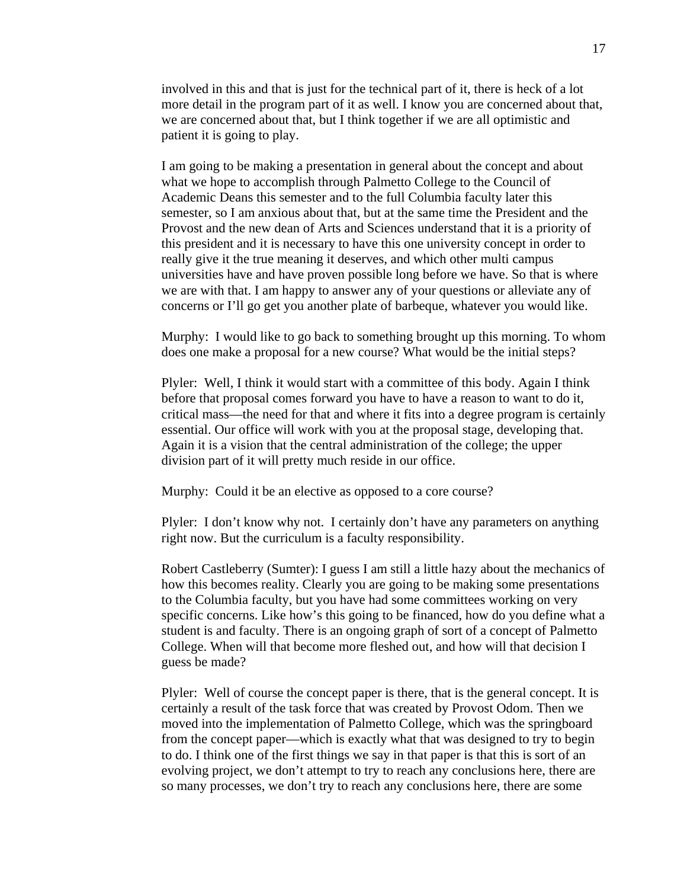involved in this and that is just for the technical part of it, there is heck of a lot more detail in the program part of it as well. I know you are concerned about that, we are concerned about that, but I think together if we are all optimistic and patient it is going to play.

I am going to be making a presentation in general about the concept and about what we hope to accomplish through Palmetto College to the Council of Academic Deans this semester and to the full Columbia faculty later this semester, so I am anxious about that, but at the same time the President and the Provost and the new dean of Arts and Sciences understand that it is a priority of this president and it is necessary to have this one university concept in order to really give it the true meaning it deserves, and which other multi campus universities have and have proven possible long before we have. So that is where we are with that. I am happy to answer any of your questions or alleviate any of concerns or I'll go get you another plate of barbeque, whatever you would like.

Murphy: I would like to go back to something brought up this morning. To whom does one make a proposal for a new course? What would be the initial steps?

Plyler: Well, I think it would start with a committee of this body. Again I think before that proposal comes forward you have to have a reason to want to do it, critical mass—the need for that and where it fits into a degree program is certainly essential. Our office will work with you at the proposal stage, developing that. Again it is a vision that the central administration of the college; the upper division part of it will pretty much reside in our office.

Murphy: Could it be an elective as opposed to a core course?

Plyler: I don't know why not. I certainly don't have any parameters on anything right now. But the curriculum is a faculty responsibility.

Robert Castleberry (Sumter): I guess I am still a little hazy about the mechanics of how this becomes reality. Clearly you are going to be making some presentations to the Columbia faculty, but you have had some committees working on very specific concerns. Like how's this going to be financed, how do you define what a student is and faculty. There is an ongoing graph of sort of a concept of Palmetto College. When will that become more fleshed out, and how will that decision I guess be made?

Plyler: Well of course the concept paper is there, that is the general concept. It is certainly a result of the task force that was created by Provost Odom. Then we moved into the implementation of Palmetto College, which was the springboard from the concept paper—which is exactly what that was designed to try to begin to do. I think one of the first things we say in that paper is that this is sort of an evolving project, we don't attempt to try to reach any conclusions here, there are so many processes, we don't try to reach any conclusions here, there are some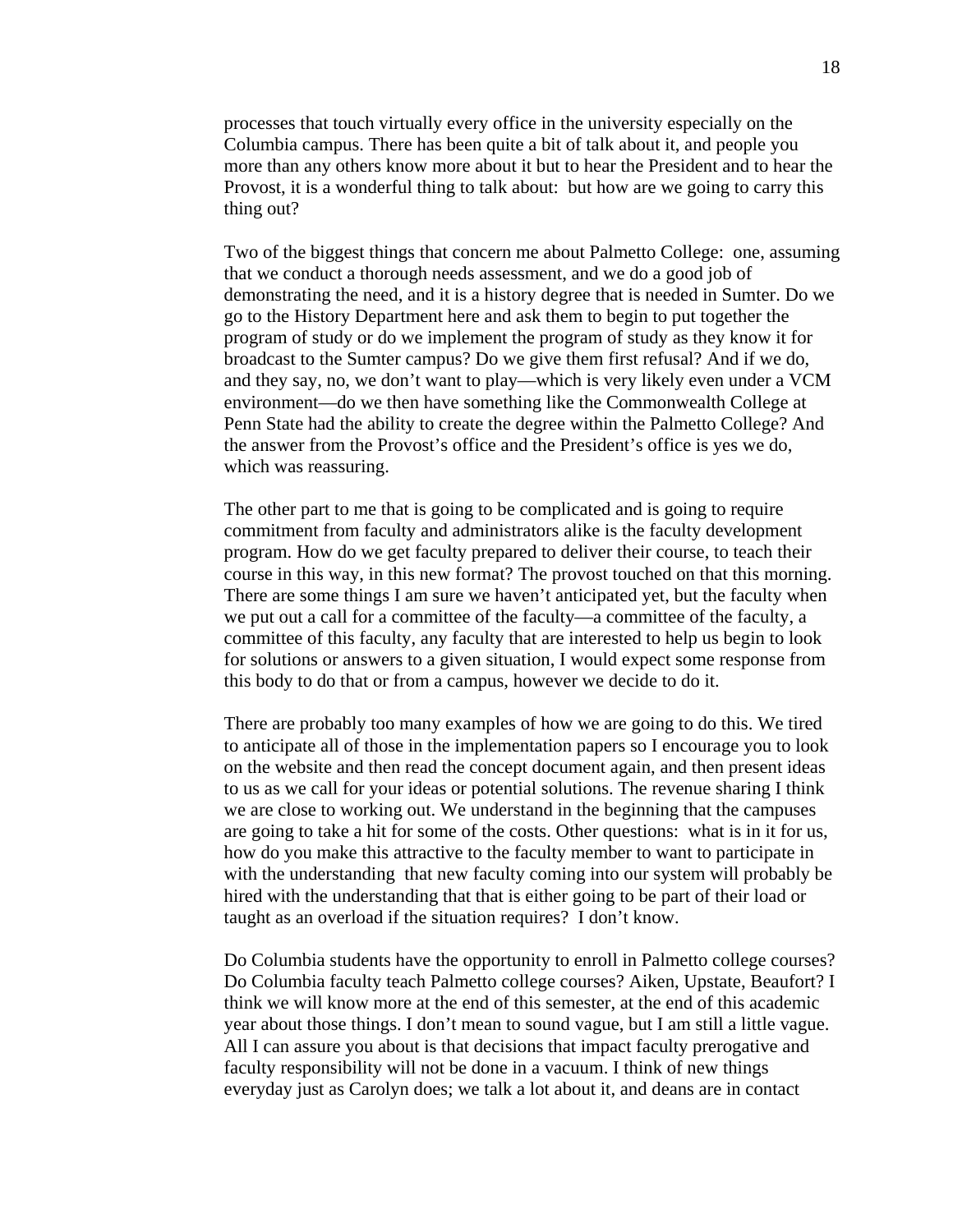processes that touch virtually every office in the university especially on the Columbia campus. There has been quite a bit of talk about it, and people you more than any others know more about it but to hear the President and to hear the Provost, it is a wonderful thing to talk about:  but how are we going to carry this thing out?

Two of the biggest things that concern me about Palmetto College:  one, assuming that we conduct a thorough needs assessment, and we do a good job of demonstrating the need, and it is a history degree that is needed in Sumter. Do we go to the History Department here and ask them to begin to put together the program of study or do we implement the program of study as they know it for broadcast to the Sumter campus? Do we give them first refusal? And if we do, and they say, no, we don't want to play—which is very likely even under a VCM environment—do we then have something like the Commonwealth College at Penn State had the ability to create the degree within the Palmetto College? And the answer from the Provost's office and the President's office is yes we do, which was reassuring.

The other part to me that is going to be complicated and is going to require commitment from faculty and administrators alike is the faculty development program. How do we get faculty prepared to deliver their course, to teach their course in this way, in this new format? The provost touched on that this morning. There are some things I am sure we haven't anticipated yet, but the faculty when we put out a call for a committee of the faculty—a committee of the faculty, a committee of this faculty, any faculty that are interested to help us begin to look for solutions or answers to a given situation, I would expect some response from this body to do that or from a campus, however we decide to do it.

There are probably too many examples of how we are going to do this. We tired to anticipate all of those in the implementation papers so I encourage you to look on the website and then read the concept document again, and then present ideas to us as we call for your ideas or potential solutions. The revenue sharing I think we are close to working out. We understand in the beginning that the campuses are going to take a hit for some of the costs. Other questions:  what is in it for us, how do you make this attractive to the faculty member to want to participate in with the understanding  that new faculty coming into our system will probably be hired with the understanding that that is either going to be part of their load or taught as an overload if the situation requires?  I don't know.

Do Columbia students have the opportunity to enroll in Palmetto college courses? Do Columbia faculty teach Palmetto college courses? Aiken, Upstate, Beaufort? I think we will know more at the end of this semester, at the end of this academic year about those things. I don't mean to sound vague, but I am still a little vague. All I can assure you about is that decisions that impact faculty prerogative and faculty responsibility will not be done in a vacuum. I think of new things everyday just as Carolyn does; we talk a lot about it, and deans are in contact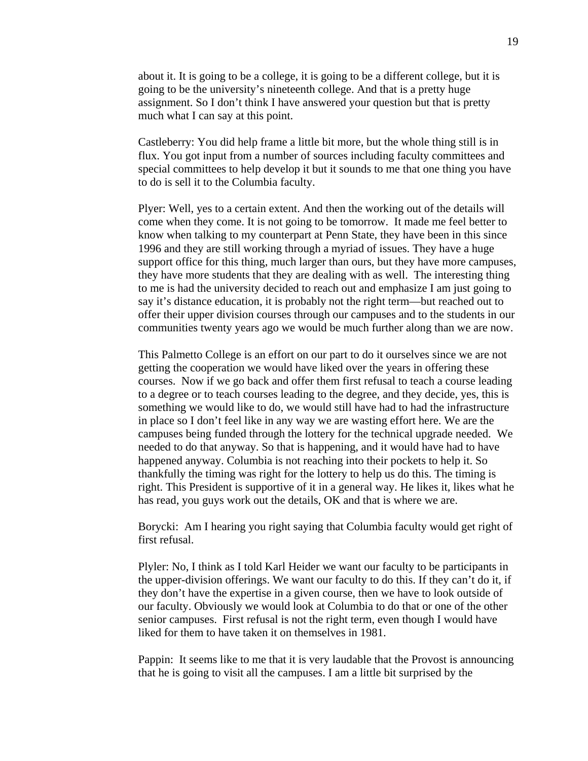about it. It is going to be a college, it is going to be a different college, but it is going to be the university's nineteenth college. And that is a pretty huge assignment. So I don't think I have answered your question but that is pretty much what I can say at this point.

Castleberry: You did help frame a little bit more, but the whole thing still is in flux. You got input from a number of sources including faculty committees and special committees to help develop it but it sounds to me that one thing you have to do is sell it to the Columbia faculty.

Plyer: Well, yes to a certain extent. And then the working out of the details will come when they come. It is not going to be tomorrow. It made me feel better to know when talking to my counterpart at Penn State, they have been in this since 1996 and they are still working through a myriad of issues. They have a huge support office for this thing, much larger than ours, but they have more campuses, they have more students that they are dealing with as well. The interesting thing to me is had the university decided to reach out and emphasize I am just going to say it's distance education, it is probably not the right term—but reached out to offer their upper division courses through our campuses and to the students in our communities twenty years ago we would be much further along than we are now.

This Palmetto College is an effort on our part to do it ourselves since we are not getting the cooperation we would have liked over the years in offering these courses. Now if we go back and offer them first refusal to teach a course leading to a degree or to teach courses leading to the degree, and they decide, yes, this is something we would like to do, we would still have had to had the infrastructure in place so I don't feel like in any way we are wasting effort here. We are the campuses being funded through the lottery for the technical upgrade needed. We needed to do that anyway. So that is happening, and it would have had to have happened anyway. Columbia is not reaching into their pockets to help it. So thankfully the timing was right for the lottery to help us do this. The timing is right. This President is supportive of it in a general way. He likes it, likes what he has read, you guys work out the details, OK and that is where we are.

Borycki: Am I hearing you right saying that Columbia faculty would get right of first refusal.

Plyler: No, I think as I told Karl Heider we want our faculty to be participants in the upper-division offerings. We want our faculty to do this. If they can't do it, if they don't have the expertise in a given course, then we have to look outside of our faculty. Obviously we would look at Columbia to do that or one of the other senior campuses. First refusal is not the right term, even though I would have liked for them to have taken it on themselves in 1981.

Pappin: It seems like to me that it is very laudable that the Provost is announcing that he is going to visit all the campuses. I am a little bit surprised by the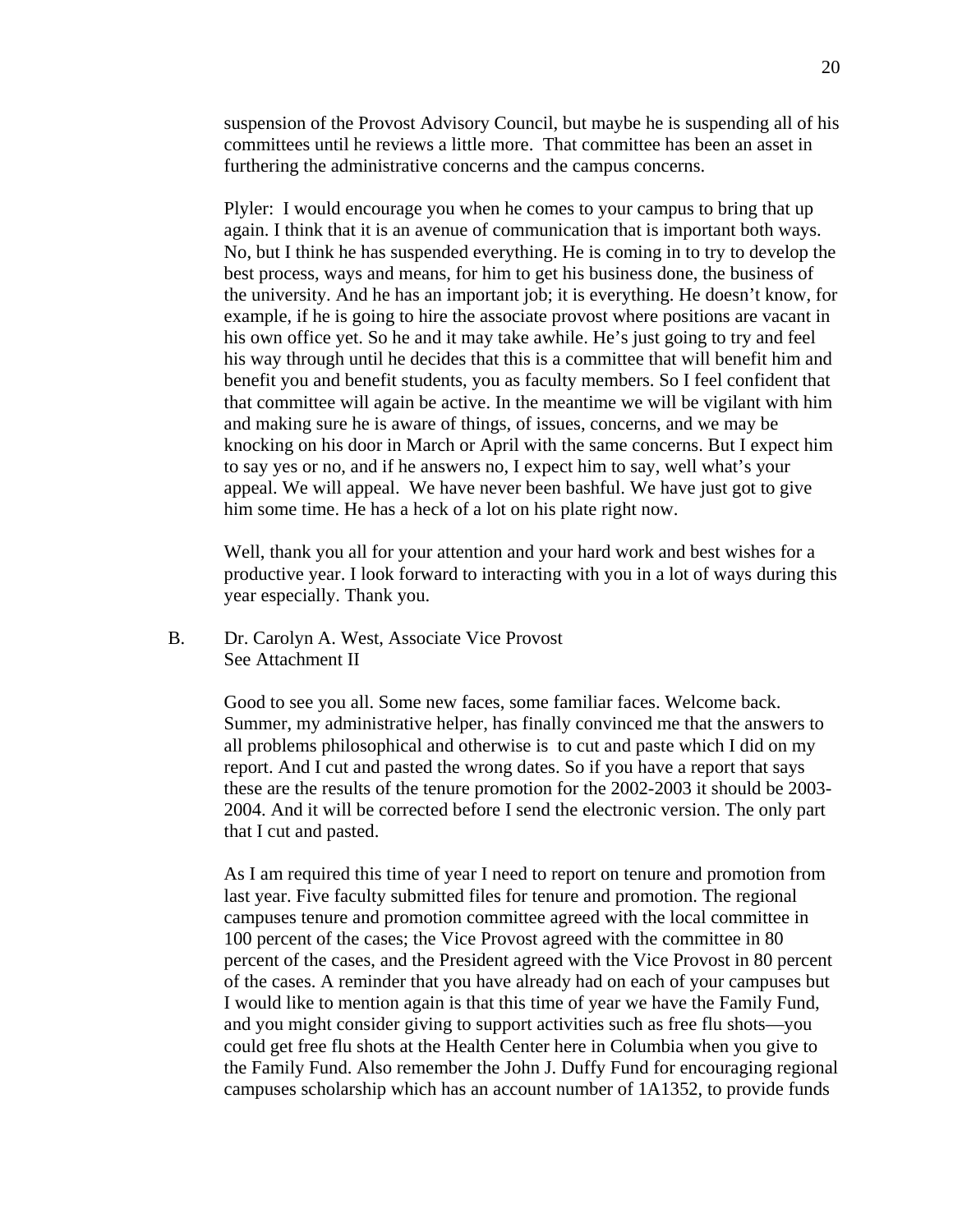suspension of the Provost Advisory Council, but maybe he is suspending all of his committees until he reviews a little more. That committee has been an asset in furthering the administrative concerns and the campus concerns.

Plyler: I would encourage you when he comes to your campus to bring that up again. I think that it is an avenue of communication that is important both ways. No, but I think he has suspended everything. He is coming in to try to develop the best process, ways and means, for him to get his business done, the business of the university. And he has an important job; it is everything. He doesn't know, for example, if he is going to hire the associate provost where positions are vacant in his own office yet. So he and it may take awhile. He's just going to try and feel his way through until he decides that this is a committee that will benefit him and benefit you and benefit students, you as faculty members. So I feel confident that that committee will again be active. In the meantime we will be vigilant with him and making sure he is aware of things, of issues, concerns, and we may be knocking on his door in March or April with the same concerns. But I expect him to say yes or no, and if he answers no, I expect him to say, well what's your appeal. We will appeal. We have never been bashful. We have just got to give him some time. He has a heck of a lot on his plate right now.

Well, thank you all for your attention and your hard work and best wishes for a productive year. I look forward to interacting with you in a lot of ways during this year especially. Thank you.

B. Dr. Carolyn A. West, Associate Vice Provost
See Attachment II

Good to see you all. Some new faces, some familiar faces. Welcome back. Summer, my administrative helper, has finally convinced me that the answers to all problems philosophical and otherwise is to cut and paste which I did on my report. And I cut and pasted the wrong dates. So if you have a report that says these are the results of the tenure promotion for the 2002-2003 it should be 2003-2004. And it will be corrected before I send the electronic version. The only part that I cut and pasted.

As I am required this time of year I need to report on tenure and promotion from last year. Five faculty submitted files for tenure and promotion. The regional campuses tenure and promotion committee agreed with the local committee in 100 percent of the cases; the Vice Provost agreed with the committee in 80 percent of the cases, and the President agreed with the Vice Provost in 80 percent of the cases. A reminder that you have already had on each of your campuses but I would like to mention again is that this time of year we have the Family Fund, and you might consider giving to support activities such as free flu shots—you could get free flu shots at the Health Center here in Columbia when you give to the Family Fund. Also remember the John J. Duffy Fund for encouraging regional campuses scholarship which has an account number of 1A1352, to provide funds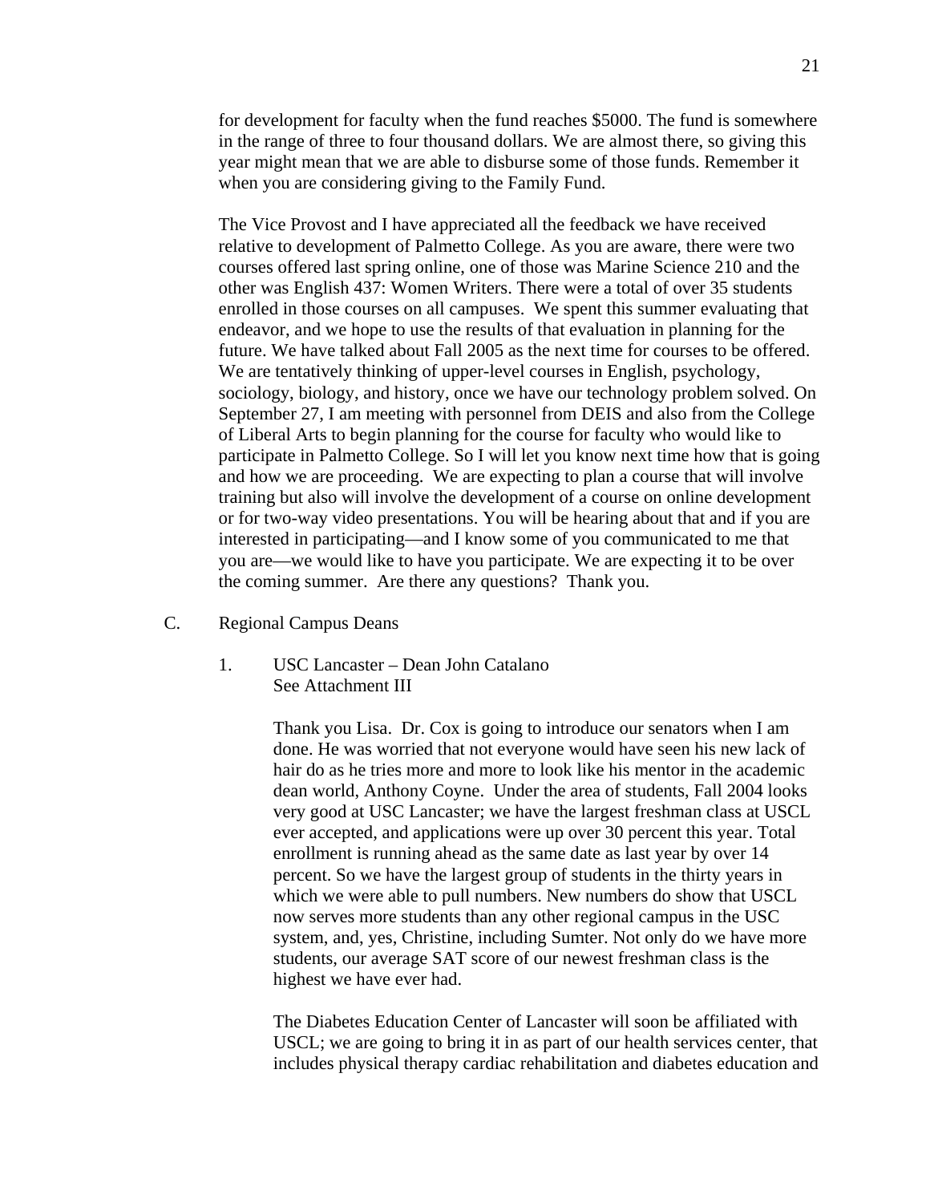for development for faculty when the fund reaches $5000. The fund is somewhere in the range of three to four thousand dollars. We are almost there, so giving this year might mean that we are able to disburse some of those funds. Remember it when you are considering giving to the Family Fund.

The Vice Provost and I have appreciated all the feedback we have received relative to development of Palmetto College. As you are aware, there were two courses offered last spring online, one of those was Marine Science 210 and the other was English 437: Women Writers. There were a total of over 35 students enrolled in those courses on all campuses. We spent this summer evaluating that endeavor, and we hope to use the results of that evaluation in planning for the future. We have talked about Fall 2005 as the next time for courses to be offered. We are tentatively thinking of upper-level courses in English, psychology, sociology, biology, and history, once we have our technology problem solved. On September 27, I am meeting with personnel from DEIS and also from the College of Liberal Arts to begin planning for the course for faculty who would like to participate in Palmetto College. So I will let you know next time how that is going and how we are proceeding. We are expecting to plan a course that will involve training but also will involve the development of a course on online development or for two-way video presentations. You will be hearing about that and if you are interested in participating—and I know some of you communicated to me that you are—we would like to have you participate. We are expecting it to be over the coming summer. Are there any questions? Thank you.

C. Regional Campus Deans

1. USC Lancaster – Dean John Catalano
   See Attachment III

   Thank you Lisa. Dr. Cox is going to introduce our senators when I am done. He was worried that not everyone would have seen his new lack of hair do as he tries more and more to look like his mentor in the academic dean world, Anthony Coyne. Under the area of students, Fall 2004 looks very good at USC Lancaster; we have the largest freshman class at USCL ever accepted, and applications were up over 30 percent this year. Total enrollment is running ahead as the same date as last year by over 14 percent. So we have the largest group of students in the thirty years in which we were able to pull numbers. New numbers do show that USCL now serves more students than any other regional campus in the USC system, and, yes, Christine, including Sumter. Not only do we have more students, our average SAT score of our newest freshman class is the highest we have ever had.

   The Diabetes Education Center of Lancaster will soon be affiliated with USCL; we are going to bring it in as part of our health services center, that includes physical therapy cardiac rehabilitation and diabetes education and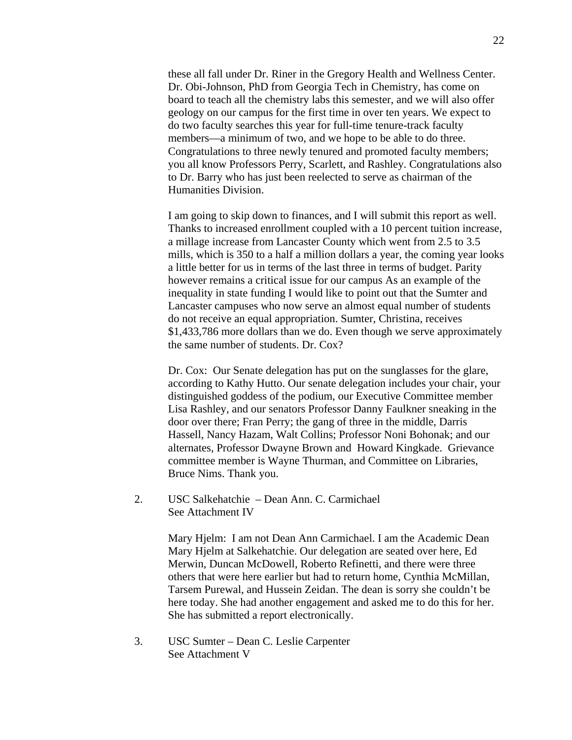these all fall under Dr. Riner in the Gregory Health and Wellness Center. Dr. Obi-Johnson, PhD from Georgia Tech in Chemistry, has come on board to teach all the chemistry labs this semester, and we will also offer geology on our campus for the first time in over ten years. We expect to do two faculty searches this year for full-time tenure-track faculty members—a minimum of two, and we hope to be able to do three. Congratulations to three newly tenured and promoted faculty members; you all know Professors Perry, Scarlett, and Rashley. Congratulations also to Dr. Barry who has just been reelected to serve as chairman of the Humanities Division.

I am going to skip down to finances, and I will submit this report as well. Thanks to increased enrollment coupled with a 10 percent tuition increase, a millage increase from Lancaster County which went from 2.5 to 3.5 mills, which is 350 to a half a million dollars a year, the coming year looks a little better for us in terms of the last three in terms of budget. Parity however remains a critical issue for our campus As an example of the inequality in state funding I would like to point out that the Sumter and Lancaster campuses who now serve an almost equal number of students do not receive an equal appropriation. Sumter, Christina, receives $1,433,786 more dollars than we do. Even though we serve approximately the same number of students. Dr. Cox?

Dr. Cox: Our Senate delegation has put on the sunglasses for the glare, according to Kathy Hutto. Our senate delegation includes your chair, your distinguished goddess of the podium, our Executive Committee member Lisa Rashley, and our senators Professor Danny Faulkner sneaking in the door over there; Fran Perry; the gang of three in the middle, Darris Hassell, Nancy Hazam, Walt Collins; Professor Noni Bohonak; and our alternates, Professor Dwayne Brown and Howard Kingkade. Grievance committee member is Wayne Thurman, and Committee on Libraries, Bruce Nims. Thank you.

2. USC Salkehatchie – Dean Ann. C. Carmichael
   See Attachment IV

   Mary Hjelm: I am not Dean Ann Carmichael. I am the Academic Dean Mary Hjelm at Salkehatchie. Our delegation are seated over here, Ed Merwin, Duncan McDowell, Roberto Refinetti, and there were three others that were here earlier but had to return home, Cynthia McMillan, Tarsem Purewal, and Hussein Zeidan. The dean is sorry she couldn't be here today. She had another engagement and asked me to do this for her. She has submitted a report electronically.

3. USC Sumter – Dean C. Leslie Carpenter
   See Attachment V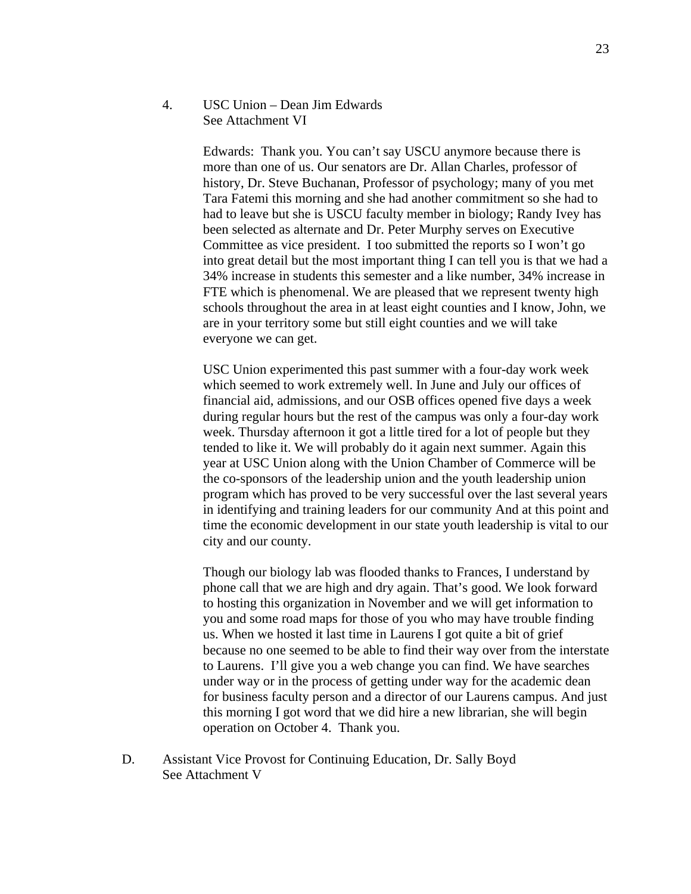4. USC Union – Dean Jim Edwards
See Attachment VI

Edwards: Thank you. You can't say USCU anymore because there is more than one of us. Our senators are Dr. Allan Charles, professor of history, Dr. Steve Buchanan, Professor of psychology; many of you met Tara Fatemi this morning and she had another commitment so she had to had to leave but she is USCU faculty member in biology; Randy Ivey has been selected as alternate and Dr. Peter Murphy serves on Executive Committee as vice president. I too submitted the reports so I won't go into great detail but the most important thing I can tell you is that we had a 34% increase in students this semester and a like number, 34% increase in FTE which is phenomenal. We are pleased that we represent twenty high schools throughout the area in at least eight counties and I know, John, we are in your territory some but still eight counties and we will take everyone we can get.

USC Union experimented this past summer with a four-day work week which seemed to work extremely well. In June and July our offices of financial aid, admissions, and our OSB offices opened five days a week during regular hours but the rest of the campus was only a four-day work week. Thursday afternoon it got a little tired for a lot of people but they tended to like it. We will probably do it again next summer. Again this year at USC Union along with the Union Chamber of Commerce will be the co-sponsors of the leadership union and the youth leadership union program which has proved to be very successful over the last several years in identifying and training leaders for our community And at this point and time the economic development in our state youth leadership is vital to our city and our county.

Though our biology lab was flooded thanks to Frances, I understand by phone call that we are high and dry again. That's good. We look forward to hosting this organization in November and we will get information to you and some road maps for those of you who may have trouble finding us. When we hosted it last time in Laurens I got quite a bit of grief because no one seemed to be able to find their way over from the interstate to Laurens. I'll give you a web change you can find. We have searches under way or in the process of getting under way for the academic dean for business faculty person and a director of our Laurens campus. And just this morning I got word that we did hire a new librarian, she will begin operation on October 4. Thank you.

D. Assistant Vice Provost for Continuing Education, Dr. Sally Boyd
See Attachment V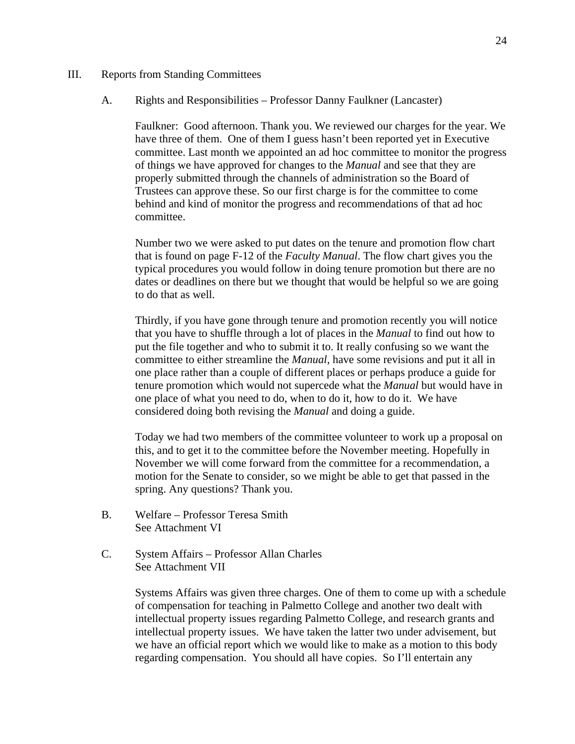III. Reports from Standing Committees

A. Rights and Responsibilities – Professor Danny Faulkner (Lancaster)

Faulkner: Good afternoon. Thank you. We reviewed our charges for the year. We have three of them. One of them I guess hasn't been reported yet in Executive committee. Last month we appointed an ad hoc committee to monitor the progress of things we have approved for changes to the *Manual* and see that they are properly submitted through the channels of administration so the Board of Trustees can approve these. So our first charge is for the committee to come behind and kind of monitor the progress and recommendations of that ad hoc committee.

Number two we were asked to put dates on the tenure and promotion flow chart that is found on page F-12 of the *Faculty Manual*. The flow chart gives you the typical procedures you would follow in doing tenure promotion but there are no dates or deadlines on there but we thought that would be helpful so we are going to do that as well.

Thirdly, if you have gone through tenure and promotion recently you will notice that you have to shuffle through a lot of places in the *Manual* to find out how to put the file together and who to submit it to. It really confusing so we want the committee to either streamline the *Manual*, have some revisions and put it all in one place rather than a couple of different places or perhaps produce a guide for tenure promotion which would not supercede what the *Manual* but would have in one place of what you need to do, when to do it, how to do it. We have considered doing both revising the *Manual* and doing a guide.

Today we had two members of the committee volunteer to work up a proposal on this, and to get it to the committee before the November meeting. Hopefully in November we will come forward from the committee for a recommendation, a motion for the Senate to consider, so we might be able to get that passed in the spring. Any questions? Thank you.

B. Welfare – Professor Teresa Smith
See Attachment VI

C. System Affairs – Professor Allan Charles
See Attachment VII

Systems Affairs was given three charges. One of them to come up with a schedule of compensation for teaching in Palmetto College and another two dealt with intellectual property issues regarding Palmetto College, and research grants and intellectual property issues. We have taken the latter two under advisement, but we have an official report which we would like to make as a motion to this body regarding compensation. You should all have copies. So I'll entertain any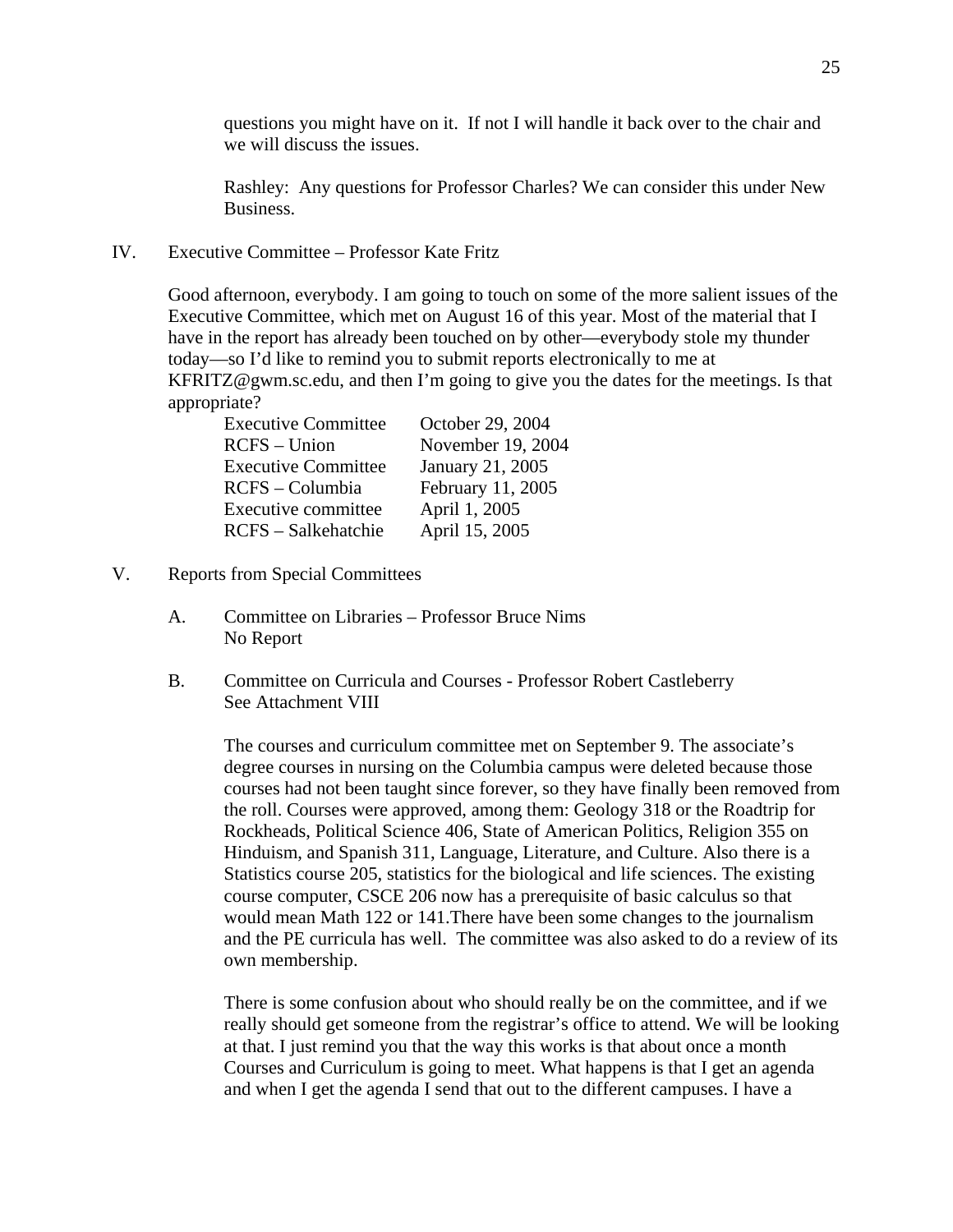questions you might have on it. If not I will handle it back over to the chair and we will discuss the issues.

Rashley: Any questions for Professor Charles? We can consider this under New Business.

IV. Executive Committee – Professor Kate Fritz

Good afternoon, everybody. I am going to touch on some of the more salient issues of the Executive Committee, which met on August 16 of this year. Most of the material that I have in the report has already been touched on by other—everybody stole my thunder today—so I'd like to remind you to submit reports electronically to me at KFRITZ@gwm.sc.edu, and then I'm going to give you the dates for the meetings. Is that appropriate?

| | |
|---|---|
| Executive Committee | October 29, 2004 |
| RCFS – Union | November 19, 2004 |
| Executive Committee | January 21, 2005 |
| RCFS – Columbia | February 11, 2005 |
| Executive committee | April 1, 2005 |
| RCFS – Salkehatchie | April 15, 2005 |

V. Reports from Special Committees

A. Committee on Libraries – Professor Bruce Nims
No Report

B. Committee on Curricula and Courses - Professor Robert Castleberry
See Attachment VIII

The courses and curriculum committee met on September 9. The associate's degree courses in nursing on the Columbia campus were deleted because those courses had not been taught since forever, so they have finally been removed from the roll. Courses were approved, among them: Geology 318 or the Roadtrip for Rockheads, Political Science 406, State of American Politics, Religion 355 on Hinduism, and Spanish 311, Language, Literature, and Culture. Also there is a Statistics course 205, statistics for the biological and life sciences. The existing course computer, CSCE 206 now has a prerequisite of basic calculus so that would mean Math 122 or 141.There have been some changes to the journalism and the PE curricula has well. The committee was also asked to do a review of its own membership.

There is some confusion about who should really be on the committee, and if we really should get someone from the registrar's office to attend. We will be looking at that. I just remind you that the way this works is that about once a month Courses and Curriculum is going to meet. What happens is that I get an agenda and when I get the agenda I send that out to the different campuses. I have a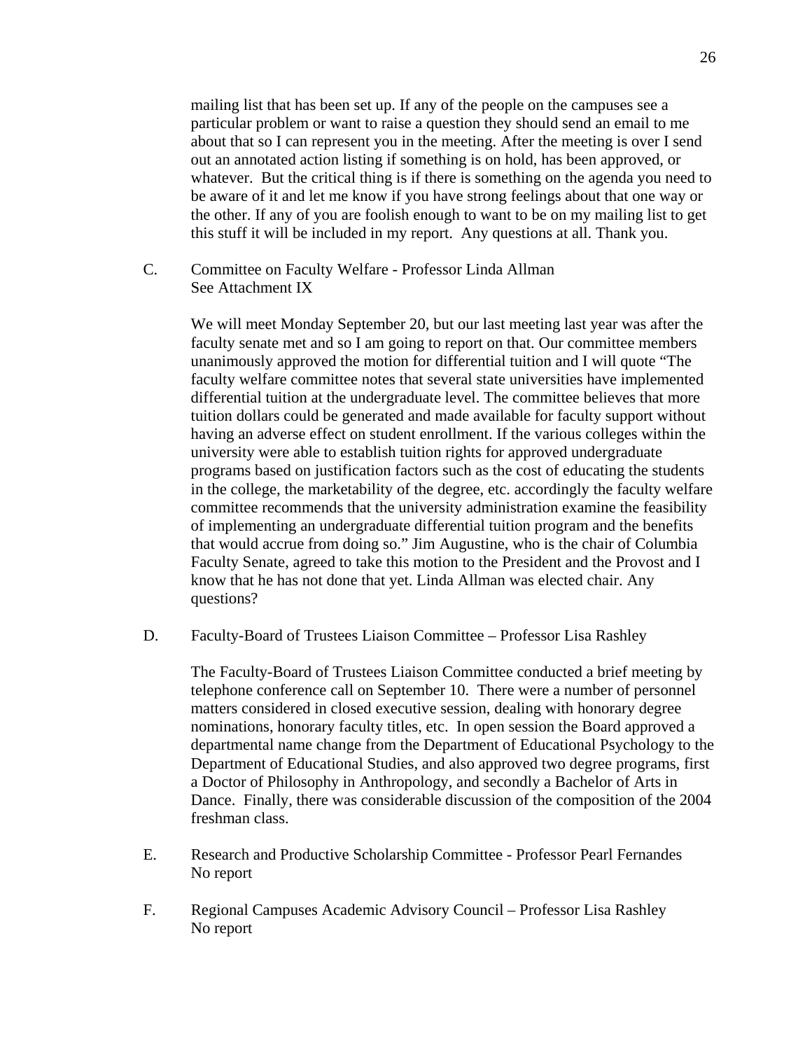mailing list that has been set up. If any of the people on the campuses see a particular problem or want to raise a question they should send an email to me about that so I can represent you in the meeting. After the meeting is over I send out an annotated action listing if something is on hold, has been approved, or whatever. But the critical thing is if there is something on the agenda you need to be aware of it and let me know if you have strong feelings about that one way or the other. If any of you are foolish enough to want to be on my mailing list to get this stuff it will be included in my report. Any questions at all. Thank you.

C. Committee on Faculty Welfare - Professor Linda Allman
See Attachment IX

We will meet Monday September 20, but our last meeting last year was after the faculty senate met and so I am going to report on that. Our committee members unanimously approved the motion for differential tuition and I will quote "The faculty welfare committee notes that several state universities have implemented differential tuition at the undergraduate level. The committee believes that more tuition dollars could be generated and made available for faculty support without having an adverse effect on student enrollment. If the various colleges within the university were able to establish tuition rights for approved undergraduate programs based on justification factors such as the cost of educating the students in the college, the marketability of the degree, etc. accordingly the faculty welfare committee recommends that the university administration examine the feasibility of implementing an undergraduate differential tuition program and the benefits that would accrue from doing so." Jim Augustine, who is the chair of Columbia Faculty Senate, agreed to take this motion to the President and the Provost and I know that he has not done that yet. Linda Allman was elected chair. Any questions?

D. Faculty-Board of Trustees Liaison Committee – Professor Lisa Rashley

The Faculty-Board of Trustees Liaison Committee conducted a brief meeting by telephone conference call on September 10. There were a number of personnel matters considered in closed executive session, dealing with honorary degree nominations, honorary faculty titles, etc. In open session the Board approved a departmental name change from the Department of Educational Psychology to the Department of Educational Studies, and also approved two degree programs, first a Doctor of Philosophy in Anthropology, and secondly a Bachelor of Arts in Dance. Finally, there was considerable discussion of the composition of the 2004 freshman class.

E. Research and Productive Scholarship Committee - Professor Pearl Fernandes
No report

F. Regional Campuses Academic Advisory Council – Professor Lisa Rashley
No report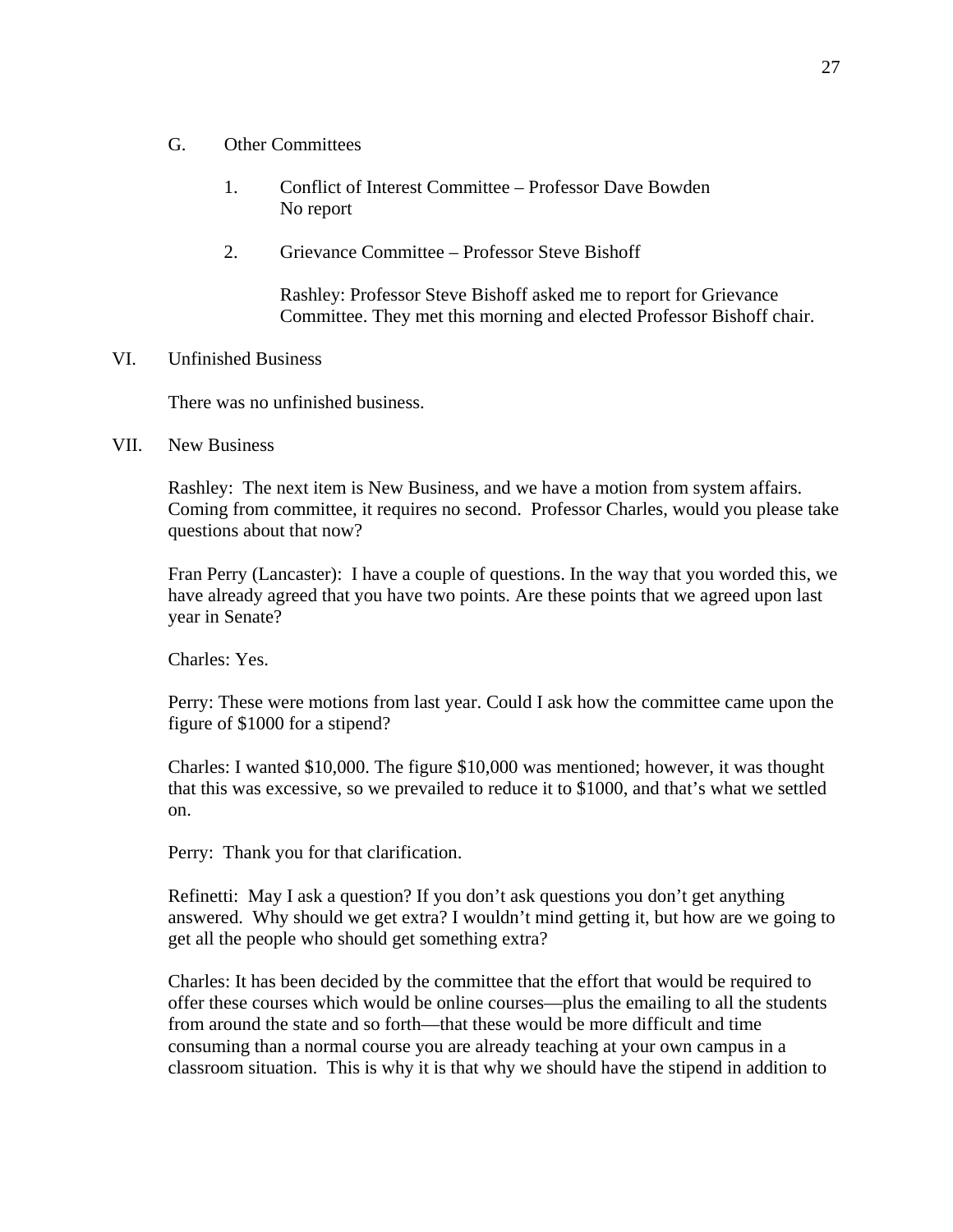G. Other Committees

1. Conflict of Interest Committee – Professor Dave Bowden
   No report

2. Grievance Committee – Professor Steve Bishoff

   Rashley: Professor Steve Bishoff asked me to report for Grievance Committee. They met this morning and elected Professor Bishoff chair.

VI. Unfinished Business

There was no unfinished business.

VII. New Business

Rashley: The next item is New Business, and we have a motion from system affairs. Coming from committee, it requires no second. Professor Charles, would you please take questions about that now?

Fran Perry (Lancaster): I have a couple of questions. In the way that you worded this, we have already agreed that you have two points. Are these points that we agreed upon last year in Senate?

Charles: Yes.

Perry: These were motions from last year. Could I ask how the committee came upon the figure of $1000 for a stipend?

Charles: I wanted $10,000. The figure $10,000 was mentioned; however, it was thought that this was excessive, so we prevailed to reduce it to $1000, and that's what we settled on.

Perry: Thank you for that clarification.

Refinetti: May I ask a question? If you don't ask questions you don't get anything answered. Why should we get extra? I wouldn't mind getting it, but how are we going to get all the people who should get something extra?

Charles: It has been decided by the committee that the effort that would be required to offer these courses which would be online courses—plus the emailing to all the students from around the state and so forth—that these would be more difficult and time consuming than a normal course you are already teaching at your own campus in a classroom situation. This is why it is that why we should have the stipend in addition to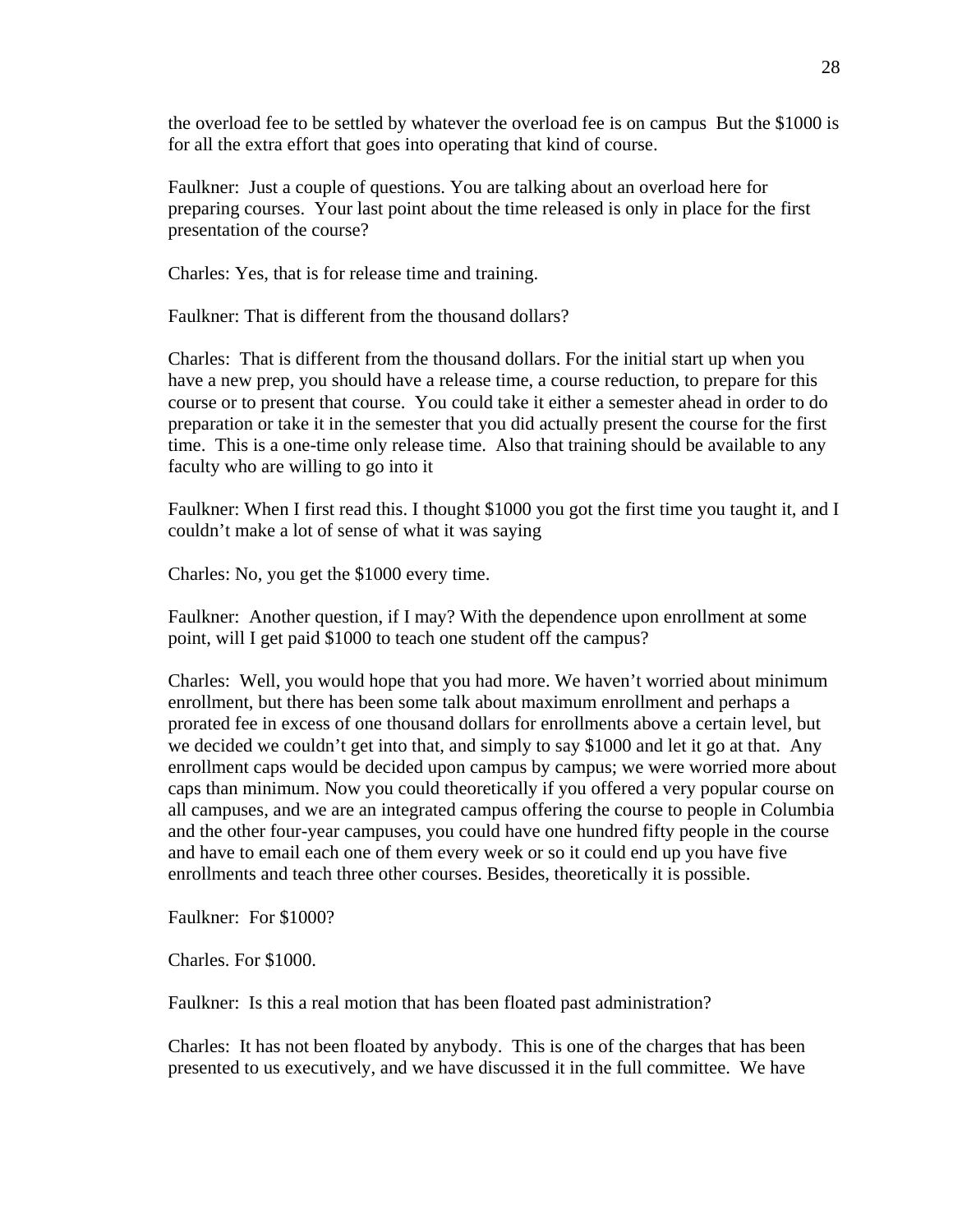the overload fee to be settled by whatever the overload fee is on campus  But the $1000 is for all the extra effort that goes into operating that kind of course.

Faulkner:  Just a couple of questions. You are talking about an overload here for preparing courses.  Your last point about the time released is only in place for the first presentation of the course?

Charles: Yes, that is for release time and training.

Faulkner: That is different from the thousand dollars?

Charles:  That is different from the thousand dollars. For the initial start up when you have a new prep, you should have a release time, a course reduction, to prepare for this course or to present that course.  You could take it either a semester ahead in order to do preparation or take it in the semester that you did actually present the course for the first time.  This is a one-time only release time.  Also that training should be available to any faculty who are willing to go into it

Faulkner: When I first read this. I thought $1000 you got the first time you taught it, and I couldn't make a lot of sense of what it was saying

Charles: No, you get the $1000 every time.

Faulkner:  Another question, if I may? With the dependence upon enrollment at some point, will I get paid $1000 to teach one student off the campus?

Charles:  Well, you would hope that you had more. We haven't worried about minimum enrollment, but there has been some talk about maximum enrollment and perhaps a prorated fee in excess of one thousand dollars for enrollments above a certain level, but we decided we couldn't get into that, and simply to say $1000 and let it go at that.  Any enrollment caps would be decided upon campus by campus; we were worried more about caps than minimum. Now you could theoretically if you offered a very popular course on all campuses, and we are an integrated campus offering the course to people in Columbia and the other four-year campuses, you could have one hundred fifty people in the course and have to email each one of them every week or so it could end up you have five enrollments and teach three other courses. Besides, theoretically it is possible.

Faulkner:  For $1000?

Charles. For $1000.

Faulkner:  Is this a real motion that has been floated past administration?

Charles:  It has not been floated by anybody.  This is one of the charges that has been presented to us executively, and we have discussed it in the full committee.  We have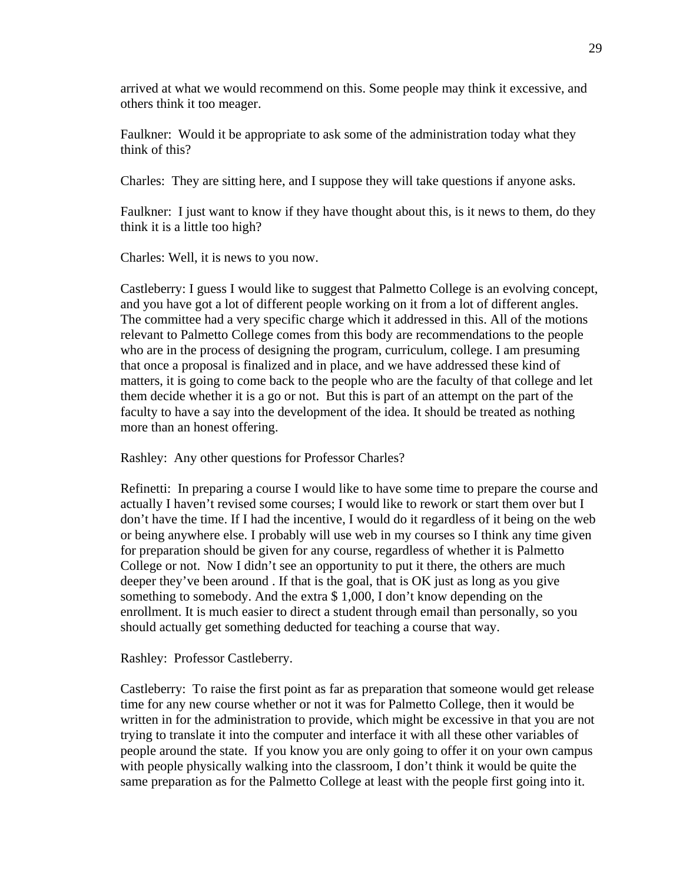arrived at what we would recommend on this. Some people may think it excessive, and others think it too meager.

Faulkner: Would it be appropriate to ask some of the administration today what they think of this?

Charles: They are sitting here, and I suppose they will take questions if anyone asks.

Faulkner: I just want to know if they have thought about this, is it news to them, do they think it is a little too high?

Charles: Well, it is news to you now.

Castleberry: I guess I would like to suggest that Palmetto College is an evolving concept, and you have got a lot of different people working on it from a lot of different angles. The committee had a very specific charge which it addressed in this. All of the motions relevant to Palmetto College comes from this body are recommendations to the people who are in the process of designing the program, curriculum, college. I am presuming that once a proposal is finalized and in place, and we have addressed these kind of matters, it is going to come back to the people who are the faculty of that college and let them decide whether it is a go or not. But this is part of an attempt on the part of the faculty to have a say into the development of the idea. It should be treated as nothing more than an honest offering.

Rashley: Any other questions for Professor Charles?

Refinetti: In preparing a course I would like to have some time to prepare the course and actually I haven't revised some courses; I would like to rework or start them over but I don't have the time. If I had the incentive, I would do it regardless of it being on the web or being anywhere else. I probably will use web in my courses so I think any time given for preparation should be given for any course, regardless of whether it is Palmetto College or not. Now I didn't see an opportunity to put it there, the others are much deeper they've been around . If that is the goal, that is OK just as long as you give something to somebody. And the extra $ 1,000, I don't know depending on the enrollment. It is much easier to direct a student through email than personally, so you should actually get something deducted for teaching a course that way.

Rashley: Professor Castleberry.

Castleberry: To raise the first point as far as preparation that someone would get release time for any new course whether or not it was for Palmetto College, then it would be written in for the administration to provide, which might be excessive in that you are not trying to translate it into the computer and interface it with all these other variables of people around the state. If you know you are only going to offer it on your own campus with people physically walking into the classroom, I don't think it would be quite the same preparation as for the Palmetto College at least with the people first going into it.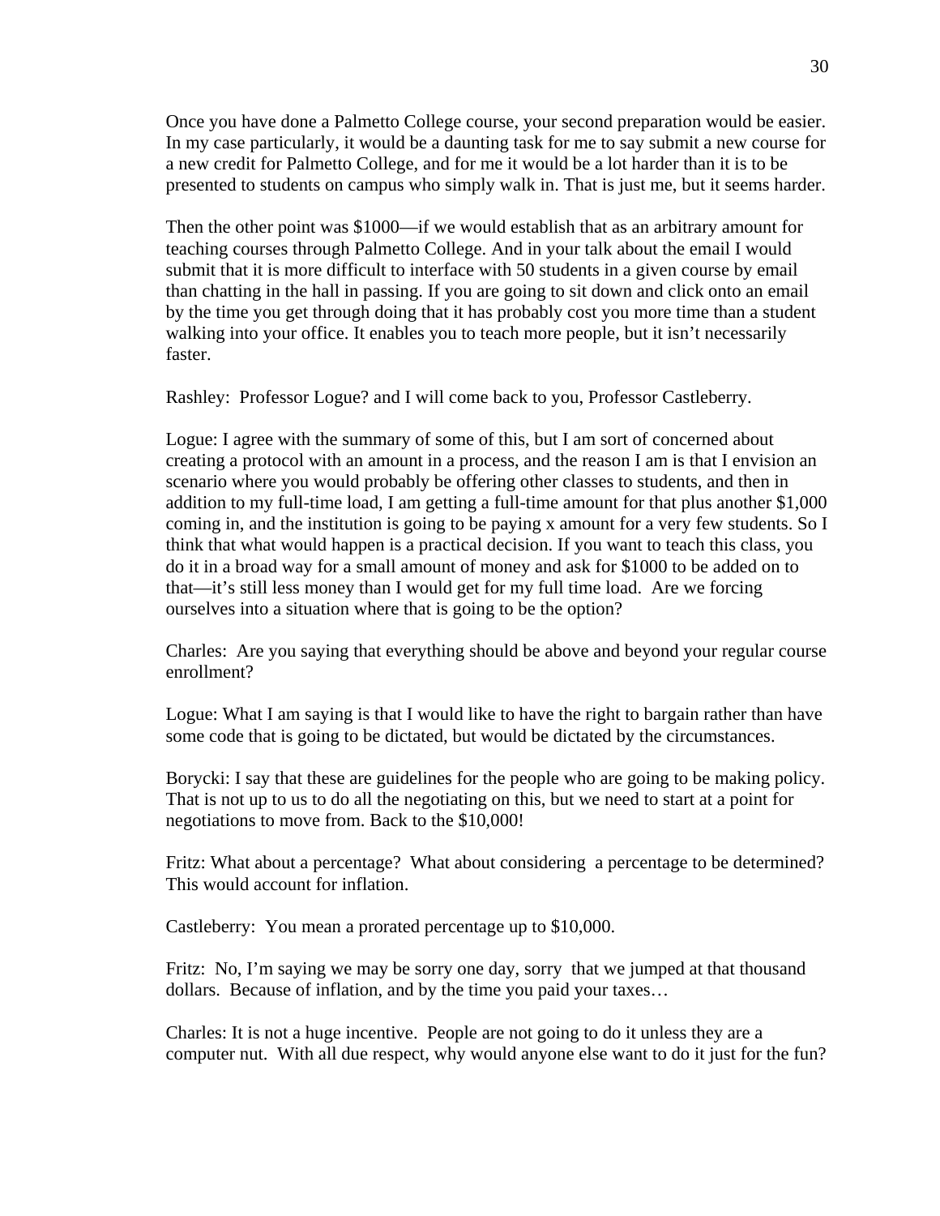Once you have done a Palmetto College course, your second preparation would be easier. In my case particularly, it would be a daunting task for me to say submit a new course for a new credit for Palmetto College, and for me it would be a lot harder than it is to be presented to students on campus who simply walk in. That is just me, but it seems harder.

Then the other point was $1000—if we would establish that as an arbitrary amount for teaching courses through Palmetto College. And in your talk about the email I would submit that it is more difficult to interface with 50 students in a given course by email than chatting in the hall in passing. If you are going to sit down and click onto an email by the time you get through doing that it has probably cost you more time than a student walking into your office. It enables you to teach more people, but it isn't necessarily faster.

Rashley: Professor Logue? and I will come back to you, Professor Castleberry.

Logue: I agree with the summary of some of this, but I am sort of concerned about creating a protocol with an amount in a process, and the reason I am is that I envision an scenario where you would probably be offering other classes to students, and then in addition to my full-time load, I am getting a full-time amount for that plus another $1,000 coming in, and the institution is going to be paying x amount for a very few students. So I think that what would happen is a practical decision. If you want to teach this class, you do it in a broad way for a small amount of money and ask for $1000 to be added on to that—it's still less money than I would get for my full time load. Are we forcing ourselves into a situation where that is going to be the option?

Charles: Are you saying that everything should be above and beyond your regular course enrollment?

Logue: What I am saying is that I would like to have the right to bargain rather than have some code that is going to be dictated, but would be dictated by the circumstances.

Borycki: I say that these are guidelines for the people who are going to be making policy. That is not up to us to do all the negotiating on this, but we need to start at a point for negotiations to move from. Back to the $10,000!

Fritz: What about a percentage? What about considering a percentage to be determined? This would account for inflation.

Castleberry: You mean a prorated percentage up to $10,000.

Fritz: No, I'm saying we may be sorry one day, sorry that we jumped at that thousand dollars. Because of inflation, and by the time you paid your taxes…

Charles: It is not a huge incentive. People are not going to do it unless they are a computer nut. With all due respect, why would anyone else want to do it just for the fun?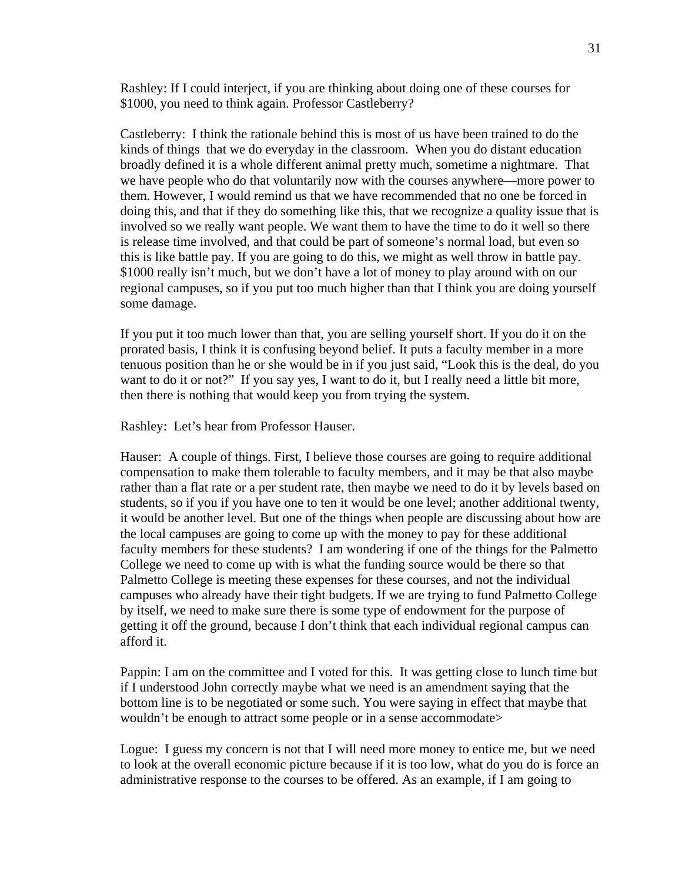Rashley: If I could interject, if you are thinking about doing one of these courses for $1000, you need to think again. Professor Castleberry?

Castleberry: I think the rationale behind this is most of us have been trained to do the kinds of things that we do everyday in the classroom. When you do distant education broadly defined it is a whole different animal pretty much, sometime a nightmare. That we have people who do that voluntarily now with the courses anywhere—more power to them. However, I would remind us that we have recommended that no one be forced in doing this, and that if they do something like this, that we recognize a quality issue that is involved so we really want people. We want them to have the time to do it well so there is release time involved, and that could be part of someone's normal load, but even so this is like battle pay. If you are going to do this, we might as well throw in battle pay. $1000 really isn't much, but we don't have a lot of money to play around with on our regional campuses, so if you put too much higher than that I think you are doing yourself some damage.

If you put it too much lower than that, you are selling yourself short. If you do it on the prorated basis, I think it is confusing beyond belief. It puts a faculty member in a more tenuous position than he or she would be in if you just said, "Look this is the deal, do you want to do it or not?" If you say yes, I want to do it, but I really need a little bit more, then there is nothing that would keep you from trying the system.

Rashley: Let's hear from Professor Hauser.

Hauser: A couple of things. First, I believe those courses are going to require additional compensation to make them tolerable to faculty members, and it may be that also maybe rather than a flat rate or a per student rate, then maybe we need to do it by levels based on students, so if you if you have one to ten it would be one level; another additional twenty, it would be another level. But one of the things when people are discussing about how are the local campuses are going to come up with the money to pay for these additional faculty members for these students? I am wondering if one of the things for the Palmetto College we need to come up with is what the funding source would be there so that Palmetto College is meeting these expenses for these courses, and not the individual campuses who already have their tight budgets. If we are trying to fund Palmetto College by itself, we need to make sure there is some type of endowment for the purpose of getting it off the ground, because I don't think that each individual regional campus can afford it.

Pappin: I am on the committee and I voted for this. It was getting close to lunch time but if I understood John correctly maybe what we need is an amendment saying that the bottom line is to be negotiated or some such. You were saying in effect that maybe that wouldn't be enough to attract some people or in a sense accommodate>

Logue: I guess my concern is not that I will need more money to entice me, but we need to look at the overall economic picture because if it is too low, what do you do is force an administrative response to the courses to be offered. As an example, if I am going to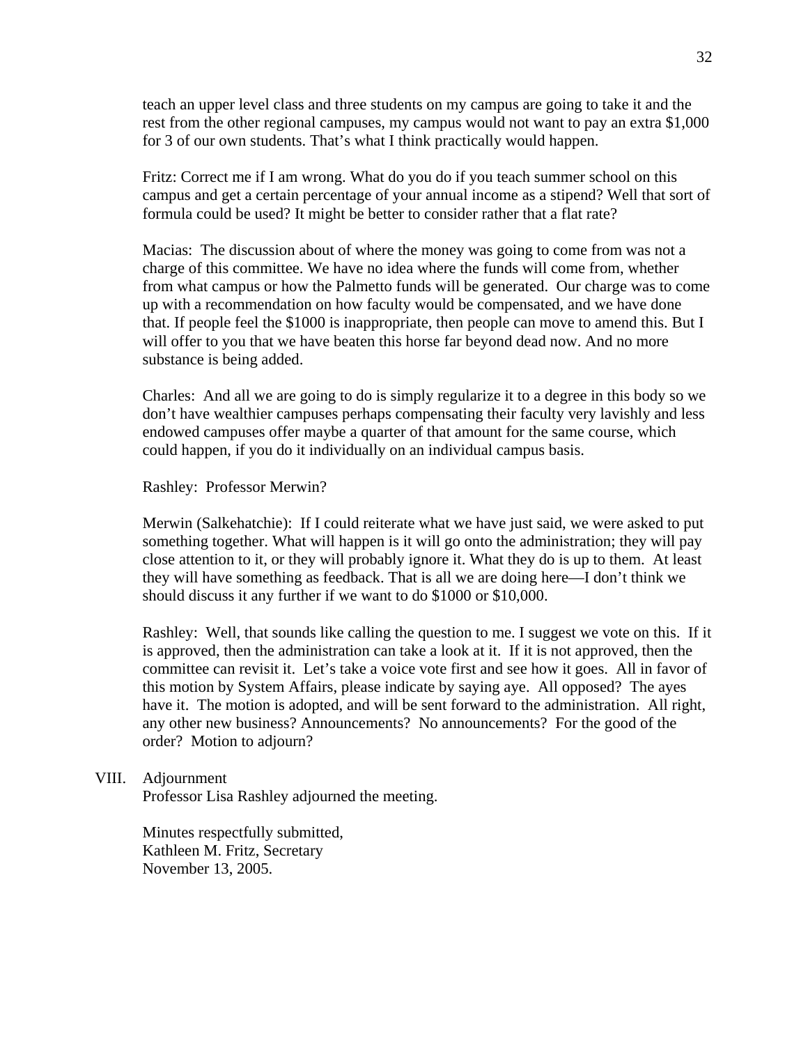teach an upper level class and three students on my campus are going to take it and the rest from the other regional campuses, my campus would not want to pay an extra $1,000 for 3 of our own students. That's what I think practically would happen.

Fritz: Correct me if I am wrong. What do you do if you teach summer school on this campus and get a certain percentage of your annual income as a stipend? Well that sort of formula could be used? It might be better to consider rather that a flat rate?

Macias: The discussion about of where the money was going to come from was not a charge of this committee. We have no idea where the funds will come from, whether from what campus or how the Palmetto funds will be generated. Our charge was to come up with a recommendation on how faculty would be compensated, and we have done that. If people feel the $1000 is inappropriate, then people can move to amend this. But I will offer to you that we have beaten this horse far beyond dead now. And no more substance is being added.

Charles: And all we are going to do is simply regularize it to a degree in this body so we don't have wealthier campuses perhaps compensating their faculty very lavishly and less endowed campuses offer maybe a quarter of that amount for the same course, which could happen, if you do it individually on an individual campus basis.

Rashley: Professor Merwin?

Merwin (Salkehatchie): If I could reiterate what we have just said, we were asked to put something together. What will happen is it will go onto the administration; they will pay close attention to it, or they will probably ignore it. What they do is up to them. At least they will have something as feedback. That is all we are doing here—I don't think we should discuss it any further if we want to do $1000 or $10,000.

Rashley: Well, that sounds like calling the question to me. I suggest we vote on this. If it is approved, then the administration can take a look at it. If it is not approved, then the committee can revisit it. Let's take a voice vote first and see how it goes. All in favor of this motion by System Affairs, please indicate by saying aye. All opposed? The ayes have it. The motion is adopted, and will be sent forward to the administration. All right, any other new business? Announcements? No announcements? For the good of the order? Motion to adjourn?

VIII. Adjournment

Professor Lisa Rashley adjourned the meeting.

Minutes respectfully submitted,
Kathleen M. Fritz, Secretary
November 13, 2005.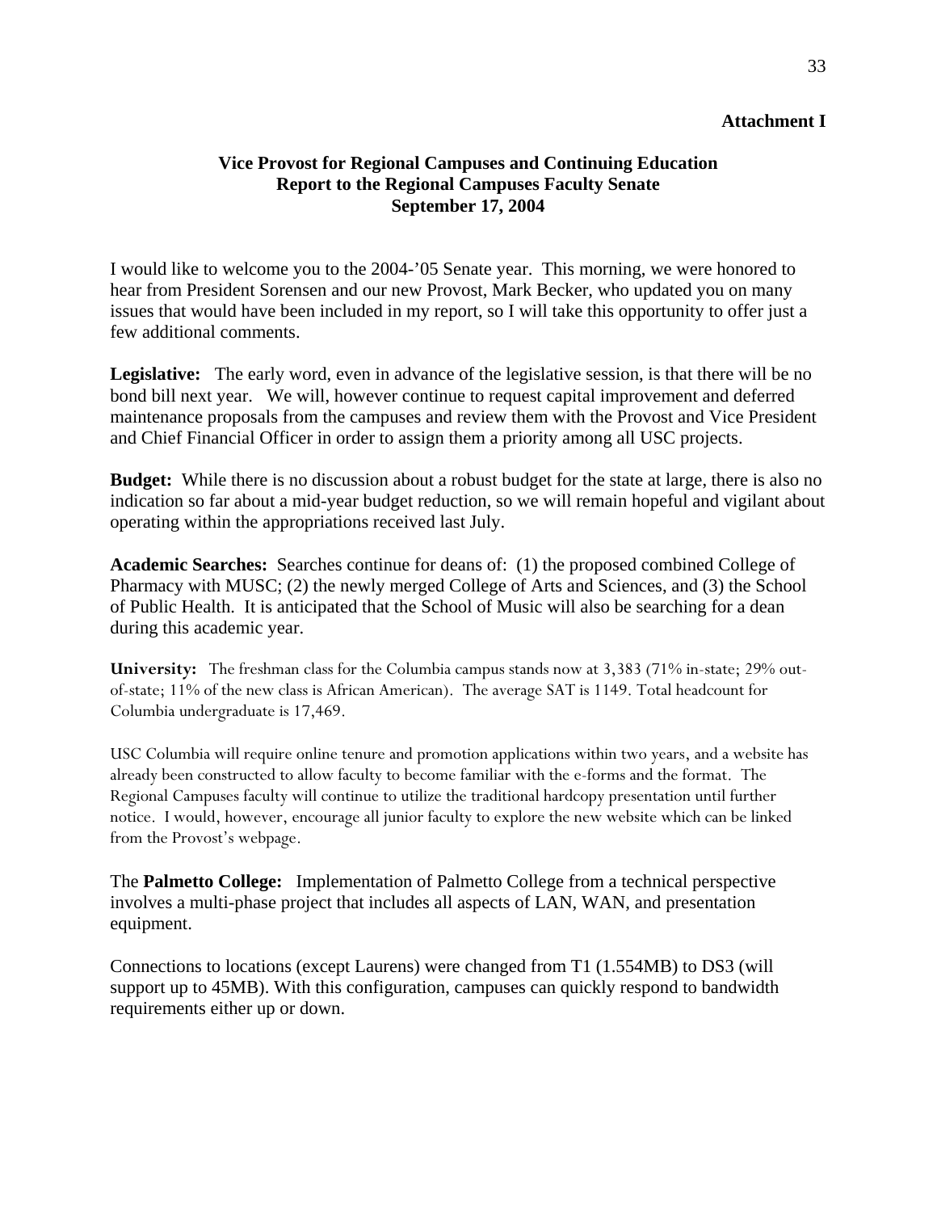**Attachment I**

## Vice Provost for Regional Campuses and Continuing Education Report to the Regional Campuses Faculty Senate September 17, 2004

I would like to welcome you to the 2004-'05 Senate year. This morning, we were honored to hear from President Sorensen and our new Provost, Mark Becker, who updated you on many issues that would have been included in my report, so I will take this opportunity to offer just a few additional comments.

**Legislative:** The early word, even in advance of the legislative session, is that there will be no bond bill next year. We will, however continue to request capital improvement and deferred maintenance proposals from the campuses and review them with the Provost and Vice President and Chief Financial Officer in order to assign them a priority among all USC projects.

**Budget:** While there is no discussion about a robust budget for the state at large, there is also no indication so far about a mid-year budget reduction, so we will remain hopeful and vigilant about operating within the appropriations received last July.

**Academic Searches:** Searches continue for deans of: (1) the proposed combined College of Pharmacy with MUSC; (2) the newly merged College of Arts and Sciences, and (3) the School of Public Health. It is anticipated that the School of Music will also be searching for a dean during this academic year.

**University:** The freshman class for the Columbia campus stands now at 3,383 (71% in-state; 29% out-of-state; 11% of the new class is African American). The average SAT is 1149. Total headcount for Columbia undergraduate is 17,469.

USC Columbia will require online tenure and promotion applications within two years, and a website has already been constructed to allow faculty to become familiar with the e-forms and the format. The Regional Campuses faculty will continue to utilize the traditional hardcopy presentation until further notice. I would, however, encourage all junior faculty to explore the new website which can be linked from the Provost's webpage.

The **Palmetto College:** Implementation of Palmetto College from a technical perspective involves a multi-phase project that includes all aspects of LAN, WAN, and presentation equipment.

Connections to locations (except Laurens) were changed from T1 (1.554MB) to DS3 (will support up to 45MB). With this configuration, campuses can quickly respond to bandwidth requirements either up or down.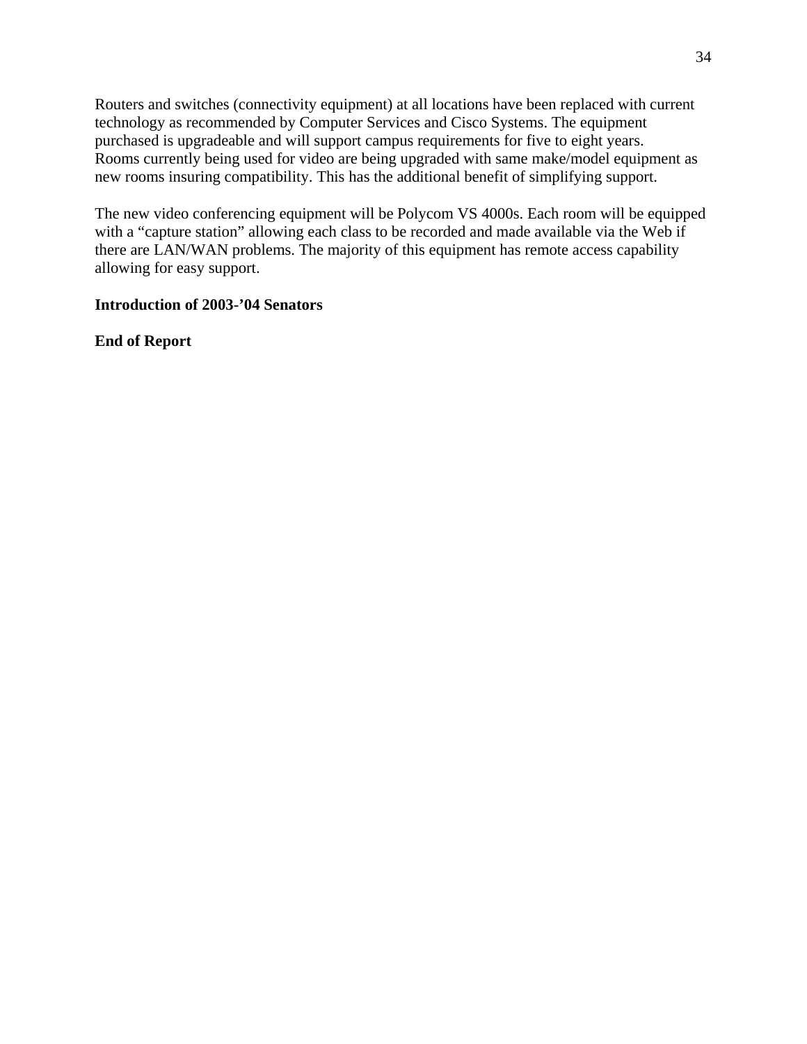Routers and switches (connectivity equipment) at all locations have been replaced with current technology as recommended by Computer Services and Cisco Systems. The equipment purchased is upgradeable and will support campus requirements for five to eight years. Rooms currently being used for video are being upgraded with same make/model equipment as new rooms insuring compatibility. This has the additional benefit of simplifying support.

The new video conferencing equipment will be Polycom VS 4000s. Each room will be equipped with a "capture station" allowing each class to be recorded and made available via the Web if there are LAN/WAN problems. The majority of this equipment has remote access capability allowing for easy support.

**Introduction of 2003-'04 Senators**

**End of Report**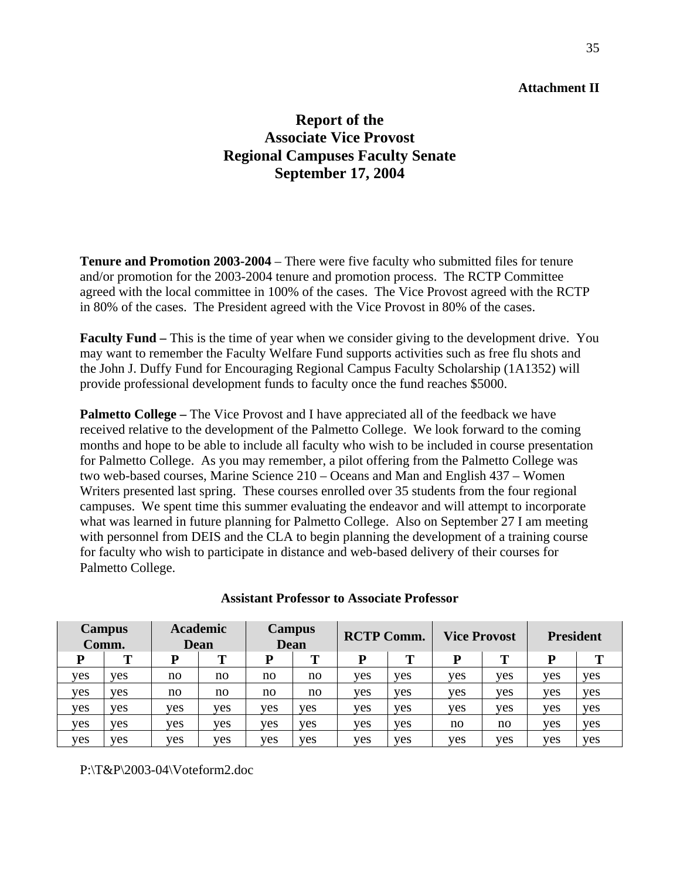**Attachment II**

# Report of the
# Associate Vice Provost
# Regional Campuses Faculty Senate
# September 17, 2004

**Tenure and Promotion 2003-2004** – There were five faculty who submitted files for tenure and/or promotion for the 2003-2004 tenure and promotion process. The RCTP Committee agreed with the local committee in 100% of the cases. The Vice Provost agreed with the RCTP in 80% of the cases. The President agreed with the Vice Provost in 80% of the cases.

**Faculty Fund –** This is the time of year when we consider giving to the development drive. You may want to remember the Faculty Welfare Fund supports activities such as free flu shots and the John J. Duffy Fund for Encouraging Regional Campus Faculty Scholarship (1A1352) will provide professional development funds to faculty once the fund reaches $5000.

**Palmetto College –** The Vice Provost and I have appreciated all of the feedback we have received relative to the development of the Palmetto College. We look forward to the coming months and hope to be able to include all faculty who wish to be included in course presentation for Palmetto College. As you may remember, a pilot offering from the Palmetto College was two web-based courses, Marine Science 210 – Oceans and Man and English 437 – Women Writers presented last spring. These courses enrolled over 35 students from the four regional campuses. We spent time this summer evaluating the endeavor and will attempt to incorporate what was learned in future planning for Palmetto College. Also on September 27 I am meeting with personnel from DEIS and the CLA to begin planning the development of a training course for faculty who wish to participate in distance and web-based delivery of their courses for Palmetto College.

**Assistant Professor to Associate Professor**

| Campus Comm. | | Academic Dean | | Campus Dean | | RCTP Comm. | | Vice Provost | | President | |
|---|---|---|---|---|---|---|---|---|---|---|---|
| **P** | **T** | **P** | **T** | **P** | **T** | **P** | **T** | **P** | **T** | **P** | **T** |
| yes | yes | no | no | no | no | yes | yes | yes | yes | yes | yes |
| yes | yes | no | no | no | no | yes | yes | yes | yes | yes | yes |
| yes | yes | yes | yes | yes | yes | yes | yes | yes | yes | yes | yes |
| yes | yes | yes | yes | yes | yes | yes | yes | no | no | yes | yes |
| yes | yes | yes | yes | yes | yes | yes | yes | yes | yes | yes | yes |

P:\T&P\2003-04\Voteform2.doc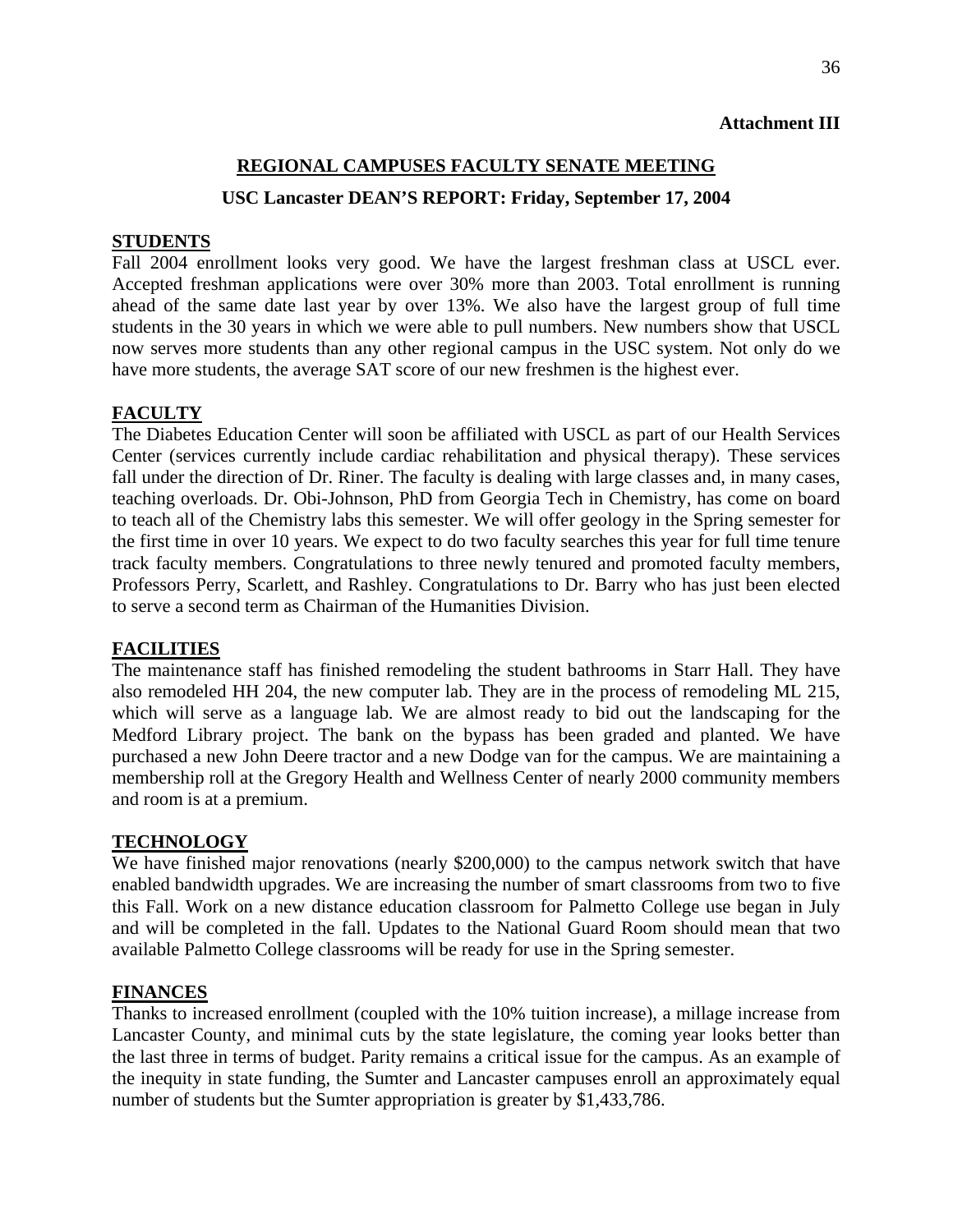**Attachment III**

## REGIONAL CAMPUSES FACULTY SENATE MEETING

### USC Lancaster DEAN'S REPORT: Friday, September 17, 2004

**STUDENTS**

Fall 2004 enrollment looks very good. We have the largest freshman class at USCL ever. Accepted freshman applications were over 30% more than 2003. Total enrollment is running ahead of the same date last year by over 13%. We also have the largest group of full time students in the 30 years in which we were able to pull numbers. New numbers show that USCL now serves more students than any other regional campus in the USC system. Not only do we have more students, the average SAT score of our new freshmen is the highest ever.

**FACULTY**

The Diabetes Education Center will soon be affiliated with USCL as part of our Health Services Center (services currently include cardiac rehabilitation and physical therapy). These services fall under the direction of Dr. Riner. The faculty is dealing with large classes and, in many cases, teaching overloads. Dr. Obi-Johnson, PhD from Georgia Tech in Chemistry, has come on board to teach all of the Chemistry labs this semester. We will offer geology in the Spring semester for the first time in over 10 years. We expect to do two faculty searches this year for full time tenure track faculty members. Congratulations to three newly tenured and promoted faculty members, Professors Perry, Scarlett, and Rashley. Congratulations to Dr. Barry who has just been elected to serve a second term as Chairman of the Humanities Division.

**FACILITIES**

The maintenance staff has finished remodeling the student bathrooms in Starr Hall. They have also remodeled HH 204, the new computer lab. They are in the process of remodeling ML 215, which will serve as a language lab. We are almost ready to bid out the landscaping for the Medford Library project. The bank on the bypass has been graded and planted. We have purchased a new John Deere tractor and a new Dodge van for the campus. We are maintaining a membership roll at the Gregory Health and Wellness Center of nearly 2000 community members and room is at a premium.

**TECHNOLOGY**

We have finished major renovations (nearly $200,000) to the campus network switch that have enabled bandwidth upgrades. We are increasing the number of smart classrooms from two to five this Fall. Work on a new distance education classroom for Palmetto College use began in July and will be completed in the fall. Updates to the National Guard Room should mean that two available Palmetto College classrooms will be ready for use in the Spring semester.

**FINANCES**

Thanks to increased enrollment (coupled with the 10% tuition increase), a millage increase from Lancaster County, and minimal cuts by the state legislature, the coming year looks better than the last three in terms of budget. Parity remains a critical issue for the campus. As an example of the inequity in state funding, the Sumter and Lancaster campuses enroll an approximately equal number of students but the Sumter appropriation is greater by $1,433,786.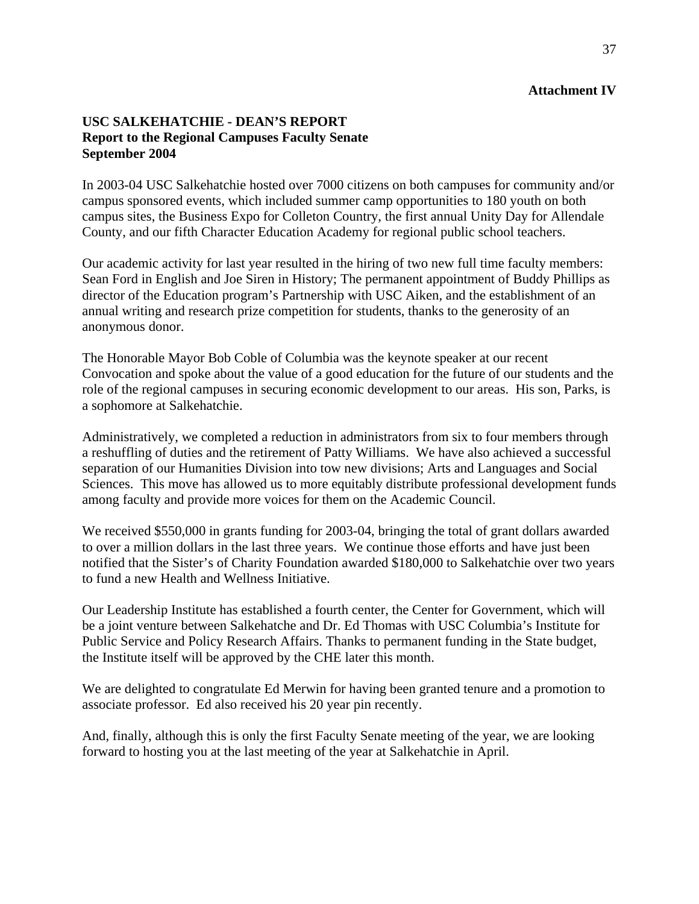**Attachment IV**

**USC SALKEHATCHIE - DEAN'S REPORT**
**Report to the Regional Campuses Faculty Senate**
**September 2004**

In 2003-04 USC Salkehatchie hosted over 7000 citizens on both campuses for community and/or campus sponsored events, which included summer camp opportunities to 180 youth on both campus sites, the Business Expo for Colleton Country, the first annual Unity Day for Allendale County, and our fifth Character Education Academy for regional public school teachers.

Our academic activity for last year resulted in the hiring of two new full time faculty members: Sean Ford in English and Joe Siren in History; The permanent appointment of Buddy Phillips as director of the Education program's Partnership with USC Aiken, and the establishment of an annual writing and research prize competition for students, thanks to the generosity of an anonymous donor.

The Honorable Mayor Bob Coble of Columbia was the keynote speaker at our recent Convocation and spoke about the value of a good education for the future of our students and the role of the regional campuses in securing economic development to our areas. His son, Parks, is a sophomore at Salkehatchie.

Administratively, we completed a reduction in administrators from six to four members through a reshuffling of duties and the retirement of Patty Williams. We have also achieved a successful separation of our Humanities Division into tow new divisions; Arts and Languages and Social Sciences. This move has allowed us to more equitably distribute professional development funds among faculty and provide more voices for them on the Academic Council.

We received $550,000 in grants funding for 2003-04, bringing the total of grant dollars awarded to over a million dollars in the last three years. We continue those efforts and have just been notified that the Sister's of Charity Foundation awarded $180,000 to Salkehatchie over two years to fund a new Health and Wellness Initiative.

Our Leadership Institute has established a fourth center, the Center for Government, which will be a joint venture between Salkehatche and Dr. Ed Thomas with USC Columbia's Institute for Public Service and Policy Research Affairs. Thanks to permanent funding in the State budget, the Institute itself will be approved by the CHE later this month.

We are delighted to congratulate Ed Merwin for having been granted tenure and a promotion to associate professor. Ed also received his 20 year pin recently.

And, finally, although this is only the first Faculty Senate meeting of the year, we are looking forward to hosting you at the last meeting of the year at Salkehatchie in April.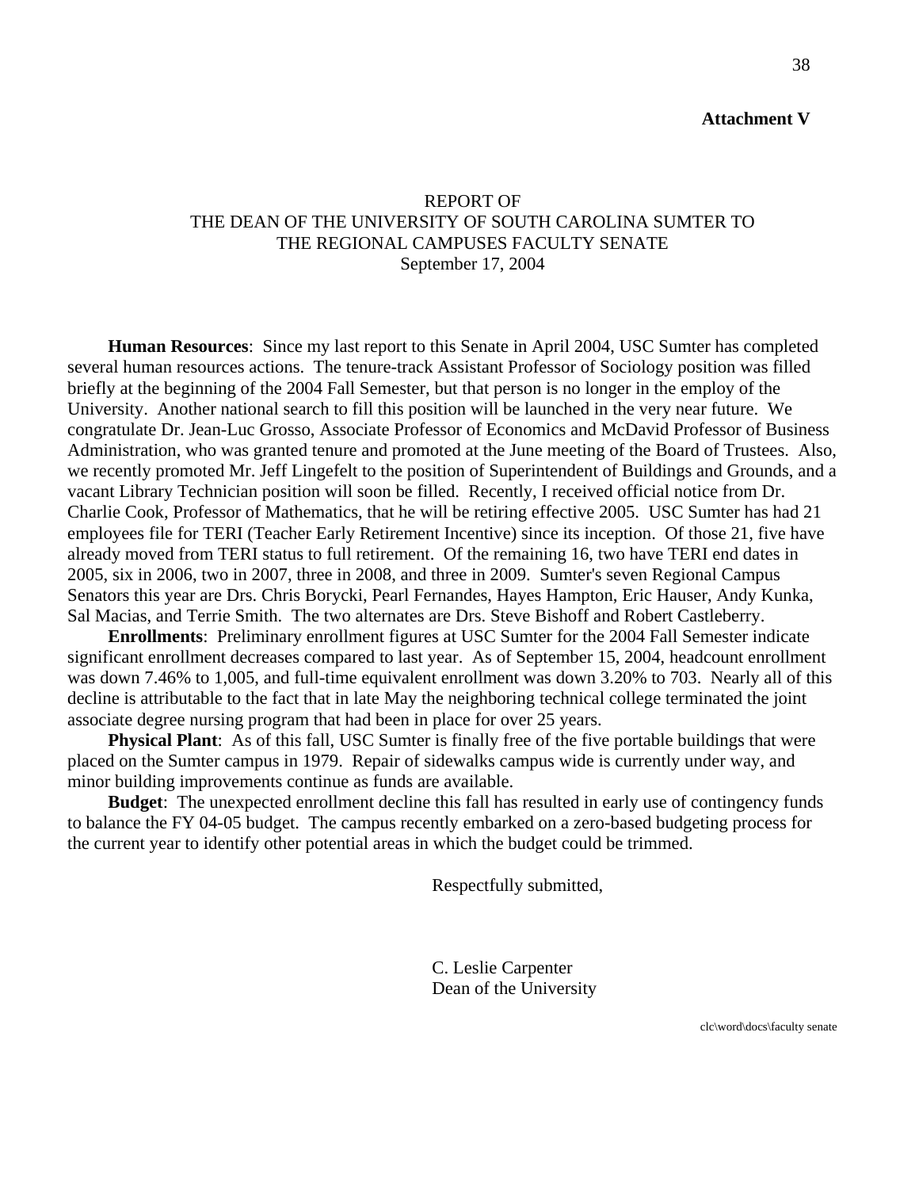**Attachment V**

# REPORT OF
# THE DEAN OF THE UNIVERSITY OF SOUTH CAROLINA SUMTER TO
# THE REGIONAL CAMPUSES FACULTY SENATE

September 17, 2004

**Human Resources**: Since my last report to this Senate in April 2004, USC Sumter has completed several human resources actions. The tenure-track Assistant Professor of Sociology position was filled briefly at the beginning of the 2004 Fall Semester, but that person is no longer in the employ of the University. Another national search to fill this position will be launched in the very near future. We congratulate Dr. Jean-Luc Grosso, Associate Professor of Economics and McDavid Professor of Business Administration, who was granted tenure and promoted at the June meeting of the Board of Trustees. Also, we recently promoted Mr. Jeff Lingefelt to the position of Superintendent of Buildings and Grounds, and a vacant Library Technician position will soon be filled. Recently, I received official notice from Dr. Charlie Cook, Professor of Mathematics, that he will be retiring effective 2005. USC Sumter has had 21 employees file for TERI (Teacher Early Retirement Incentive) since its inception. Of those 21, five have already moved from TERI status to full retirement. Of the remaining 16, two have TERI end dates in 2005, six in 2006, two in 2007, three in 2008, and three in 2009. Sumter's seven Regional Campus Senators this year are Drs. Chris Borycki, Pearl Fernandes, Hayes Hampton, Eric Hauser, Andy Kunka, Sal Macias, and Terrie Smith. The two alternates are Drs. Steve Bishoff and Robert Castleberry.

**Enrollments**: Preliminary enrollment figures at USC Sumter for the 2004 Fall Semester indicate significant enrollment decreases compared to last year. As of September 15, 2004, headcount enrollment was down 7.46% to 1,005, and full-time equivalent enrollment was down 3.20% to 703. Nearly all of this decline is attributable to the fact that in late May the neighboring technical college terminated the joint associate degree nursing program that had been in place for over 25 years.

**Physical Plant**: As of this fall, USC Sumter is finally free of the five portable buildings that were placed on the Sumter campus in 1979. Repair of sidewalks campus wide is currently under way, and minor building improvements continue as funds are available.

**Budget**: The unexpected enrollment decline this fall has resulted in early use of contingency funds to balance the FY 04-05 budget. The campus recently embarked on a zero-based budgeting process for the current year to identify other potential areas in which the budget could be trimmed.

Respectfully submitted,

C. Leslie Carpenter
Dean of the University

clc\word\docs\faculty senate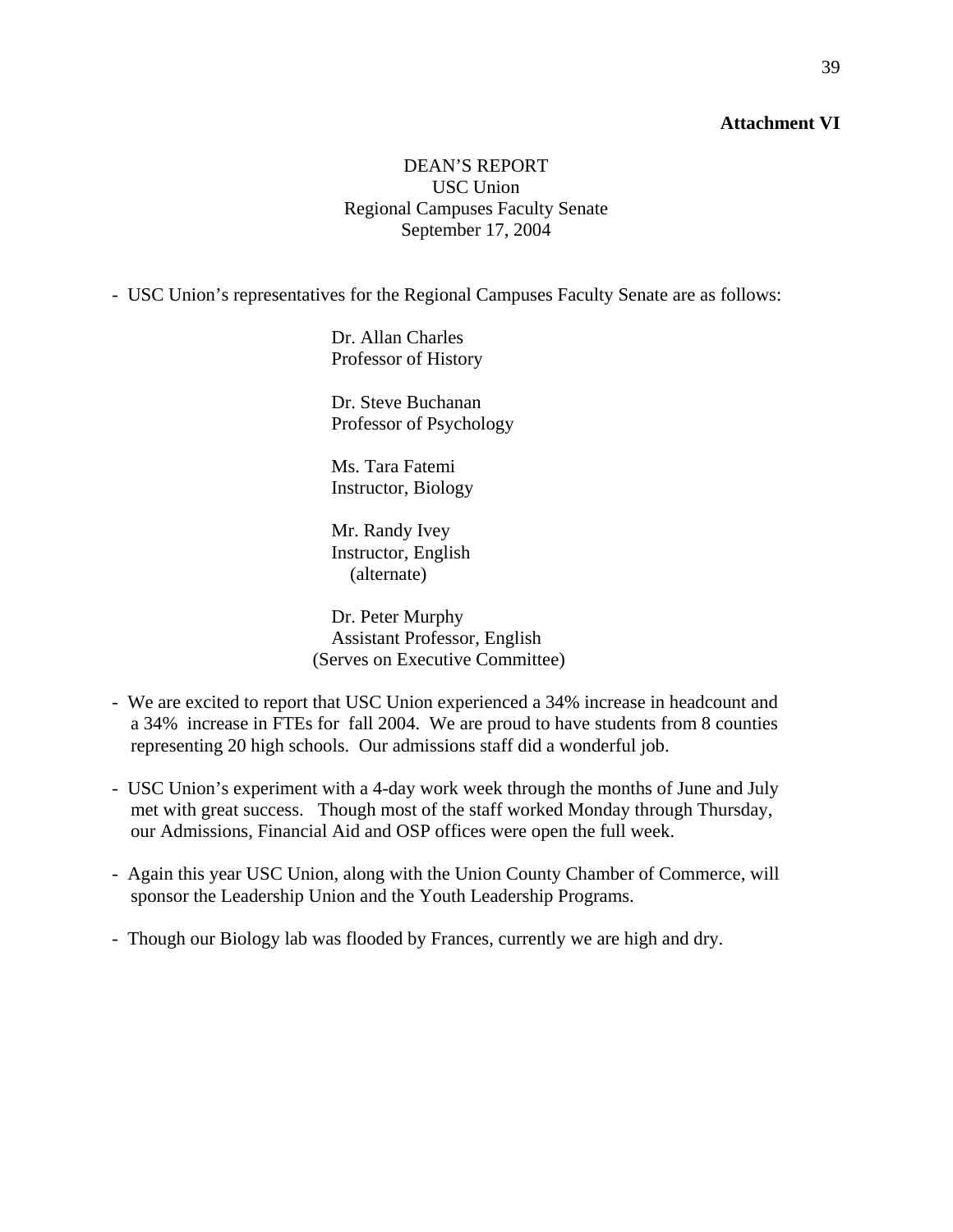**Attachment VI**

DEAN'S REPORT
USC Union
Regional Campuses Faculty Senate
September 17, 2004

- USC Union's representatives for the Regional Campuses Faculty Senate are as follows:

  Dr. Allan Charles
  Professor of History

  Dr. Steve Buchanan
  Professor of Psychology

  Ms. Tara Fatemi
  Instructor, Biology

  Mr. Randy Ivey
  Instructor, English
  (alternate)

  Dr. Peter Murphy
  Assistant Professor, English
  (Serves on Executive Committee)

- We are excited to report that USC Union experienced a 34% increase in headcount and a 34% increase in FTEs for fall 2004. We are proud to have students from 8 counties representing 20 high schools. Our admissions staff did a wonderful job.

- USC Union's experiment with a 4-day work week through the months of June and July met with great success. Though most of the staff worked Monday through Thursday, our Admissions, Financial Aid and OSP offices were open the full week.

- Again this year USC Union, along with the Union County Chamber of Commerce, will sponsor the Leadership Union and the Youth Leadership Programs.

- Though our Biology lab was flooded by Frances, currently we are high and dry.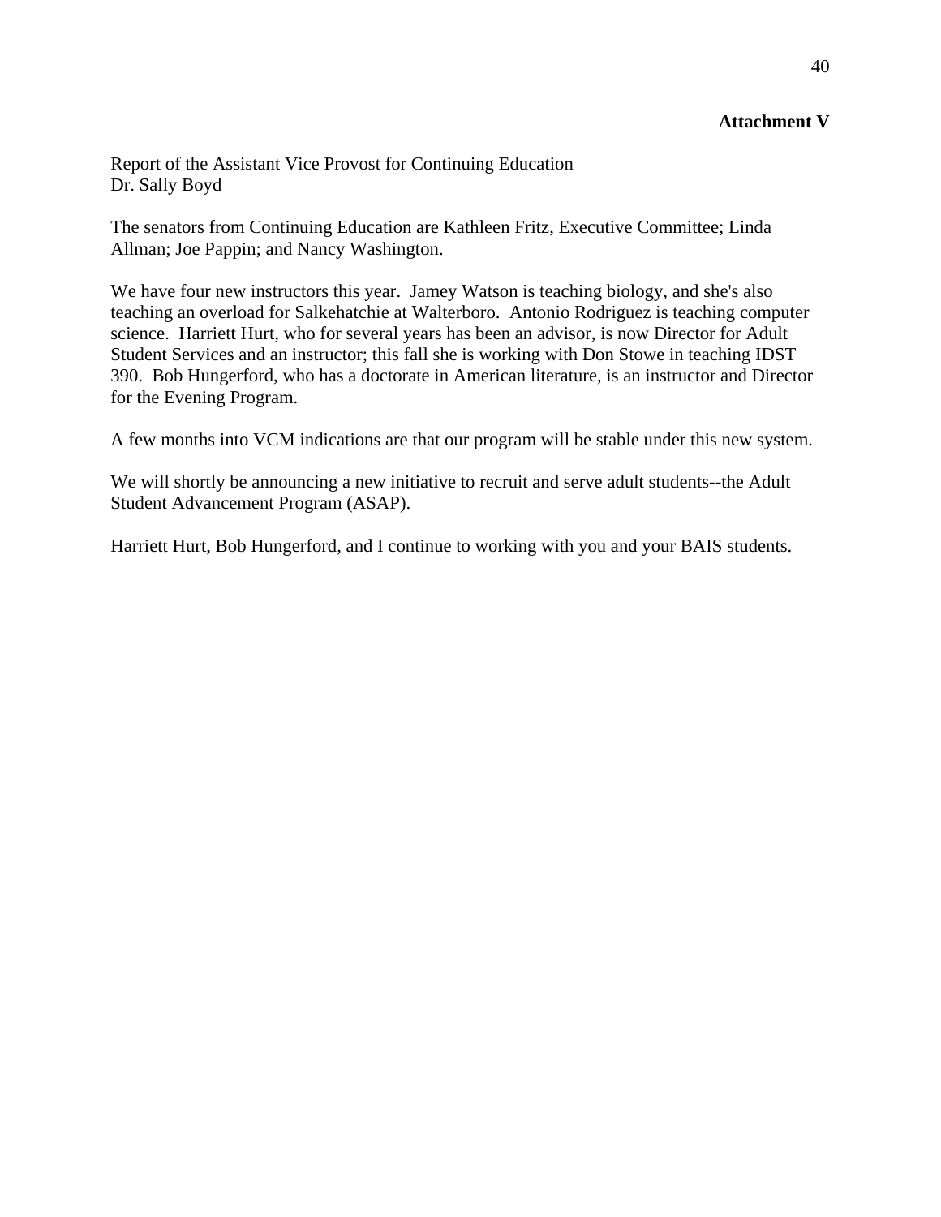**Attachment V**

Report of the Assistant Vice Provost for Continuing Education
Dr. Sally Boyd

The senators from Continuing Education are Kathleen Fritz, Executive Committee; Linda Allman; Joe Pappin; and Nancy Washington.

We have four new instructors this year. Jamey Watson is teaching biology, and she's also teaching an overload for Salkehatchie at Walterboro. Antonio Rodriguez is teaching computer science. Harriett Hurt, who for several years has been an advisor, is now Director for Adult Student Services and an instructor; this fall she is working with Don Stowe in teaching IDST 390. Bob Hungerford, who has a doctorate in American literature, is an instructor and Director for the Evening Program.

A few months into VCM indications are that our program will be stable under this new system.

We will shortly be announcing a new initiative to recruit and serve adult students--the Adult Student Advancement Program (ASAP).

Harriett Hurt, Bob Hungerford, and I continue to working with you and your BAIS students.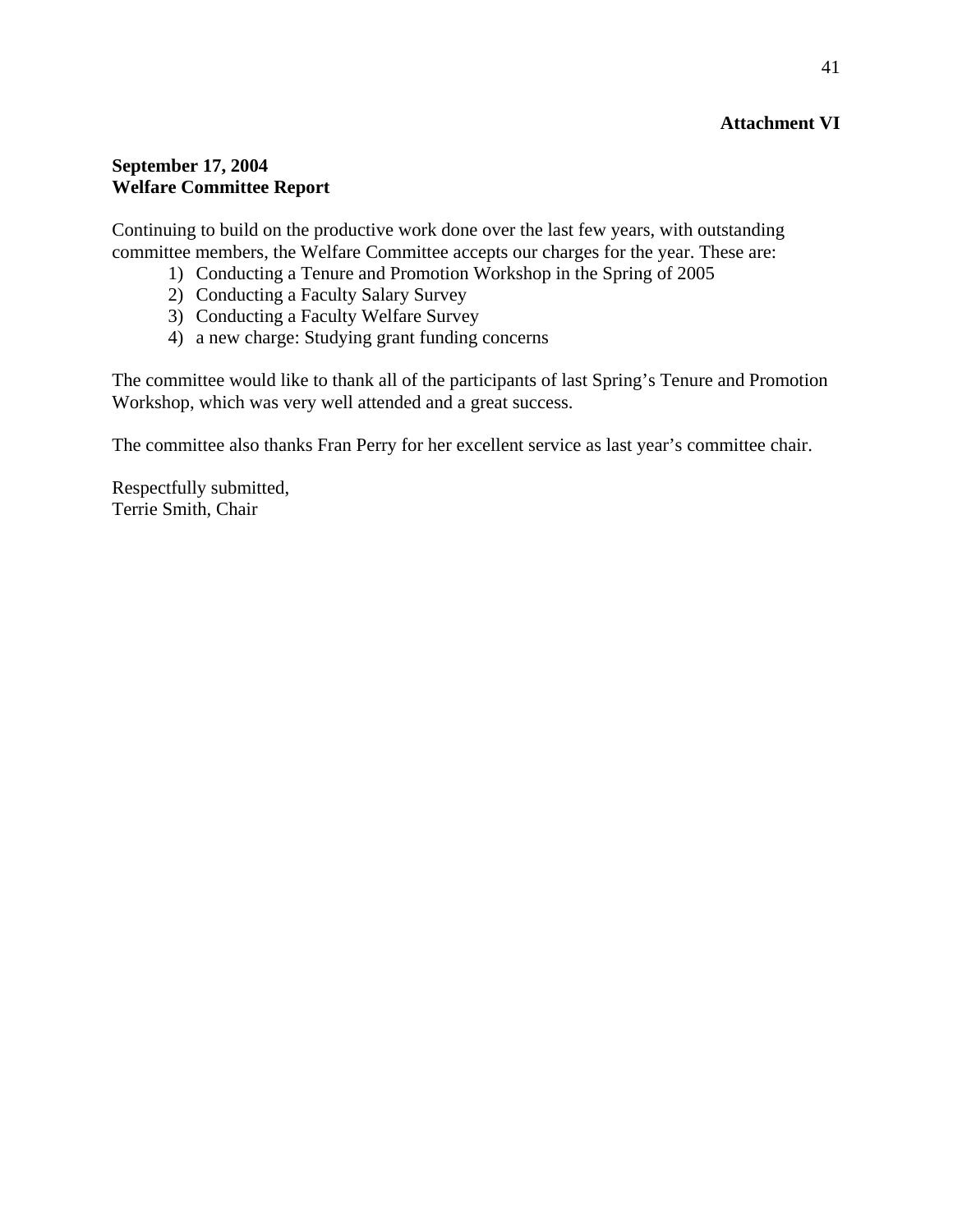**Attachment VI**

**September 17, 2004**
**Welfare Committee Report**

Continuing to build on the productive work done over the last few years, with outstanding committee members, the Welfare Committee accepts our charges for the year. These are:

1) Conducting a Tenure and Promotion Workshop in the Spring of 2005
2) Conducting a Faculty Salary Survey
3) Conducting a Faculty Welfare Survey
4) a new charge: Studying grant funding concerns

The committee would like to thank all of the participants of last Spring's Tenure and Promotion Workshop, which was very well attended and a great success.

The committee also thanks Fran Perry for her excellent service as last year's committee chair.

Respectfully submitted,
Terrie Smith, Chair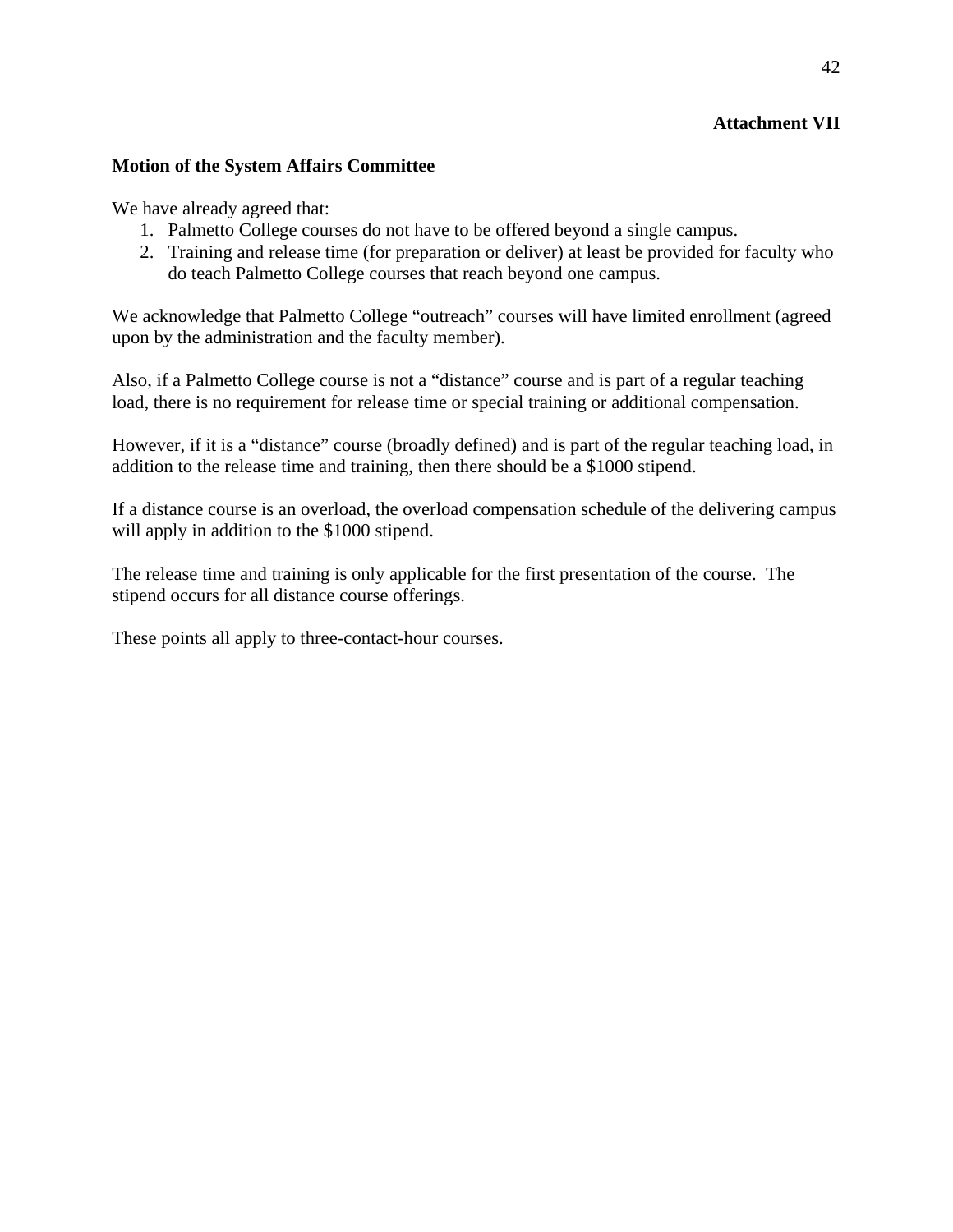**Attachment VII**

**Motion of the System Affairs Committee**

We have already agreed that:

1. Palmetto College courses do not have to be offered beyond a single campus.
2. Training and release time (for preparation or deliver) at least be provided for faculty who do teach Palmetto College courses that reach beyond one campus.

We acknowledge that Palmetto College "outreach" courses will have limited enrollment (agreed upon by the administration and the faculty member).

Also, if a Palmetto College course is not a "distance" course and is part of a regular teaching load, there is no requirement for release time or special training or additional compensation.

However, if it is a "distance" course (broadly defined) and is part of the regular teaching load, in addition to the release time and training, then there should be a $1000 stipend.

If a distance course is an overload, the overload compensation schedule of the delivering campus will apply in addition to the $1000 stipend.

The release time and training is only applicable for the first presentation of the course. The stipend occurs for all distance course offerings.

These points all apply to three-contact-hour courses.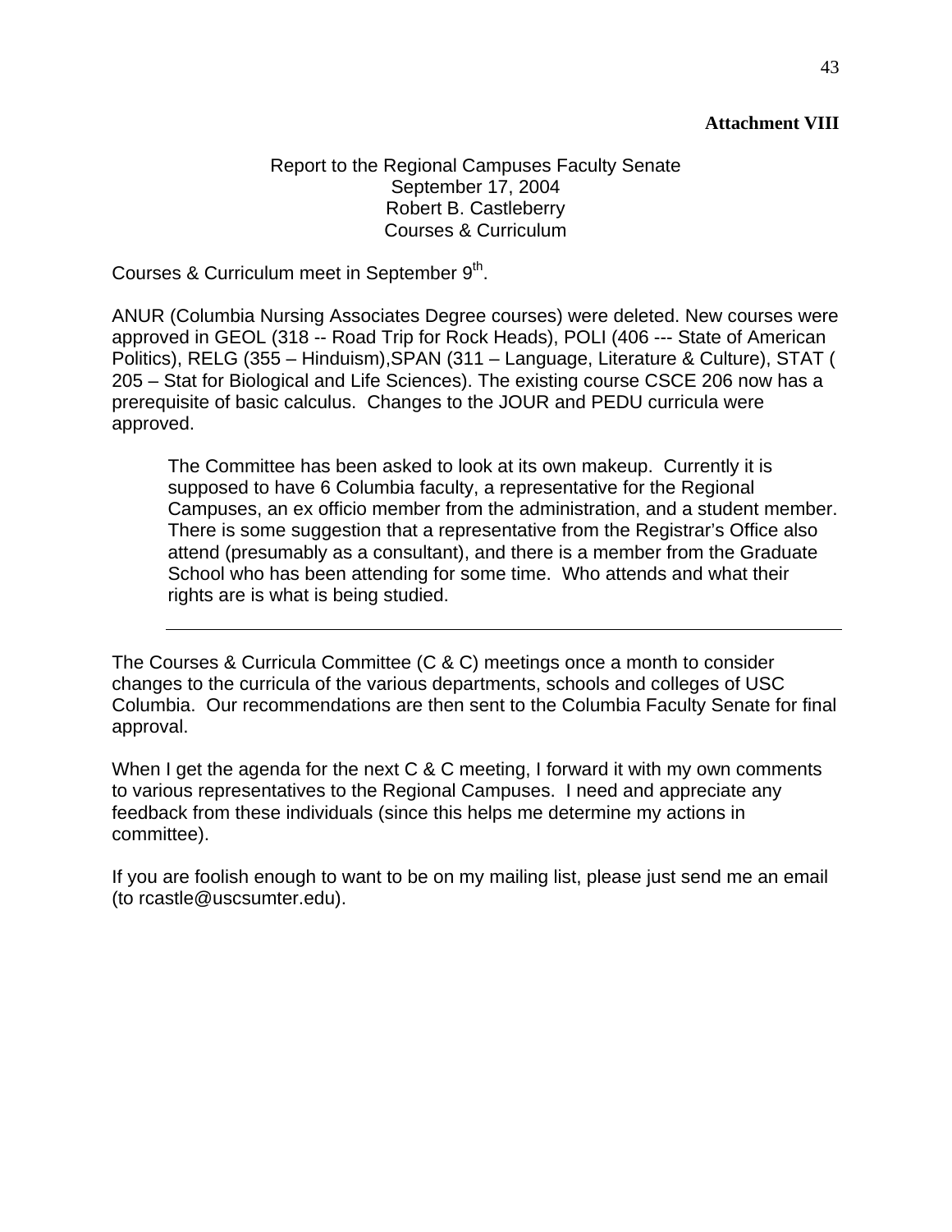**Attachment VIII**

Report to the Regional Campuses Faculty Senate
September 17, 2004
Robert B. Castleberry
Courses & Curriculum

Courses & Curriculum meet in September 9th.

ANUR (Columbia Nursing Associates Degree courses) were deleted. New courses were approved in GEOL (318 -- Road Trip for Rock Heads), POLI (406 --- State of American Politics), RELG (355 – Hinduism),SPAN (311 – Language, Literature & Culture), STAT ( 205 – Stat for Biological and Life Sciences). The existing course CSCE 206 now has a prerequisite of basic calculus. Changes to the JOUR and PEDU curricula were approved.

> The Committee has been asked to look at its own makeup. Currently it is supposed to have 6 Columbia faculty, a representative for the Regional Campuses, an ex officio member from the administration, and a student member. There is some suggestion that a representative from the Registrar's Office also attend (presumably as a consultant), and there is a member from the Graduate School who has been attending for some time. Who attends and what their rights are is what is being studied.

---

The Courses & Curricula Committee (C & C) meetings once a month to consider changes to the curricula of the various departments, schools and colleges of USC Columbia. Our recommendations are then sent to the Columbia Faculty Senate for final approval.

When I get the agenda for the next C & C meeting, I forward it with my own comments to various representatives to the Regional Campuses. I need and appreciate any feedback from these individuals (since this helps me determine my actions in committee).

If you are foolish enough to want to be on my mailing list, please just send me an email (to rcastle@uscsumter.edu).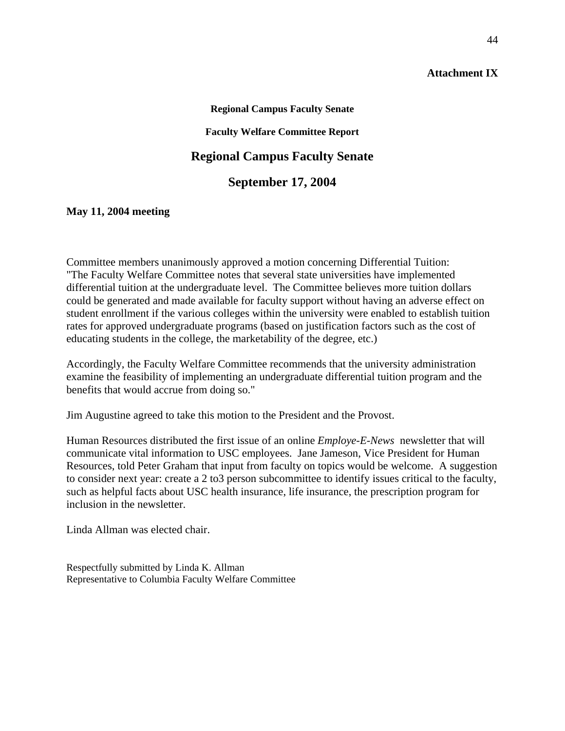**Attachment IX**

**Regional Campus Faculty Senate**

**Faculty Welfare Committee Report**

## Regional Campus Faculty Senate

## September 17, 2004

**May 11, 2004 meeting**

Committee members unanimously approved a motion concerning Differential Tuition: "The Faculty Welfare Committee notes that several state universities have implemented differential tuition at the undergraduate level. The Committee believes more tuition dollars could be generated and made available for faculty support without having an adverse effect on student enrollment if the various colleges within the university were enabled to establish tuition rates for approved undergraduate programs (based on justification factors such as the cost of educating students in the college, the marketability of the degree, etc.)

Accordingly, the Faculty Welfare Committee recommends that the university administration examine the feasibility of implementing an undergraduate differential tuition program and the benefits that would accrue from doing so."

Jim Augustine agreed to take this motion to the President and the Provost.

Human Resources distributed the first issue of an online *Employe-E-News* newsletter that will communicate vital information to USC employees. Jane Jameson, Vice President for Human Resources, told Peter Graham that input from faculty on topics would be welcome. A suggestion to consider next year: create a 2 to3 person subcommittee to identify issues critical to the faculty, such as helpful facts about USC health insurance, life insurance, the prescription program for inclusion in the newsletter.

Linda Allman was elected chair.

Respectfully submitted by Linda K. Allman
Representative to Columbia Faculty Welfare Committee